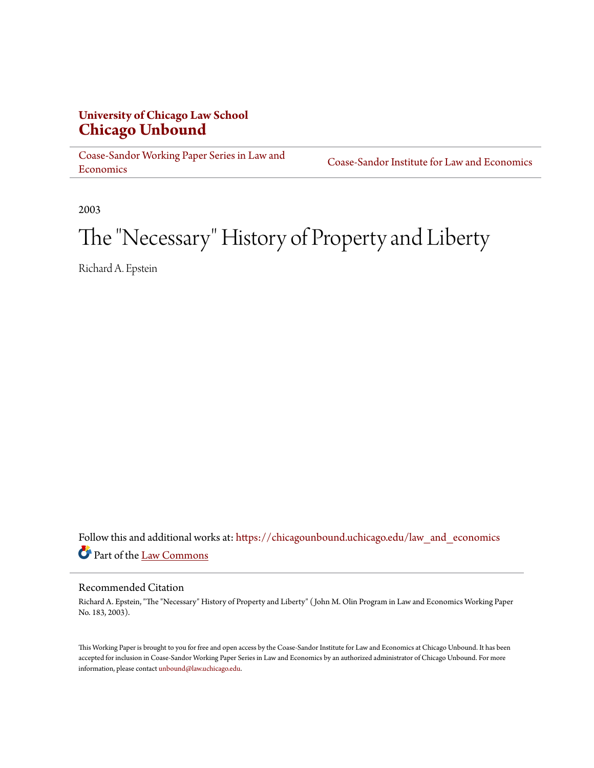**University of Chicago Law School**
# Chicago Unbound

Coase-Sandor Working Paper Series in Law and Economics | Coase-Sandor Institute for Law and Economics

2003

# The "Necessary" History of Property and Liberty

Richard A. Epstein

Follow this and additional works at: https://chicagounbound.uchicago.edu/law_and_economics

Part of the Law Commons

## Recommended Citation

Richard A. Epstein, "The "Necessary" History of Property and Liberty" ( John M. Olin Program in Law and Economics Working Paper No. 183, 2003).

This Working Paper is brought to you for free and open access by the Coase-Sandor Institute for Law and Economics at Chicago Unbound. It has been accepted for inclusion in Coase-Sandor Working Paper Series in Law and Economics by an authorized administrator of Chicago Unbound. For more information, please contact unbound@law.uchicago.edu.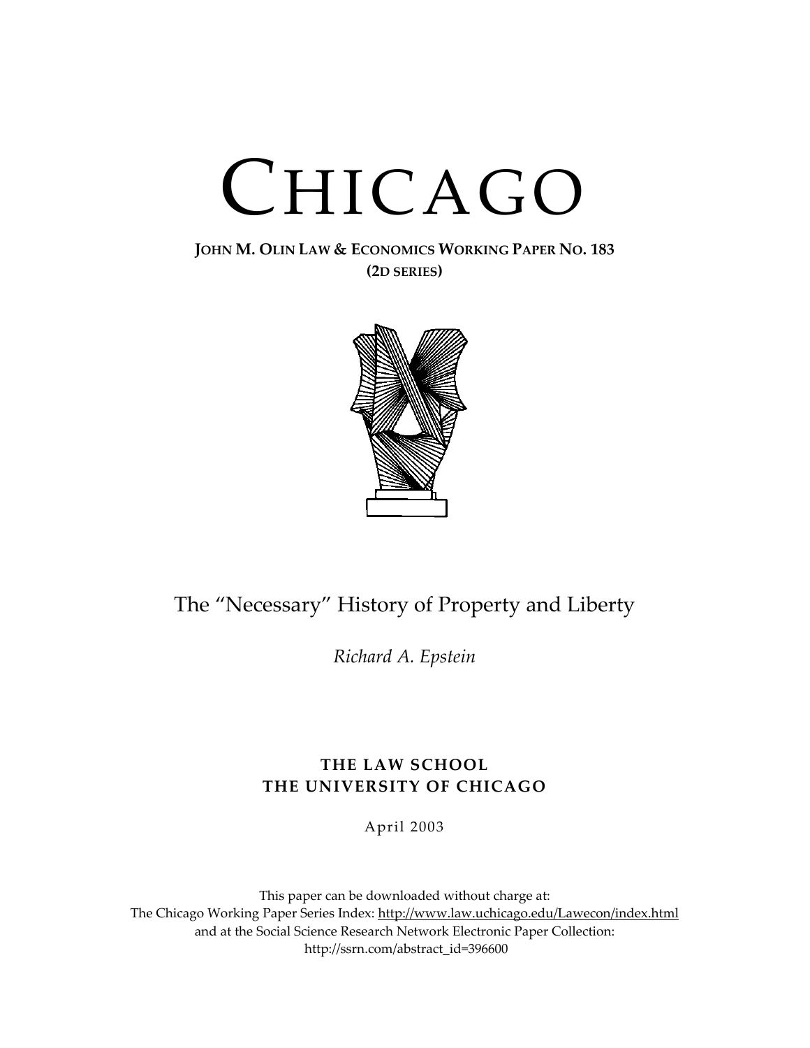# CHICAGO

**JOHN M. OLIN LAW & ECONOMICS WORKING PAPER NO. 183**
**(2D SERIES)**

## The "Necessary" History of Property and Liberty

*Richard A. Epstein*

**THE LAW SCHOOL**
**THE UNIVERSITY OF CHICAGO**

April 2003

This paper can be downloaded without charge at:
The Chicago Working Paper Series Index: http://www.law.uchicago.edu/Lawecon/index.html
and at the Social Science Research Network Electronic Paper Collection:
http://ssrn.com/abstract_id=396600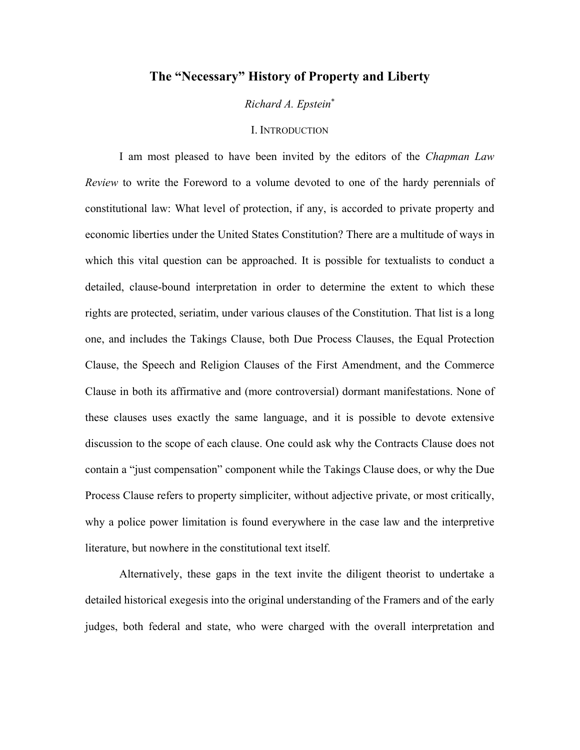# The "Necessary" History of Property and Liberty

*Richard A. Epstein*[*]

## I. Introduction

I am most pleased to have been invited by the editors of the *Chapman Law Review* to write the Foreword to a volume devoted to one of the hardy perennials of constitutional law: What level of protection, if any, is accorded to private property and economic liberties under the United States Constitution? There are a multitude of ways in which this vital question can be approached. It is possible for textualists to conduct a detailed, clause-bound interpretation in order to determine the extent to which these rights are protected, seriatim, under various clauses of the Constitution. That list is a long one, and includes the Takings Clause, both Due Process Clauses, the Equal Protection Clause, the Speech and Religion Clauses of the First Amendment, and the Commerce Clause in both its affirmative and (more controversial) dormant manifestations. None of these clauses uses exactly the same language, and it is possible to devote extensive discussion to the scope of each clause. One could ask why the Contracts Clause does not contain a "just compensation" component while the Takings Clause does, or why the Due Process Clause refers to property simpliciter, without adjective private, or most critically, why a police power limitation is found everywhere in the case law and the interpretive literature, but nowhere in the constitutional text itself.

Alternatively, these gaps in the text invite the diligent theorist to undertake a detailed historical exegesis into the original understanding of the Framers and of the early judges, both federal and state, who were charged with the overall interpretation and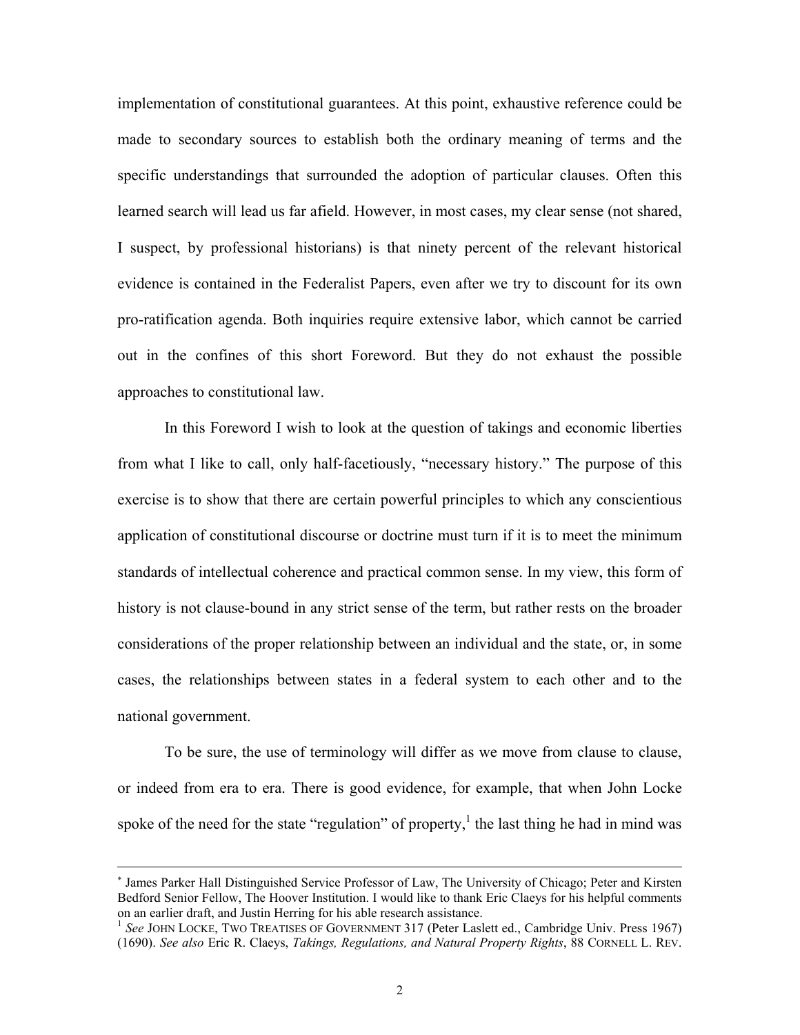implementation of constitutional guarantees. At this point, exhaustive reference could be made to secondary sources to establish both the ordinary meaning of terms and the specific understandings that surrounded the adoption of particular clauses. Often this learned search will lead us far afield. However, in most cases, my clear sense (not shared, I suspect, by professional historians) is that ninety percent of the relevant historical evidence is contained in the Federalist Papers, even after we try to discount for its own pro-ratification agenda. Both inquiries require extensive labor, which cannot be carried out in the confines of this short Foreword. But they do not exhaust the possible approaches to constitutional law.

In this Foreword I wish to look at the question of takings and economic liberties from what I like to call, only half-facetiously, "necessary history." The purpose of this exercise is to show that there are certain powerful principles to which any conscientious application of constitutional discourse or doctrine must turn if it is to meet the minimum standards of intellectual coherence and practical common sense. In my view, this form of history is not clause-bound in any strict sense of the term, but rather rests on the broader considerations of the proper relationship between an individual and the state, or, in some cases, the relationships between states in a federal system to each other and to the national government.

To be sure, the use of terminology will differ as we move from clause to clause, or indeed from era to era. There is good evidence, for example, that when John Locke spoke of the need for the state "regulation" of property,[1] the last thing he had in mind was

---

[*] James Parker Hall Distinguished Service Professor of Law, The University of Chicago; Peter and Kirsten Bedford Senior Fellow, The Hoover Institution. I would like to thank Eric Claeys for his helpful comments on an earlier draft, and Justin Herring for his able research assistance.

[1] *See* JOHN LOCKE, TWO TREATISES OF GOVERNMENT 317 (Peter Laslett ed., Cambridge Univ. Press 1967) (1690). *See also* Eric R. Claeys, *Takings, Regulations, and Natural Property Rights*, 88 CORNELL L. REV.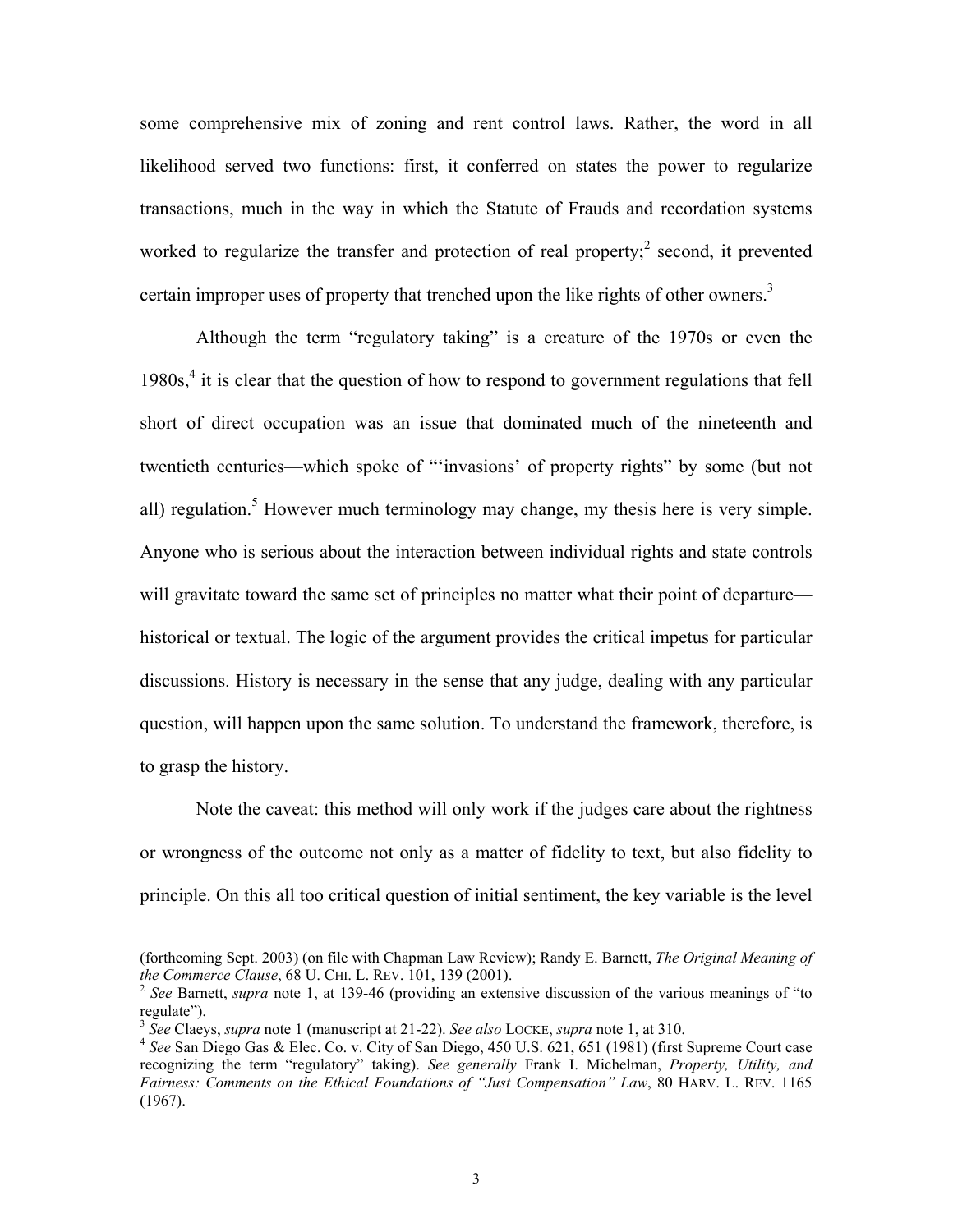some comprehensive mix of zoning and rent control laws. Rather, the word in all likelihood served two functions: first, it conferred on states the power to regularize transactions, much in the way in which the Statute of Frauds and recordation systems worked to regularize the transfer and protection of real property;[2] second, it prevented certain improper uses of property that trenched upon the like rights of other owners.[3]

Although the term "regulatory taking" is a creature of the 1970s or even the 1980s,[4] it is clear that the question of how to respond to government regulations that fell short of direct occupation was an issue that dominated much of the nineteenth and twentieth centuries—which spoke of "'invasions' of property rights" by some (but not all) regulation.[5] However much terminology may change, my thesis here is very simple. Anyone who is serious about the interaction between individual rights and state controls will gravitate toward the same set of principles no matter what their point of departure—historical or textual. The logic of the argument provides the critical impetus for particular discussions. History is necessary in the sense that any judge, dealing with any particular question, will happen upon the same solution. To understand the framework, therefore, is to grasp the history.

Note the caveat: this method will only work if the judges care about the rightness or wrongness of the outcome not only as a matter of fidelity to text, but also fidelity to principle. On this all too critical question of initial sentiment, the key variable is the level

---

(forthcoming Sept. 2003) (on file with Chapman Law Review); Randy E. Barnett, *The Original Meaning of the Commerce Clause*, 68 U. CHI. L. REV. 101, 139 (2001).

[2] *See* Barnett, *supra* note 1, at 139-46 (providing an extensive discussion of the various meanings of "to regulate").

[3] *See* Claeys, *supra* note 1 (manuscript at 21-22). *See also* LOCKE, *supra* note 1, at 310.

[4] *See* San Diego Gas & Elec. Co. v. City of San Diego, 450 U.S. 621, 651 (1981) (first Supreme Court case recognizing the term "regulatory" taking). *See generally* Frank I. Michelman, *Property, Utility, and Fairness: Comments on the Ethical Foundations of "Just Compensation" Law*, 80 HARV. L. REV. 1165 (1967).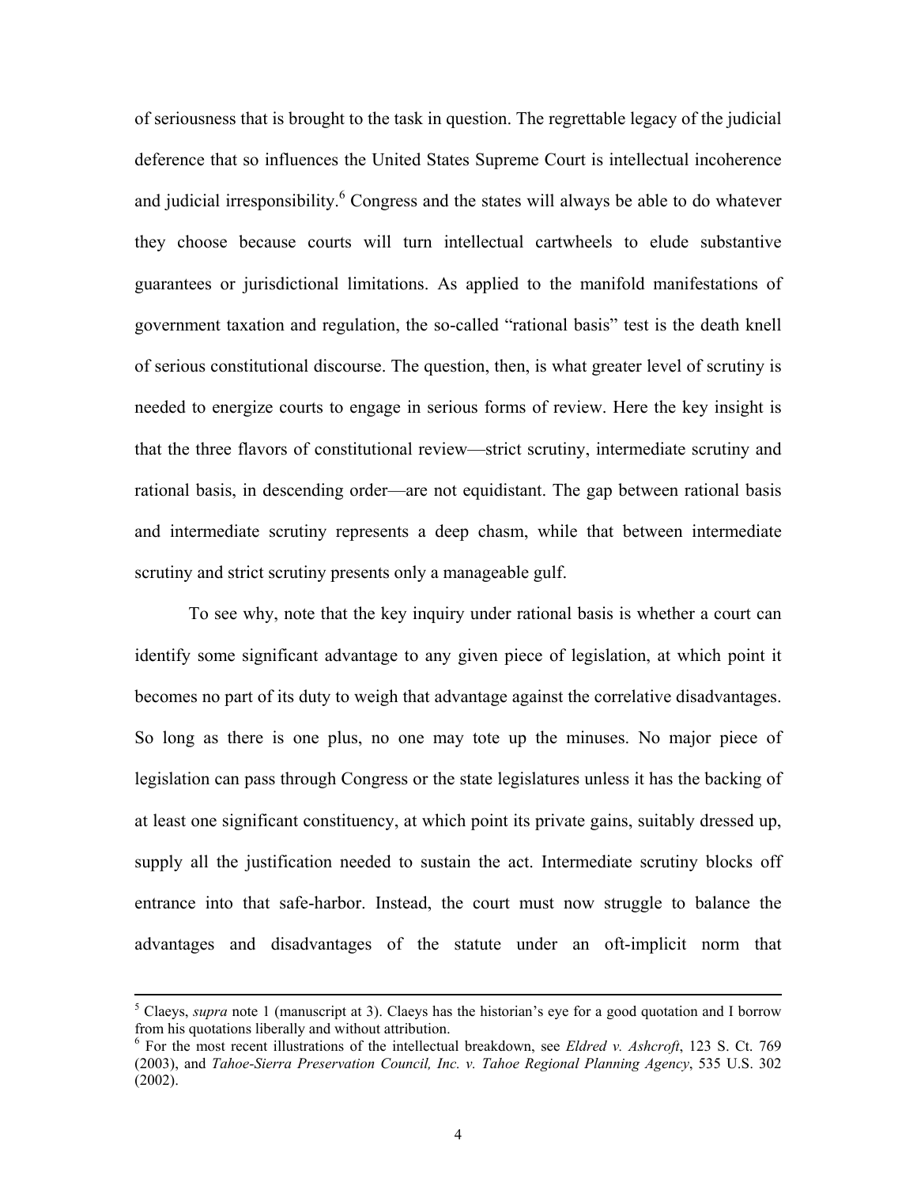of seriousness that is brought to the task in question. The regrettable legacy of the judicial deference that so influences the United States Supreme Court is intellectual incoherence and judicial irresponsibility.[6] Congress and the states will always be able to do whatever they choose because courts will turn intellectual cartwheels to elude substantive guarantees or jurisdictional limitations. As applied to the manifold manifestations of government taxation and regulation, the so-called "rational basis" test is the death knell of serious constitutional discourse. The question, then, is what greater level of scrutiny is needed to energize courts to engage in serious forms of review. Here the key insight is that the three flavors of constitutional review—strict scrutiny, intermediate scrutiny and rational basis, in descending order—are not equidistant. The gap between rational basis and intermediate scrutiny represents a deep chasm, while that between intermediate scrutiny and strict scrutiny presents only a manageable gulf.

To see why, note that the key inquiry under rational basis is whether a court can identify some significant advantage to any given piece of legislation, at which point it becomes no part of its duty to weigh that advantage against the correlative disadvantages. So long as there is one plus, no one may tote up the minuses. No major piece of legislation can pass through Congress or the state legislatures unless it has the backing of at least one significant constituency, at which point its private gains, suitably dressed up, supply all the justification needed to sustain the act. Intermediate scrutiny blocks off entrance into that safe-harbor. Instead, the court must now struggle to balance the advantages and disadvantages of the statute under an oft-implicit norm that

---

[5] Claeys, *supra* note 1 (manuscript at 3). Claeys has the historian's eye for a good quotation and I borrow from his quotations liberally and without attribution.

[6] For the most recent illustrations of the intellectual breakdown, see *Eldred v. Ashcroft*, 123 S. Ct. 769 (2003), and *Tahoe-Sierra Preservation Council, Inc. v. Tahoe Regional Planning Agency*, 535 U.S. 302 (2002).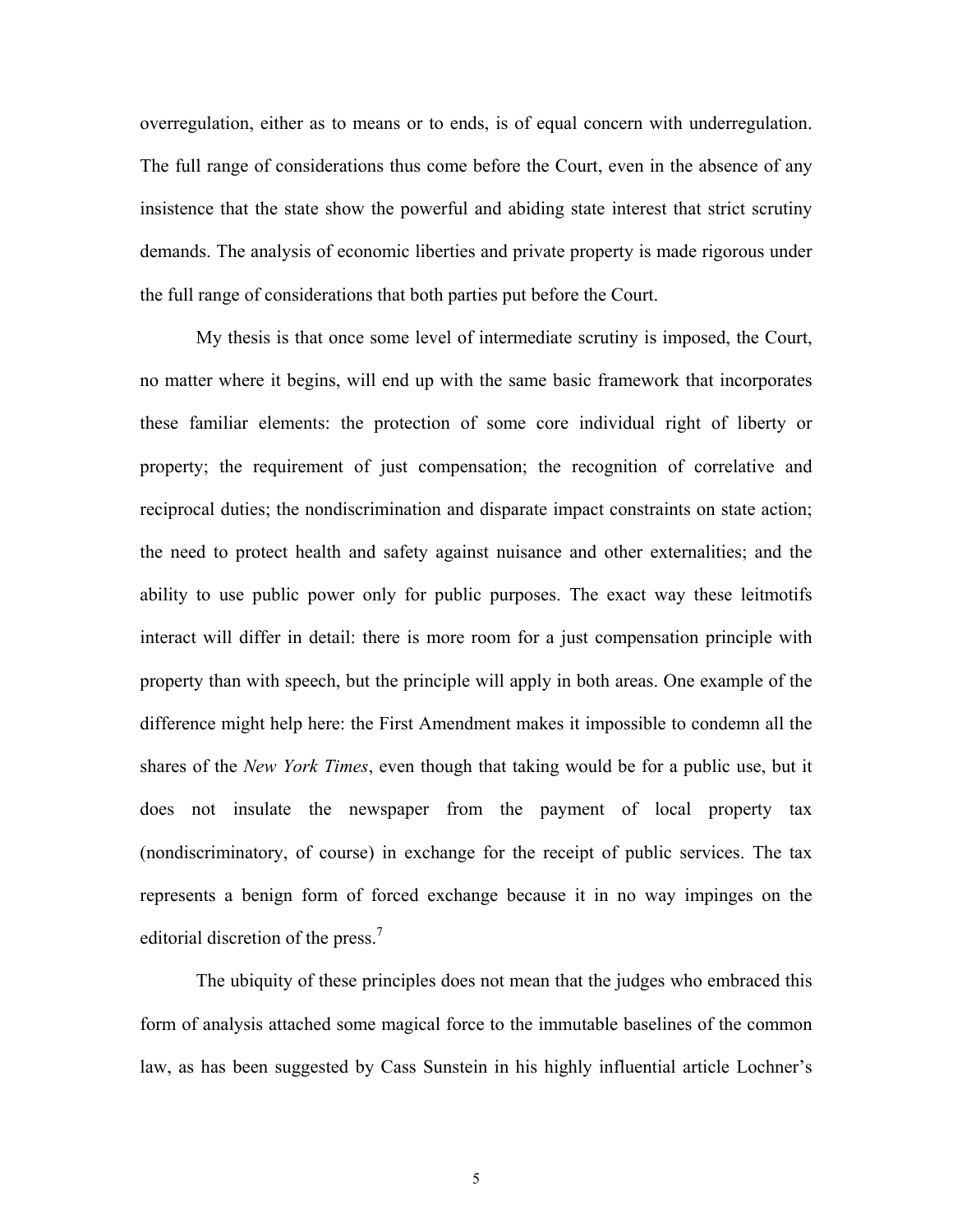overregulation, either as to means or to ends, is of equal concern with underregulation. The full range of considerations thus come before the Court, even in the absence of any insistence that the state show the powerful and abiding state interest that strict scrutiny demands. The analysis of economic liberties and private property is made rigorous under the full range of considerations that both parties put before the Court.

My thesis is that once some level of intermediate scrutiny is imposed, the Court, no matter where it begins, will end up with the same basic framework that incorporates these familiar elements: the protection of some core individual right of liberty or property; the requirement of just compensation; the recognition of correlative and reciprocal duties; the nondiscrimination and disparate impact constraints on state action; the need to protect health and safety against nuisance and other externalities; and the ability to use public power only for public purposes. The exact way these leitmotifs interact will differ in detail: there is more room for a just compensation principle with property than with speech, but the principle will apply in both areas. One example of the difference might help here: the First Amendment makes it impossible to condemn all the shares of the *New York Times*, even though that taking would be for a public use, but it does not insulate the newspaper from the payment of local property tax (nondiscriminatory, of course) in exchange for the receipt of public services. The tax represents a benign form of forced exchange because it in no way impinges on the editorial discretion of the press.[7]

The ubiquity of these principles does not mean that the judges who embraced this form of analysis attached some magical force to the immutable baselines of the common law, as has been suggested by Cass Sunstein in his highly influential article Lochner's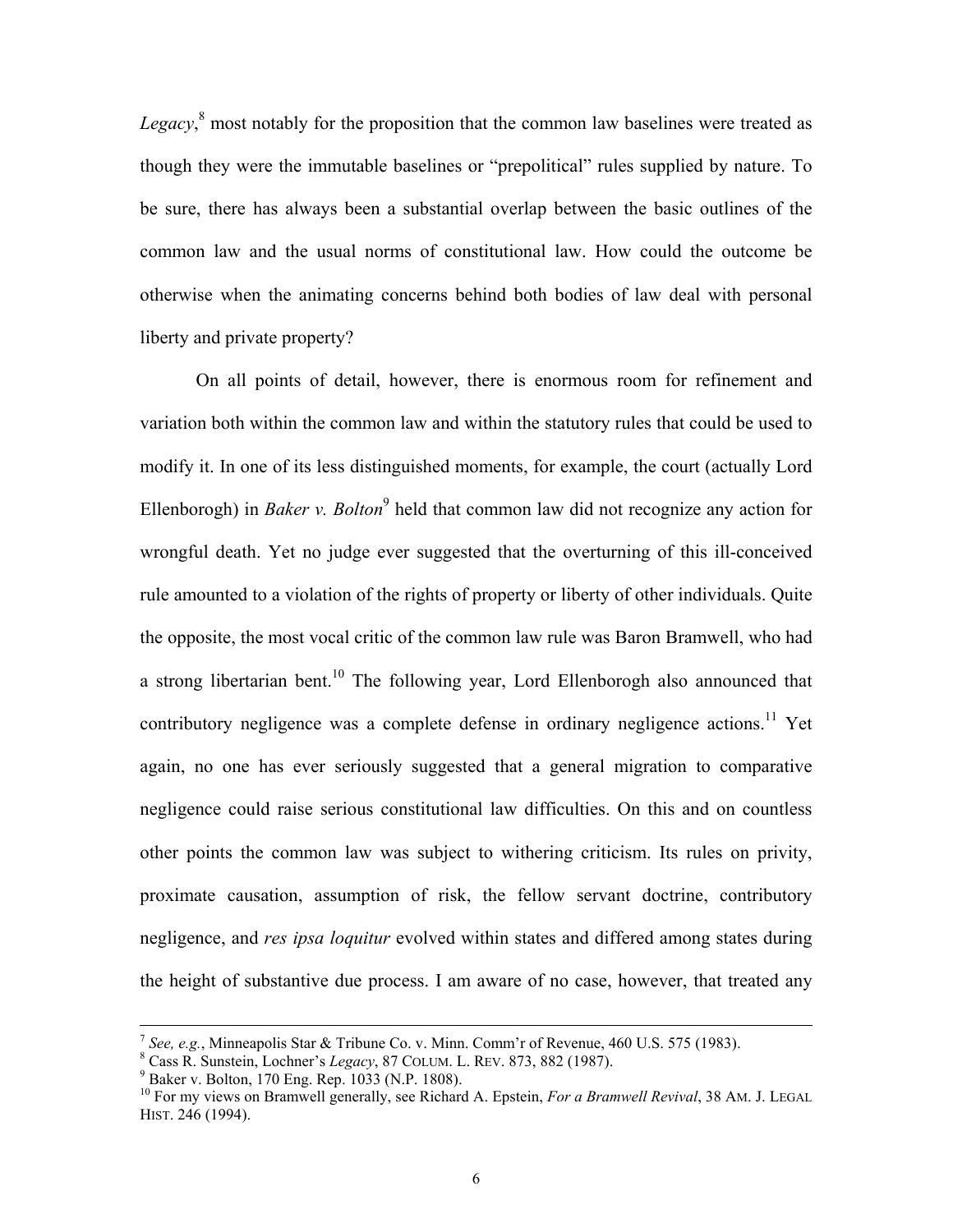*Legacy*,[8] most notably for the proposition that the common law baselines were treated as though they were the immutable baselines or "prepolitical" rules supplied by nature. To be sure, there has always been a substantial overlap between the basic outlines of the common law and the usual norms of constitutional law. How could the outcome be otherwise when the animating concerns behind both bodies of law deal with personal liberty and private property?

On all points of detail, however, there is enormous room for refinement and variation both within the common law and within the statutory rules that could be used to modify it. In one of its less distinguished moments, for example, the court (actually Lord Ellenborogh) in *Baker v. Bolton*[9] held that common law did not recognize any action for wrongful death. Yet no judge ever suggested that the overturning of this ill-conceived rule amounted to a violation of the rights of property or liberty of other individuals. Quite the opposite, the most vocal critic of the common law rule was Baron Bramwell, who had a strong libertarian bent.[10] The following year, Lord Ellenborogh also announced that contributory negligence was a complete defense in ordinary negligence actions.[11] Yet again, no one has ever seriously suggested that a general migration to comparative negligence could raise serious constitutional law difficulties. On this and on countless other points the common law was subject to withering criticism. Its rules on privity, proximate causation, assumption of risk, the fellow servant doctrine, contributory negligence, and *res ipsa loquitur* evolved within states and differed among states during the height of substantive due process. I am aware of no case, however, that treated any

---

[7] *See, e.g.*, Minneapolis Star & Tribune Co. v. Minn. Comm'r of Revenue, 460 U.S. 575 (1983).

[8] Cass R. Sunstein, Lochner's *Legacy*, 87 COLUM. L. REV. 873, 882 (1987).

[9] Baker v. Bolton, 170 Eng. Rep. 1033 (N.P. 1808).

[10] For my views on Bramwell generally, see Richard A. Epstein, *For a Bramwell Revival*, 38 AM. J. LEGAL HIST. 246 (1994).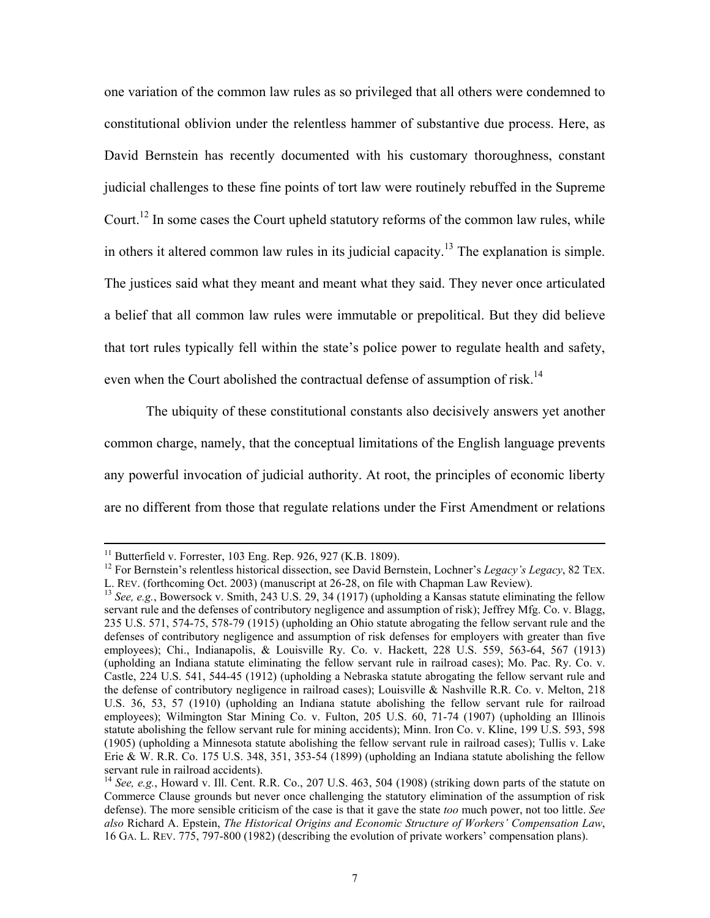one variation of the common law rules as so privileged that all others were condemned to constitutional oblivion under the relentless hammer of substantive due process. Here, as David Bernstein has recently documented with his customary thoroughness, constant judicial challenges to these fine points of tort law were routinely rebuffed in the Supreme Court.[12] In some cases the Court upheld statutory reforms of the common law rules, while in others it altered common law rules in its judicial capacity.[13] The explanation is simple. The justices said what they meant and meant what they said. They never once articulated a belief that all common law rules were immutable or prepolitical. But they did believe that tort rules typically fell within the state's police power to regulate health and safety, even when the Court abolished the contractual defense of assumption of risk.[14]

The ubiquity of these constitutional constants also decisively answers yet another common charge, namely, that the conceptual limitations of the English language prevents any powerful invocation of judicial authority. At root, the principles of economic liberty are no different from those that regulate relations under the First Amendment or relations

---

[11] Butterfield v. Forrester, 103 Eng. Rep. 926, 927 (K.B. 1809).

[12] For Bernstein's relentless historical dissection, see David Bernstein, Lochner's *Legacy's Legacy*, 82 TEX. L. REV. (forthcoming Oct. 2003) (manuscript at 26-28, on file with Chapman Law Review).

[13] *See, e.g.*, Bowersock v. Smith, 243 U.S. 29, 34 (1917) (upholding a Kansas statute eliminating the fellow servant rule and the defenses of contributory negligence and assumption of risk); Jeffrey Mfg. Co. v. Blagg, 235 U.S. 571, 574-75, 578-79 (1915) (upholding an Ohio statute abrogating the fellow servant rule and the defenses of contributory negligence and assumption of risk defenses for employers with greater than five employees); Chi., Indianapolis, & Louisville Ry. Co. v. Hackett, 228 U.S. 559, 563-64, 567 (1913) (upholding an Indiana statute eliminating the fellow servant rule in railroad cases); Mo. Pac. Ry. Co. v. Castle, 224 U.S. 541, 544-45 (1912) (upholding a Nebraska statute abrogating the fellow servant rule and the defense of contributory negligence in railroad cases); Louisville & Nashville R.R. Co. v. Melton, 218 U.S. 36, 53, 57 (1910) (upholding an Indiana statute abolishing the fellow servant rule for railroad employees); Wilmington Star Mining Co. v. Fulton, 205 U.S. 60, 71-74 (1907) (upholding an Illinois statute abolishing the fellow servant rule for mining accidents); Minn. Iron Co. v. Kline, 199 U.S. 593, 598 (1905) (upholding a Minnesota statute abolishing the fellow servant rule in railroad cases); Tullis v. Lake Erie & W. R.R. Co. 175 U.S. 348, 351, 353-54 (1899) (upholding an Indiana statute abolishing the fellow servant rule in railroad accidents).

[14] *See, e.g.*, Howard v. Ill. Cent. R.R. Co., 207 U.S. 463, 504 (1908) (striking down parts of the statute on Commerce Clause grounds but never once challenging the statutory elimination of the assumption of risk defense). The more sensible criticism of the case is that it gave the state *too* much power, not too little. *See also* Richard A. Epstein, *The Historical Origins and Economic Structure of Workers' Compensation Law*, 16 GA. L. REV. 775, 797-800 (1982) (describing the evolution of private workers' compensation plans).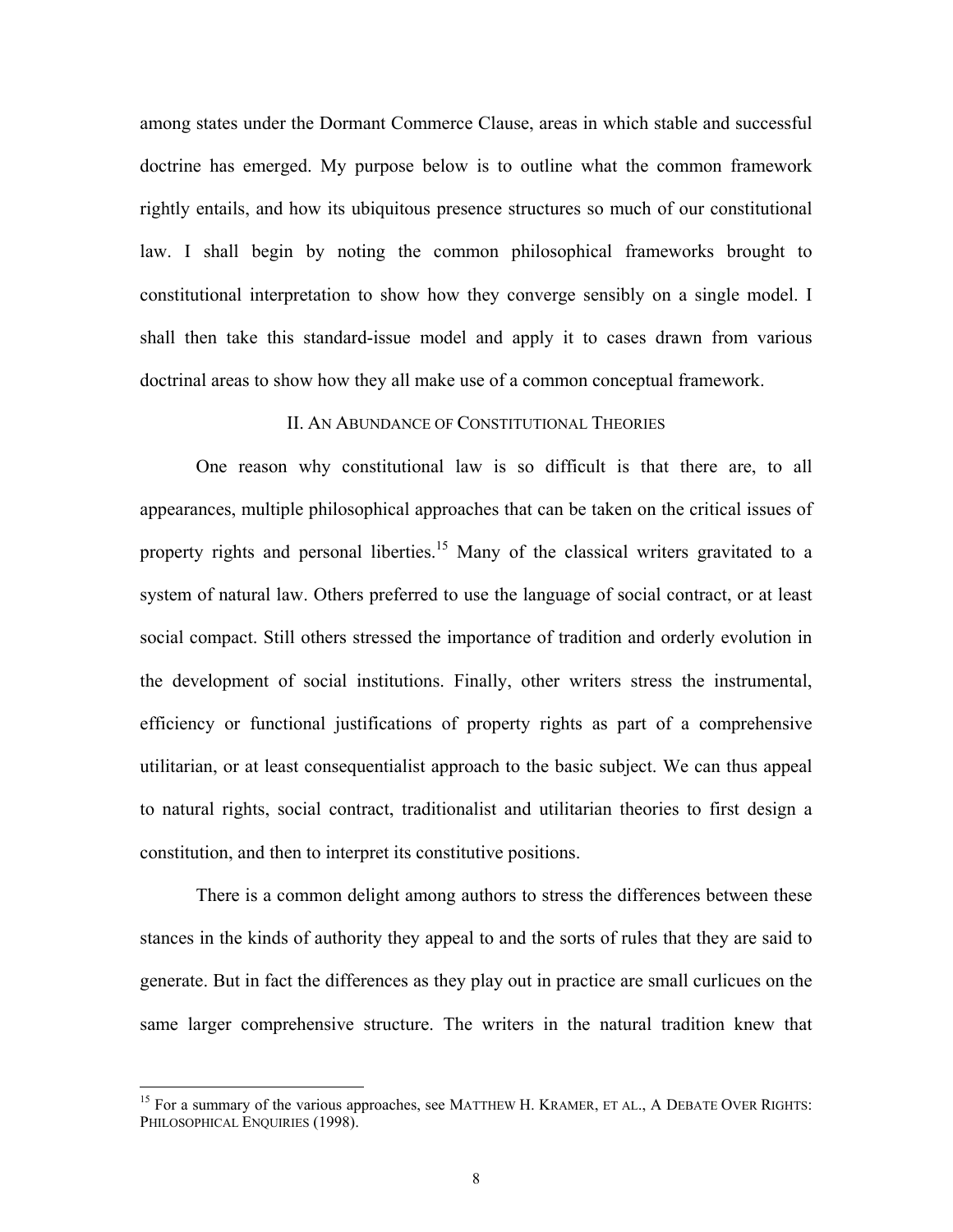among states under the Dormant Commerce Clause, areas in which stable and successful doctrine has emerged. My purpose below is to outline what the common framework rightly entails, and how its ubiquitous presence structures so much of our constitutional law. I shall begin by noting the common philosophical frameworks brought to constitutional interpretation to show how they converge sensibly on a single model. I shall then take this standard-issue model and apply it to cases drawn from various doctrinal areas to show how they all make use of a common conceptual framework.

## II. AN ABUNDANCE OF CONSTITUTIONAL THEORIES

One reason why constitutional law is so difficult is that there are, to all appearances, multiple philosophical approaches that can be taken on the critical issues of property rights and personal liberties.[15] Many of the classical writers gravitated to a system of natural law. Others preferred to use the language of social contract, or at least social compact. Still others stressed the importance of tradition and orderly evolution in the development of social institutions. Finally, other writers stress the instrumental, efficiency or functional justifications of property rights as part of a comprehensive utilitarian, or at least consequentialist approach to the basic subject. We can thus appeal to natural rights, social contract, traditionalist and utilitarian theories to first design a constitution, and then to interpret its constitutive positions.

There is a common delight among authors to stress the differences between these stances in the kinds of authority they appeal to and the sorts of rules that they are said to generate. But in fact the differences as they play out in practice are small curlicues on the same larger comprehensive structure. The writers in the natural tradition knew that

[15] For a summary of the various approaches, see MATTHEW H. KRAMER, ET AL., A DEBATE OVER RIGHTS: PHILOSOPHICAL ENQUIRIES (1998).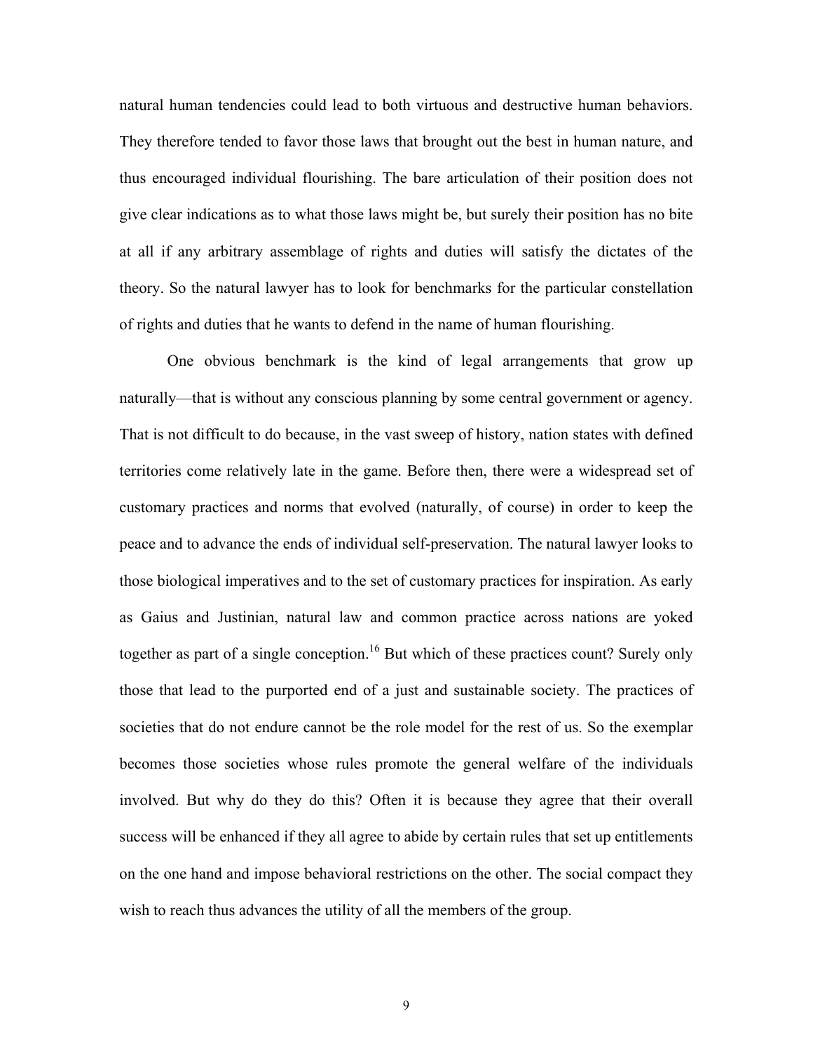natural human tendencies could lead to both virtuous and destructive human behaviors. They therefore tended to favor those laws that brought out the best in human nature, and thus encouraged individual flourishing. The bare articulation of their position does not give clear indications as to what those laws might be, but surely their position has no bite at all if any arbitrary assemblage of rights and duties will satisfy the dictates of the theory. So the natural lawyer has to look for benchmarks for the particular constellation of rights and duties that he wants to defend in the name of human flourishing.

One obvious benchmark is the kind of legal arrangements that grow up naturally—that is without any conscious planning by some central government or agency. That is not difficult to do because, in the vast sweep of history, nation states with defined territories come relatively late in the game. Before then, there were a widespread set of customary practices and norms that evolved (naturally, of course) in order to keep the peace and to advance the ends of individual self-preservation. The natural lawyer looks to those biological imperatives and to the set of customary practices for inspiration. As early as Gaius and Justinian, natural law and common practice across nations are yoked together as part of a single conception.[16] But which of these practices count? Surely only those that lead to the purported end of a just and sustainable society. The practices of societies that do not endure cannot be the role model for the rest of us. So the exemplar becomes those societies whose rules promote the general welfare of the individuals involved. But why do they do this? Often it is because they agree that their overall success will be enhanced if they all agree to abide by certain rules that set up entitlements on the one hand and impose behavioral restrictions on the other. The social compact they wish to reach thus advances the utility of all the members of the group.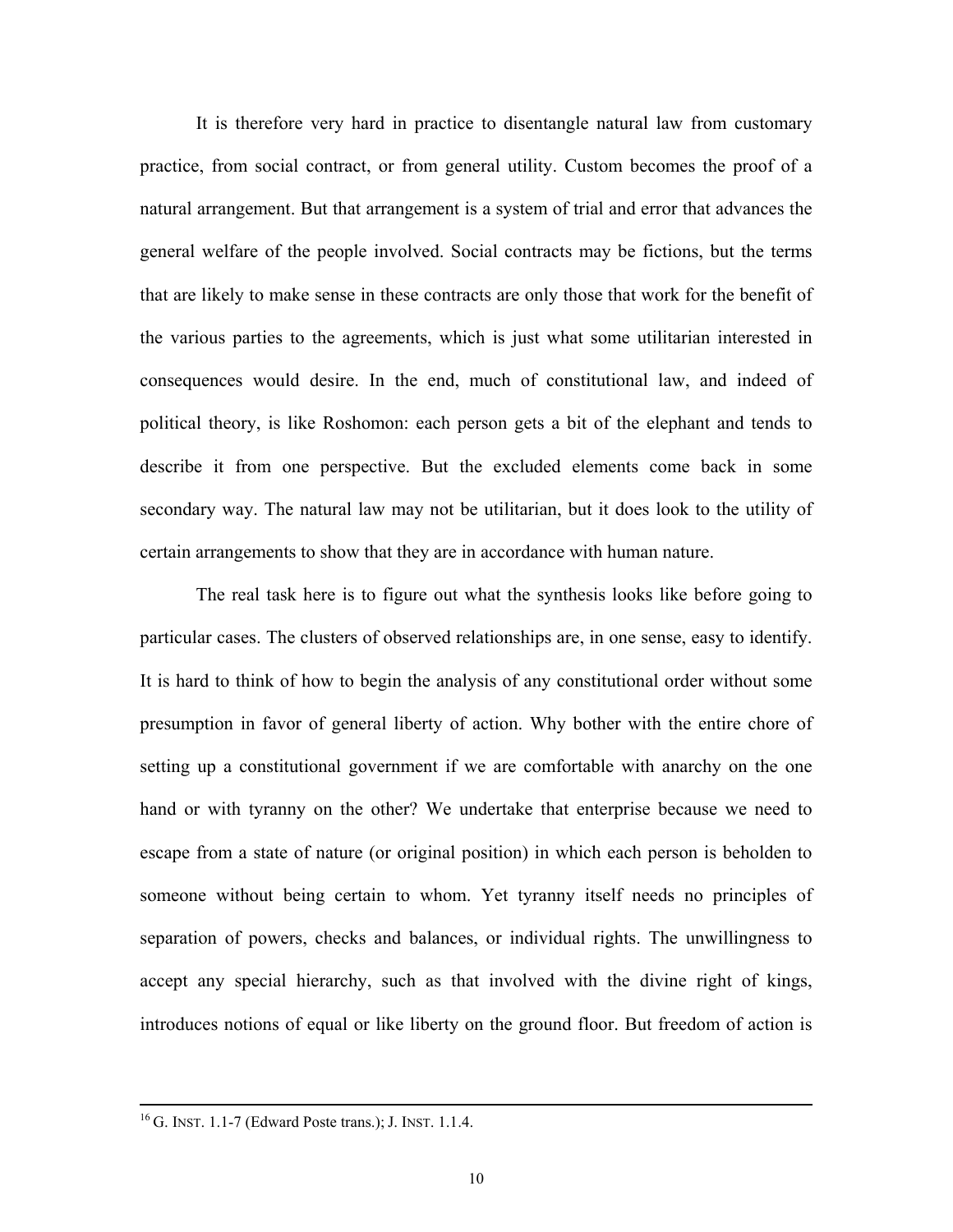It is therefore very hard in practice to disentangle natural law from customary practice, from social contract, or from general utility. Custom becomes the proof of a natural arrangement. But that arrangement is a system of trial and error that advances the general welfare of the people involved. Social contracts may be fictions, but the terms that are likely to make sense in these contracts are only those that work for the benefit of the various parties to the agreements, which is just what some utilitarian interested in consequences would desire. In the end, much of constitutional law, and indeed of political theory, is like Roshomon: each person gets a bit of the elephant and tends to describe it from one perspective. But the excluded elements come back in some secondary way. The natural law may not be utilitarian, but it does look to the utility of certain arrangements to show that they are in accordance with human nature.

The real task here is to figure out what the synthesis looks like before going to particular cases. The clusters of observed relationships are, in one sense, easy to identify. It is hard to think of how to begin the analysis of any constitutional order without some presumption in favor of general liberty of action. Why bother with the entire chore of setting up a constitutional government if we are comfortable with anarchy on the one hand or with tyranny on the other? We undertake that enterprise because we need to escape from a state of nature (or original position) in which each person is beholden to someone without being certain to whom. Yet tyranny itself needs no principles of separation of powers, checks and balances, or individual rights. The unwillingness to accept any special hierarchy, such as that involved with the divine right of kings, introduces notions of equal or like liberty on the ground floor. But freedom of action is

---

[16] G. INST. 1.1-7 (Edward Poste trans.); J. INST. 1.1.4.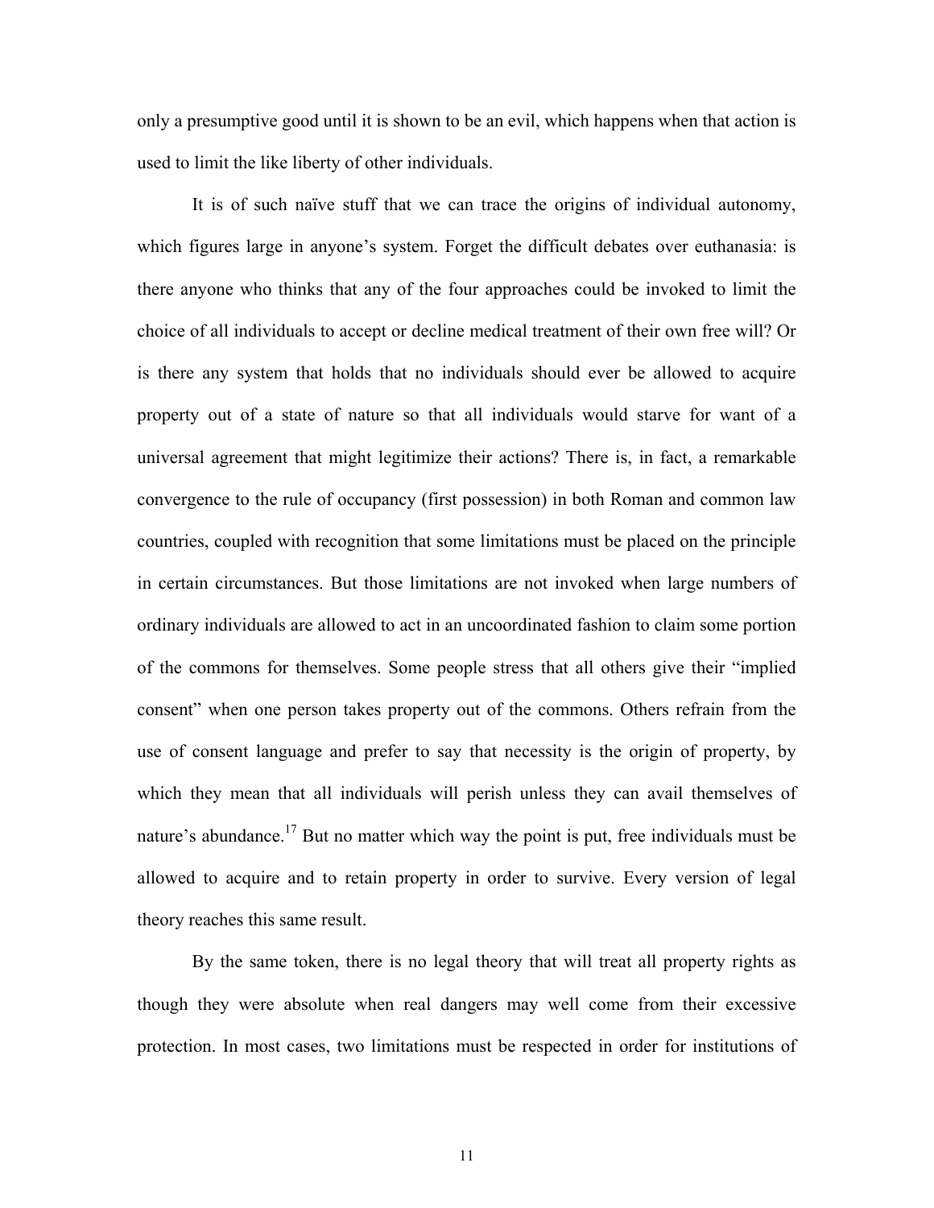only a presumptive good until it is shown to be an evil, which happens when that action is used to limit the like liberty of other individuals.

It is of such naïve stuff that we can trace the origins of individual autonomy, which figures large in anyone's system. Forget the difficult debates over euthanasia: is there anyone who thinks that any of the four approaches could be invoked to limit the choice of all individuals to accept or decline medical treatment of their own free will? Or is there any system that holds that no individuals should ever be allowed to acquire property out of a state of nature so that all individuals would starve for want of a universal agreement that might legitimize their actions? There is, in fact, a remarkable convergence to the rule of occupancy (first possession) in both Roman and common law countries, coupled with recognition that some limitations must be placed on the principle in certain circumstances. But those limitations are not invoked when large numbers of ordinary individuals are allowed to act in an uncoordinated fashion to claim some portion of the commons for themselves. Some people stress that all others give their "implied consent" when one person takes property out of the commons. Others refrain from the use of consent language and prefer to say that necessity is the origin of property, by which they mean that all individuals will perish unless they can avail themselves of nature's abundance.[17] But no matter which way the point is put, free individuals must be allowed to acquire and to retain property in order to survive. Every version of legal theory reaches this same result.

By the same token, there is no legal theory that will treat all property rights as though they were absolute when real dangers may well come from their excessive protection. In most cases, two limitations must be respected in order for institutions of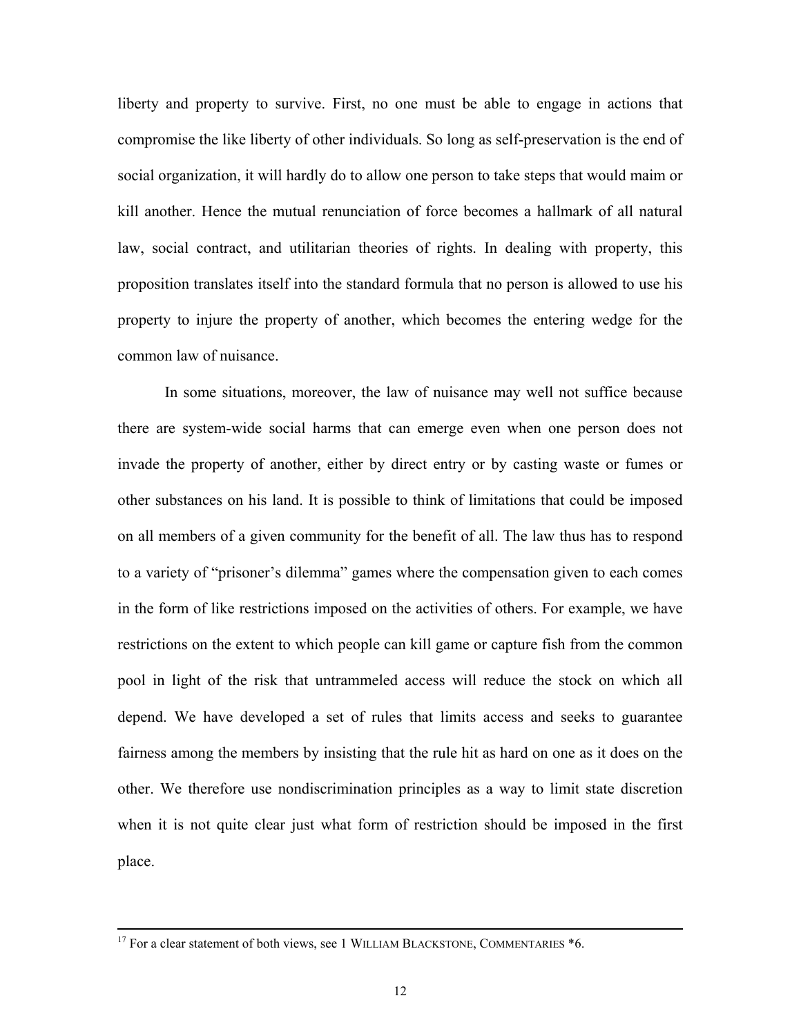liberty and property to survive. First, no one must be able to engage in actions that compromise the like liberty of other individuals. So long as self-preservation is the end of social organization, it will hardly do to allow one person to take steps that would maim or kill another. Hence the mutual renunciation of force becomes a hallmark of all natural law, social contract, and utilitarian theories of rights. In dealing with property, this proposition translates itself into the standard formula that no person is allowed to use his property to injure the property of another, which becomes the entering wedge for the common law of nuisance.

In some situations, moreover, the law of nuisance may well not suffice because there are system-wide social harms that can emerge even when one person does not invade the property of another, either by direct entry or by casting waste or fumes or other substances on his land. It is possible to think of limitations that could be imposed on all members of a given community for the benefit of all. The law thus has to respond to a variety of "prisoner's dilemma" games where the compensation given to each comes in the form of like restrictions imposed on the activities of others. For example, we have restrictions on the extent to which people can kill game or capture fish from the common pool in light of the risk that untrammeled access will reduce the stock on which all depend. We have developed a set of rules that limits access and seeks to guarantee fairness among the members by insisting that the rule hit as hard on one as it does on the other. We therefore use nondiscrimination principles as a way to limit state discretion when it is not quite clear just what form of restriction should be imposed in the first place.

---

[17] For a clear statement of both views, see 1 WILLIAM BLACKSTONE, COMMENTARIES *6.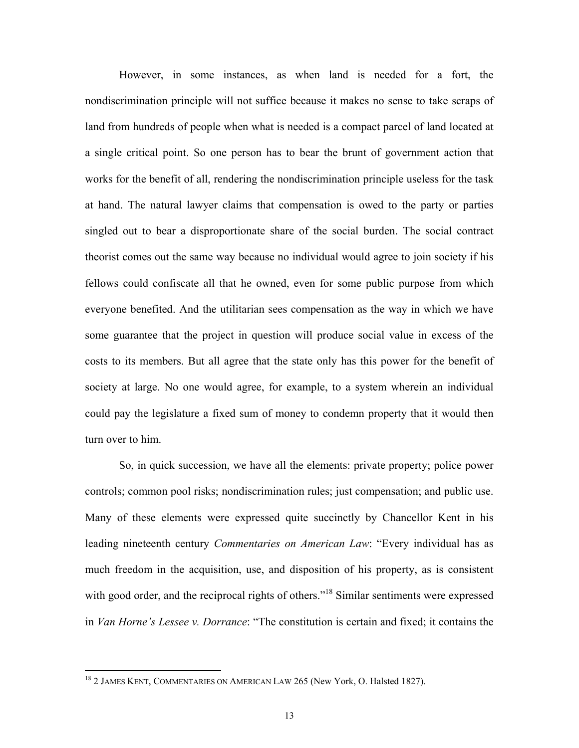However, in some instances, as when land is needed for a fort, the nondiscrimination principle will not suffice because it makes no sense to take scraps of land from hundreds of people when what is needed is a compact parcel of land located at a single critical point. So one person has to bear the brunt of government action that works for the benefit of all, rendering the nondiscrimination principle useless for the task at hand. The natural lawyer claims that compensation is owed to the party or parties singled out to bear a disproportionate share of the social burden. The social contract theorist comes out the same way because no individual would agree to join society if his fellows could confiscate all that he owned, even for some public purpose from which everyone benefited. And the utilitarian sees compensation as the way in which we have some guarantee that the project in question will produce social value in excess of the costs to its members. But all agree that the state only has this power for the benefit of society at large. No one would agree, for example, to a system wherein an individual could pay the legislature a fixed sum of money to condemn property that it would then turn over to him.

So, in quick succession, we have all the elements: private property; police power controls; common pool risks; nondiscrimination rules; just compensation; and public use. Many of these elements were expressed quite succinctly by Chancellor Kent in his leading nineteenth century *Commentaries on American Law*: "Every individual has as much freedom in the acquisition, use, and disposition of his property, as is consistent with good order, and the reciprocal rights of others."[18] Similar sentiments were expressed in *Van Horne's Lessee v. Dorrance*: "The constitution is certain and fixed; it contains the

---

[18] 2 JAMES KENT, COMMENTARIES ON AMERICAN LAW 265 (New York, O. Halsted 1827).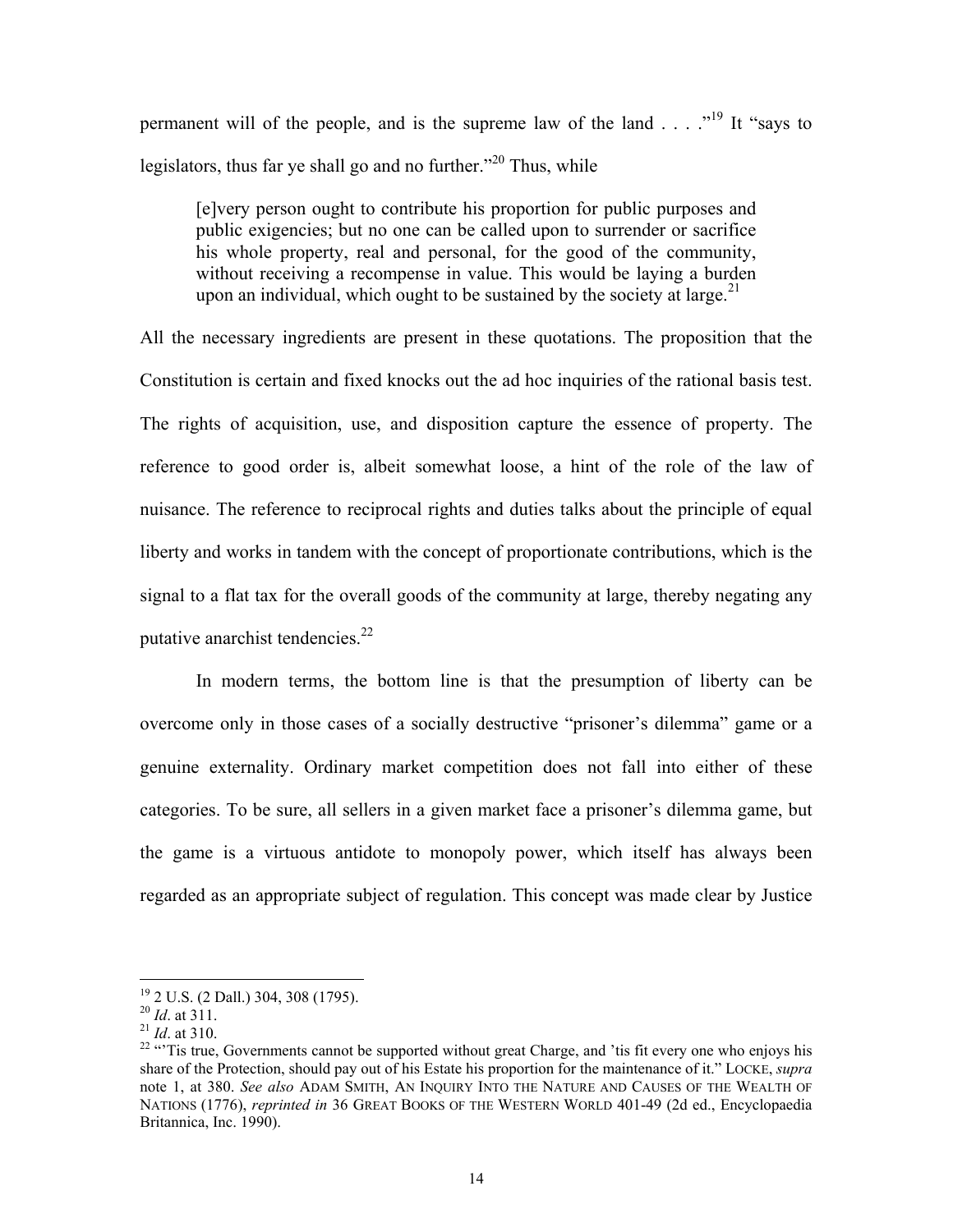permanent will of the people, and is the supreme law of the land . . . ."[19] It "says to legislators, thus far ye shall go and no further."[20] Thus, while

> [e]very person ought to contribute his proportion for public purposes and public exigencies; but no one can be called upon to surrender or sacrifice his whole property, real and personal, for the good of the community, without receiving a recompense in value. This would be laying a burden upon an individual, which ought to be sustained by the society at large.[21]

All the necessary ingredients are present in these quotations. The proposition that the Constitution is certain and fixed knocks out the ad hoc inquiries of the rational basis test. The rights of acquisition, use, and disposition capture the essence of property. The reference to good order is, albeit somewhat loose, a hint of the role of the law of nuisance. The reference to reciprocal rights and duties talks about the principle of equal liberty and works in tandem with the concept of proportionate contributions, which is the signal to a flat tax for the overall goods of the community at large, thereby negating any putative anarchist tendencies.[22]

In modern terms, the bottom line is that the presumption of liberty can be overcome only in those cases of a socially destructive "prisoner's dilemma" game or a genuine externality. Ordinary market competition does not fall into either of these categories. To be sure, all sellers in a given market face a prisoner's dilemma game, but the game is a virtuous antidote to monopoly power, which itself has always been regarded as an appropriate subject of regulation. This concept was made clear by Justice

---

[19] 2 U.S. (2 Dall.) 304, 308 (1795).

[20] *Id*. at 311.

[21] *Id*. at 310.

[22] "'Tis true, Governments cannot be supported without great Charge, and 'tis fit every one who enjoys his share of the Protection, should pay out of his Estate his proportion for the maintenance of it." LOCKE, *supra* note 1, at 380. *See also* ADAM SMITH, AN INQUIRY INTO THE NATURE AND CAUSES OF THE WEALTH OF NATIONS (1776), *reprinted in* 36 GREAT BOOKS OF THE WESTERN WORLD 401-49 (2d ed., Encyclopaedia Britannica, Inc. 1990).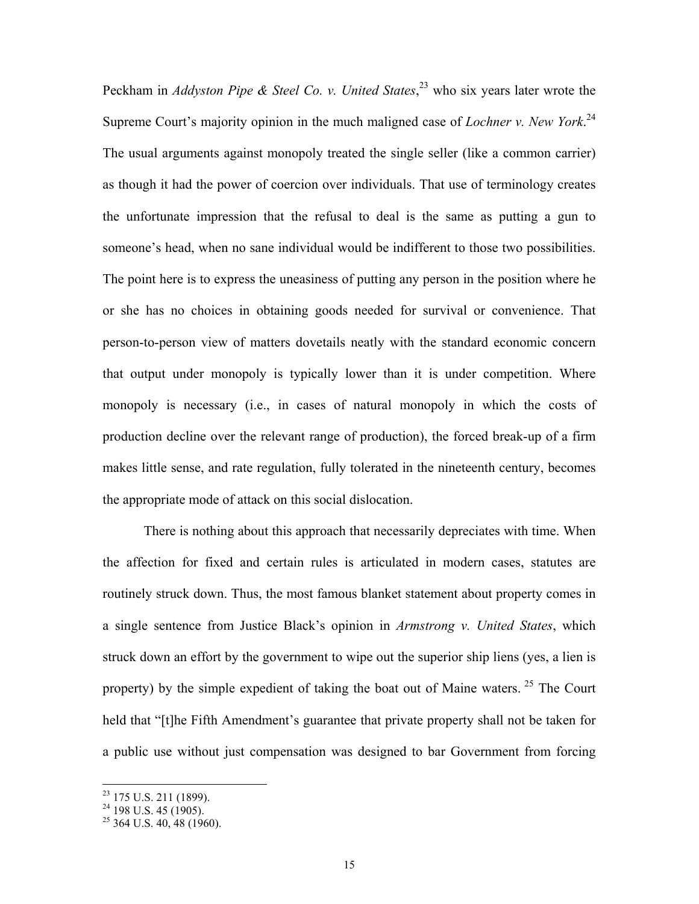Peckham in *Addyston Pipe & Steel Co. v. United States*,[23] who six years later wrote the Supreme Court's majority opinion in the much maligned case of *Lochner v. New York*.[24] The usual arguments against monopoly treated the single seller (like a common carrier) as though it had the power of coercion over individuals. That use of terminology creates the unfortunate impression that the refusal to deal is the same as putting a gun to someone's head, when no sane individual would be indifferent to those two possibilities. The point here is to express the uneasiness of putting any person in the position where he or she has no choices in obtaining goods needed for survival or convenience. That person-to-person view of matters dovetails neatly with the standard economic concern that output under monopoly is typically lower than it is under competition. Where monopoly is necessary (i.e., in cases of natural monopoly in which the costs of production decline over the relevant range of production), the forced break-up of a firm makes little sense, and rate regulation, fully tolerated in the nineteenth century, becomes the appropriate mode of attack on this social dislocation.

There is nothing about this approach that necessarily depreciates with time. When the affection for fixed and certain rules is articulated in modern cases, statutes are routinely struck down. Thus, the most famous blanket statement about property comes in a single sentence from Justice Black's opinion in *Armstrong v. United States*, which struck down an effort by the government to wipe out the superior ship liens (yes, a lien is property) by the simple expedient of taking the boat out of Maine waters.[25] The Court held that "[t]he Fifth Amendment's guarantee that private property shall not be taken for a public use without just compensation was designed to bar Government from forcing

---

[23] 175 U.S. 211 (1899).
[24] 198 U.S. 45 (1905).
[25] 364 U.S. 40, 48 (1960).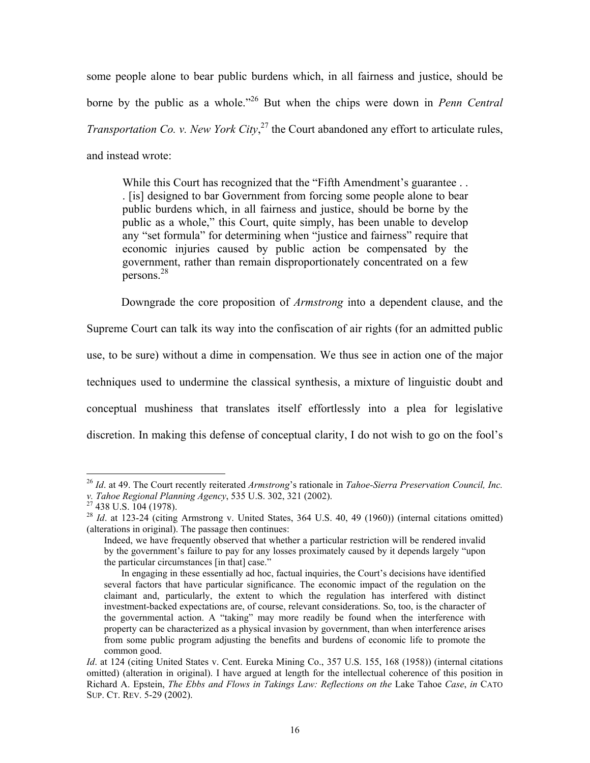some people alone to bear public burdens which, in all fairness and justice, should be borne by the public as a whole."[26] But when the chips were down in *Penn Central Transportation Co. v. New York City*,[27] the Court abandoned any effort to articulate rules, and instead wrote:

> While this Court has recognized that the "Fifth Amendment's guarantee . . . [is] designed to bar Government from forcing some people alone to bear public burdens which, in all fairness and justice, should be borne by the public as a whole," this Court, quite simply, has been unable to develop any "set formula" for determining when "justice and fairness" require that economic injuries caused by public action be compensated by the government, rather than remain disproportionately concentrated on a few persons.[28]

Downgrade the core proposition of *Armstrong* into a dependent clause, and the Supreme Court can talk its way into the confiscation of air rights (for an admitted public use, to be sure) without a dime in compensation. We thus see in action one of the major techniques used to undermine the classical synthesis, a mixture of linguistic doubt and conceptual mushiness that translates itself effortlessly into a plea for legislative discretion. In making this defense of conceptual clarity, I do not wish to go on the fool's

---

[26] *Id*. at 49. The Court recently reiterated *Armstrong*'s rationale in *Tahoe-Sierra Preservation Council, Inc. v. Tahoe Regional Planning Agency*, 535 U.S. 302, 321 (2002).

[27] 438 U.S. 104 (1978).

[28] *Id*. at 123-24 (citing Armstrong v. United States, 364 U.S. 40, 49 (1960)) (internal citations omitted) (alterations in original). The passage then continues:

> Indeed, we have frequently observed that whether a particular restriction will be rendered invalid by the government's failure to pay for any losses proximately caused by it depends largely "upon the particular circumstances [in that] case."
>
> In engaging in these essentially ad hoc, factual inquiries, the Court's decisions have identified several factors that have particular significance. The economic impact of the regulation on the claimant and, particularly, the extent to which the regulation has interfered with distinct investment-backed expectations are, of course, relevant considerations. So, too, is the character of the governmental action. A "taking" may more readily be found when the interference with property can be characterized as a physical invasion by government, than when interference arises from some public program adjusting the benefits and burdens of economic life to promote the common good.

*Id*. at 124 (citing United States v. Cent. Eureka Mining Co., 357 U.S. 155, 168 (1958)) (internal citations omitted) (alteration in original). I have argued at length for the intellectual coherence of this position in Richard A. Epstein, *The Ebbs and Flows in Takings Law: Reflections on the* Lake Tahoe *Case*, *in* CATO SUP. CT. REV. 5-29 (2002).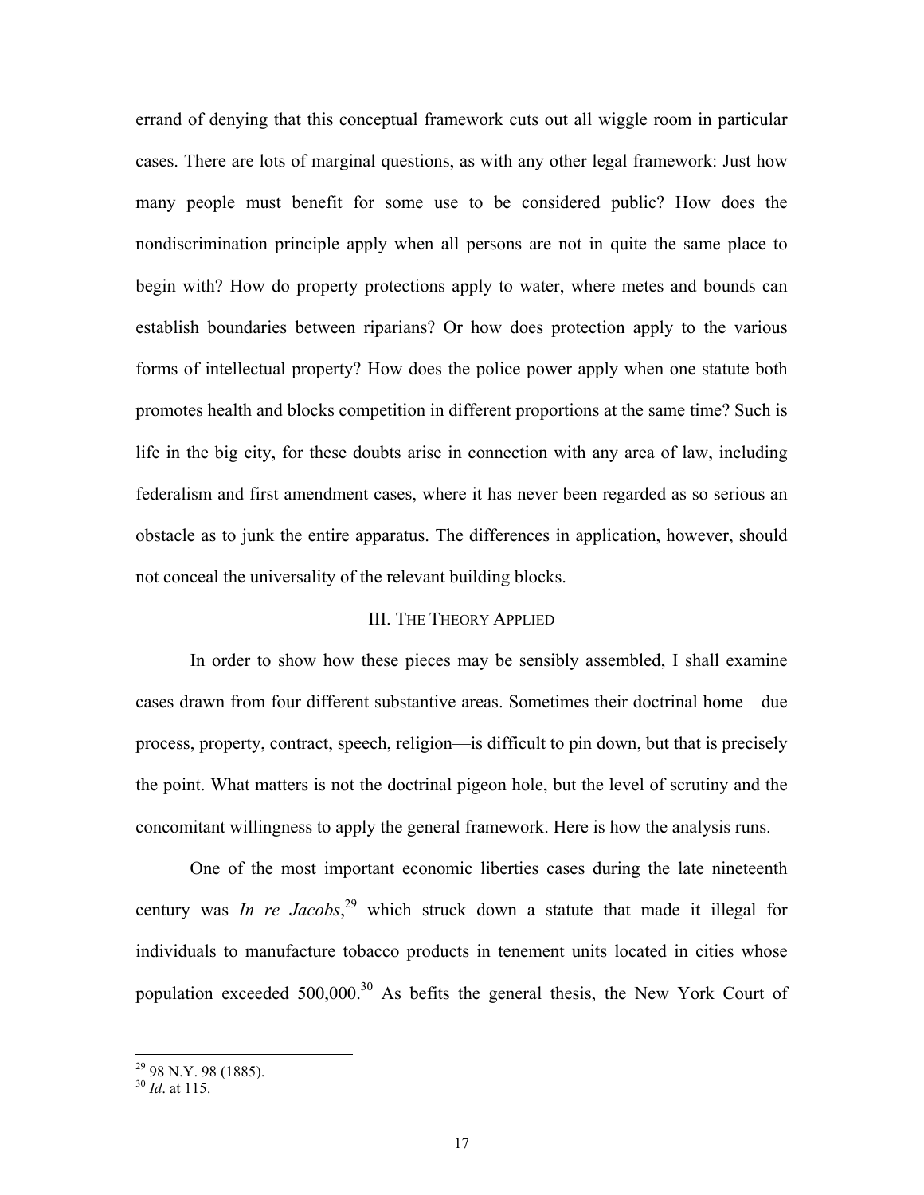errand of denying that this conceptual framework cuts out all wiggle room in particular cases. There are lots of marginal questions, as with any other legal framework: Just how many people must benefit for some use to be considered public? How does the nondiscrimination principle apply when all persons are not in quite the same place to begin with? How do property protections apply to water, where metes and bounds can establish boundaries between riparians? Or how does protection apply to the various forms of intellectual property? How does the police power apply when one statute both promotes health and blocks competition in different proportions at the same time? Such is life in the big city, for these doubts arise in connection with any area of law, including federalism and first amendment cases, where it has never been regarded as so serious an obstacle as to junk the entire apparatus. The differences in application, however, should not conceal the universality of the relevant building blocks.

## III. The Theory Applied

In order to show how these pieces may be sensibly assembled, I shall examine cases drawn from four different substantive areas. Sometimes their doctrinal home—due process, property, contract, speech, religion—is difficult to pin down, but that is precisely the point. What matters is not the doctrinal pigeon hole, but the level of scrutiny and the concomitant willingness to apply the general framework. Here is how the analysis runs.

One of the most important economic liberties cases during the late nineteenth century was *In re Jacobs*,[29] which struck down a statute that made it illegal for individuals to manufacture tobacco products in tenement units located in cities whose population exceeded 500,000.[30] As befits the general thesis, the New York Court of

---

[29] 98 N.Y. 98 (1885).

[30] *Id*. at 115.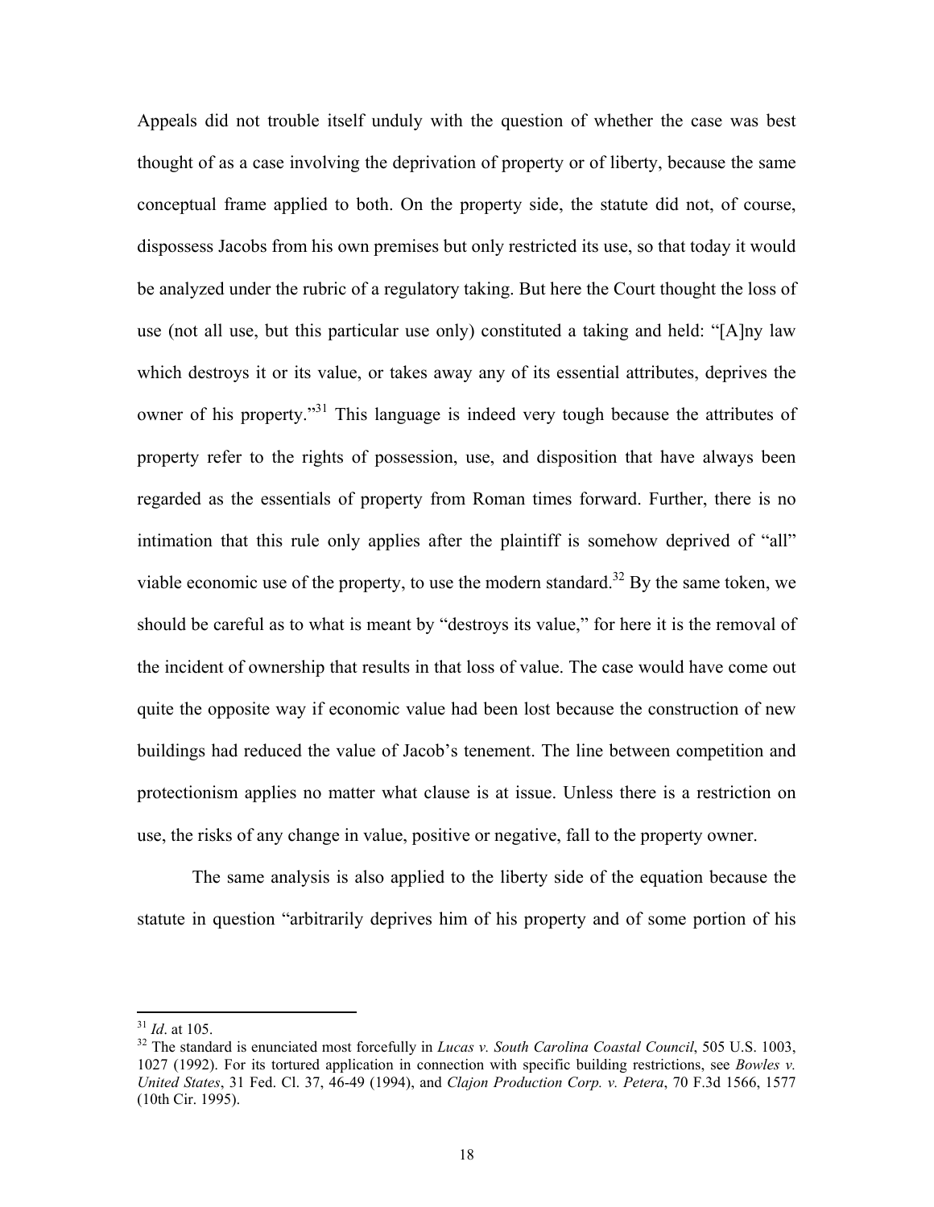Appeals did not trouble itself unduly with the question of whether the case was best thought of as a case involving the deprivation of property or of liberty, because the same conceptual frame applied to both. On the property side, the statute did not, of course, dispossess Jacobs from his own premises but only restricted its use, so that today it would be analyzed under the rubric of a regulatory taking. But here the Court thought the loss of use (not all use, but this particular use only) constituted a taking and held: "[A]ny law which destroys it or its value, or takes away any of its essential attributes, deprives the owner of his property."[31] This language is indeed very tough because the attributes of property refer to the rights of possession, use, and disposition that have always been regarded as the essentials of property from Roman times forward. Further, there is no intimation that this rule only applies after the plaintiff is somehow deprived of "all" viable economic use of the property, to use the modern standard.[32] By the same token, we should be careful as to what is meant by "destroys its value," for here it is the removal of the incident of ownership that results in that loss of value. The case would have come out quite the opposite way if economic value had been lost because the construction of new buildings had reduced the value of Jacob's tenement. The line between competition and protectionism applies no matter what clause is at issue. Unless there is a restriction on use, the risks of any change in value, positive or negative, fall to the property owner.

The same analysis is also applied to the liberty side of the equation because the statute in question "arbitrarily deprives him of his property and of some portion of his

---

[31] *Id*. at 105.

[32] The standard is enunciated most forcefully in *Lucas v. South Carolina Coastal Council*, 505 U.S. 1003, 1027 (1992). For its tortured application in connection with specific building restrictions, see *Bowles v. United States*, 31 Fed. Cl. 37, 46-49 (1994), and *Clajon Production Corp. v. Petera*, 70 F.3d 1566, 1577 (10th Cir. 1995).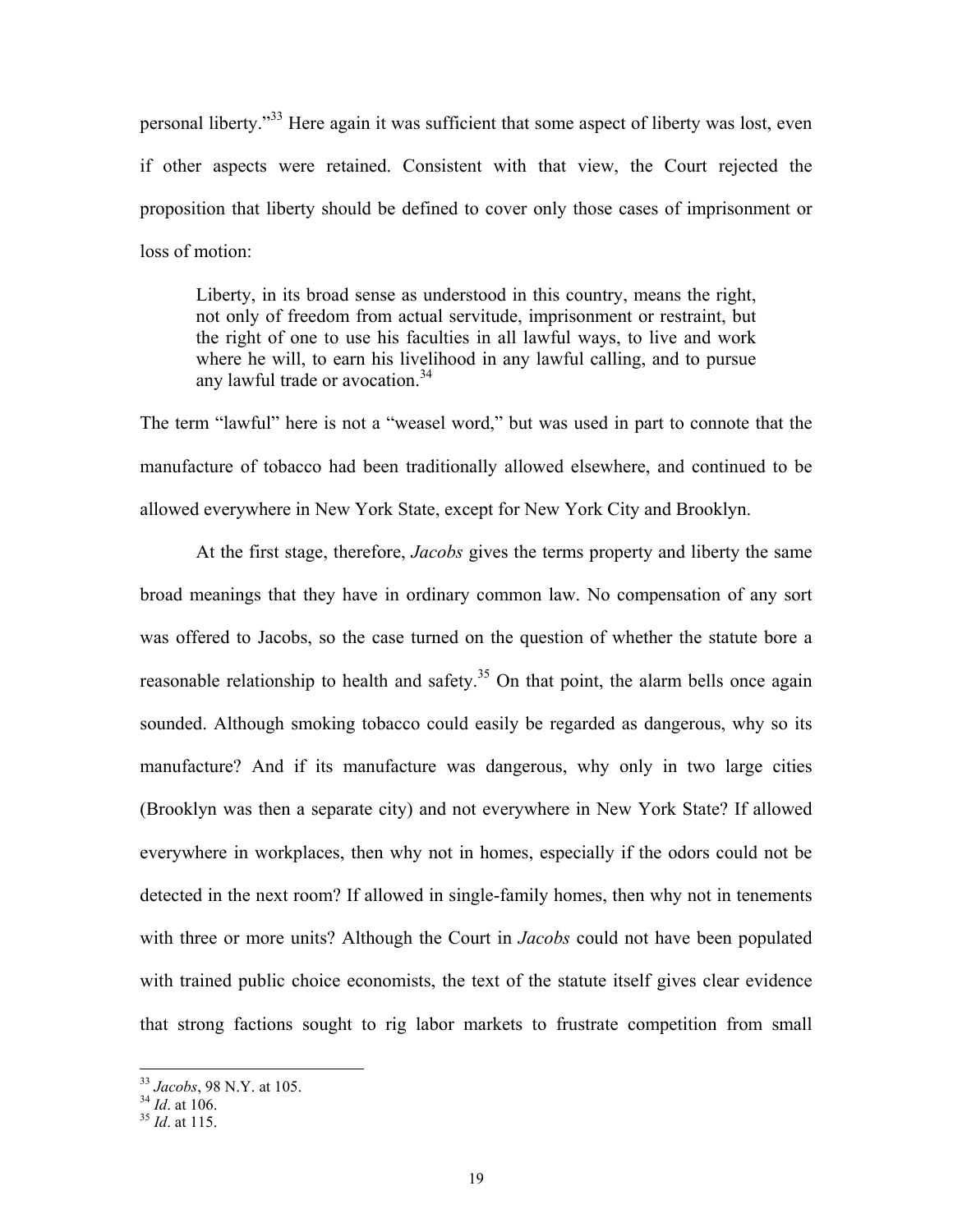personal liberty."[33] Here again it was sufficient that some aspect of liberty was lost, even if other aspects were retained. Consistent with that view, the Court rejected the proposition that liberty should be defined to cover only those cases of imprisonment or loss of motion:

> Liberty, in its broad sense as understood in this country, means the right, not only of freedom from actual servitude, imprisonment or restraint, but the right of one to use his faculties in all lawful ways, to live and work where he will, to earn his livelihood in any lawful calling, and to pursue any lawful trade or avocation.[34]

The term "lawful" here is not a "weasel word," but was used in part to connote that the manufacture of tobacco had been traditionally allowed elsewhere, and continued to be allowed everywhere in New York State, except for New York City and Brooklyn.

At the first stage, therefore, *Jacobs* gives the terms property and liberty the same broad meanings that they have in ordinary common law. No compensation of any sort was offered to Jacobs, so the case turned on the question of whether the statute bore a reasonable relationship to health and safety.[35] On that point, the alarm bells once again sounded. Although smoking tobacco could easily be regarded as dangerous, why so its manufacture? And if its manufacture was dangerous, why only in two large cities (Brooklyn was then a separate city) and not everywhere in New York State? If allowed everywhere in workplaces, then why not in homes, especially if the odors could not be detected in the next room? If allowed in single-family homes, then why not in tenements with three or more units? Although the Court in *Jacobs* could not have been populated with trained public choice economists, the text of the statute itself gives clear evidence that strong factions sought to rig labor markets to frustrate competition from small

---

[33] *Jacobs*, 98 N.Y. at 105.

[34] *Id*. at 106.

[35] *Id*. at 115.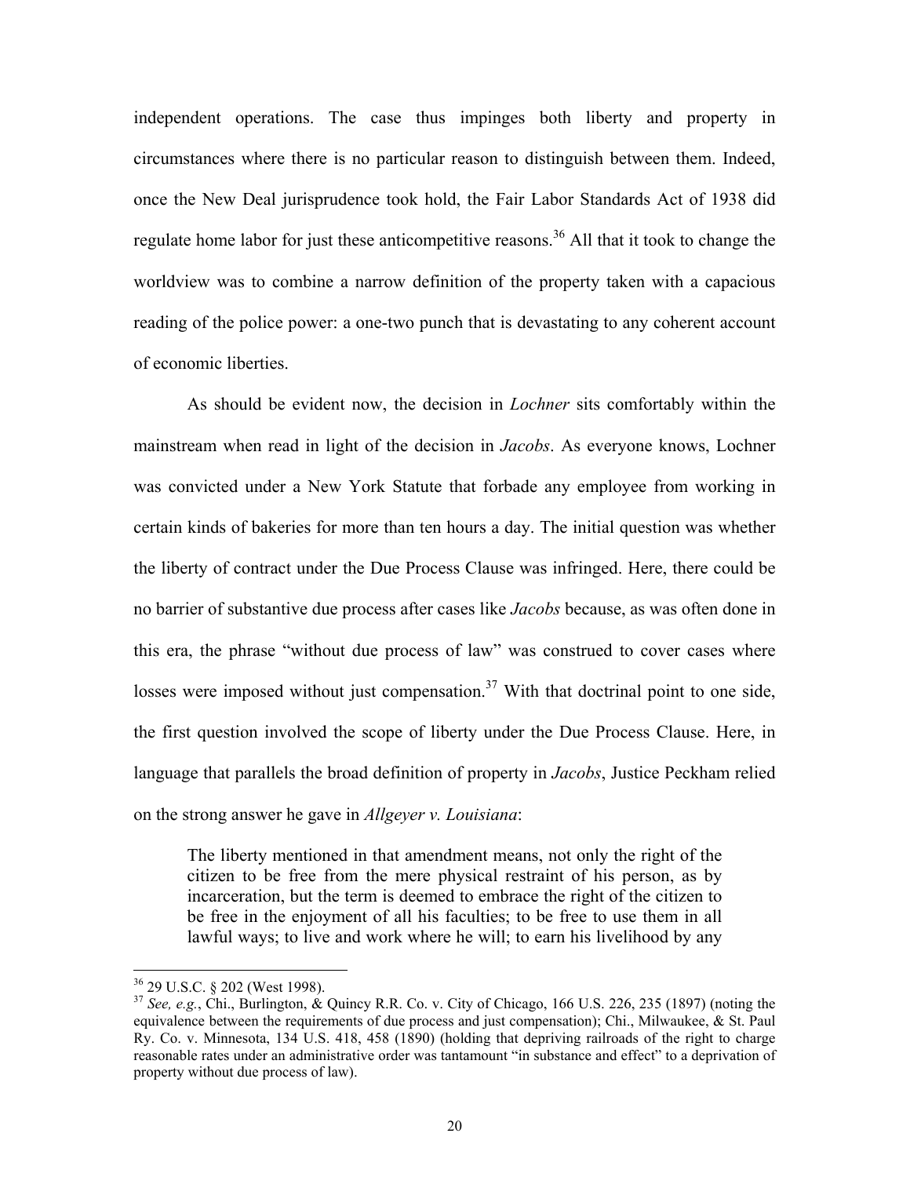independent operations. The case thus impinges both liberty and property in circumstances where there is no particular reason to distinguish between them. Indeed, once the New Deal jurisprudence took hold, the Fair Labor Standards Act of 1938 did regulate home labor for just these anticompetitive reasons.[36] All that it took to change the worldview was to combine a narrow definition of the property taken with a capacious reading of the police power: a one-two punch that is devastating to any coherent account of economic liberties.

As should be evident now, the decision in *Lochner* sits comfortably within the mainstream when read in light of the decision in *Jacobs*. As everyone knows, Lochner was convicted under a New York Statute that forbade any employee from working in certain kinds of bakeries for more than ten hours a day. The initial question was whether the liberty of contract under the Due Process Clause was infringed. Here, there could be no barrier of substantive due process after cases like *Jacobs* because, as was often done in this era, the phrase "without due process of law" was construed to cover cases where losses were imposed without just compensation.[37] With that doctrinal point to one side, the first question involved the scope of liberty under the Due Process Clause. Here, in language that parallels the broad definition of property in *Jacobs*, Justice Peckham relied on the strong answer he gave in *Allgeyer v. Louisiana*:

> The liberty mentioned in that amendment means, not only the right of the citizen to be free from the mere physical restraint of his person, as by incarceration, but the term is deemed to embrace the right of the citizen to be free in the enjoyment of all his faculties; to be free to use them in all lawful ways; to live and work where he will; to earn his livelihood by any

---

[36] 29 U.S.C. § 202 (West 1998).

[37] *See, e.g.*, Chi., Burlington, & Quincy R.R. Co. v. City of Chicago, 166 U.S. 226, 235 (1897) (noting the equivalence between the requirements of due process and just compensation); Chi., Milwaukee, & St. Paul Ry. Co. v. Minnesota, 134 U.S. 418, 458 (1890) (holding that depriving railroads of the right to charge reasonable rates under an administrative order was tantamount "in substance and effect" to a deprivation of property without due process of law).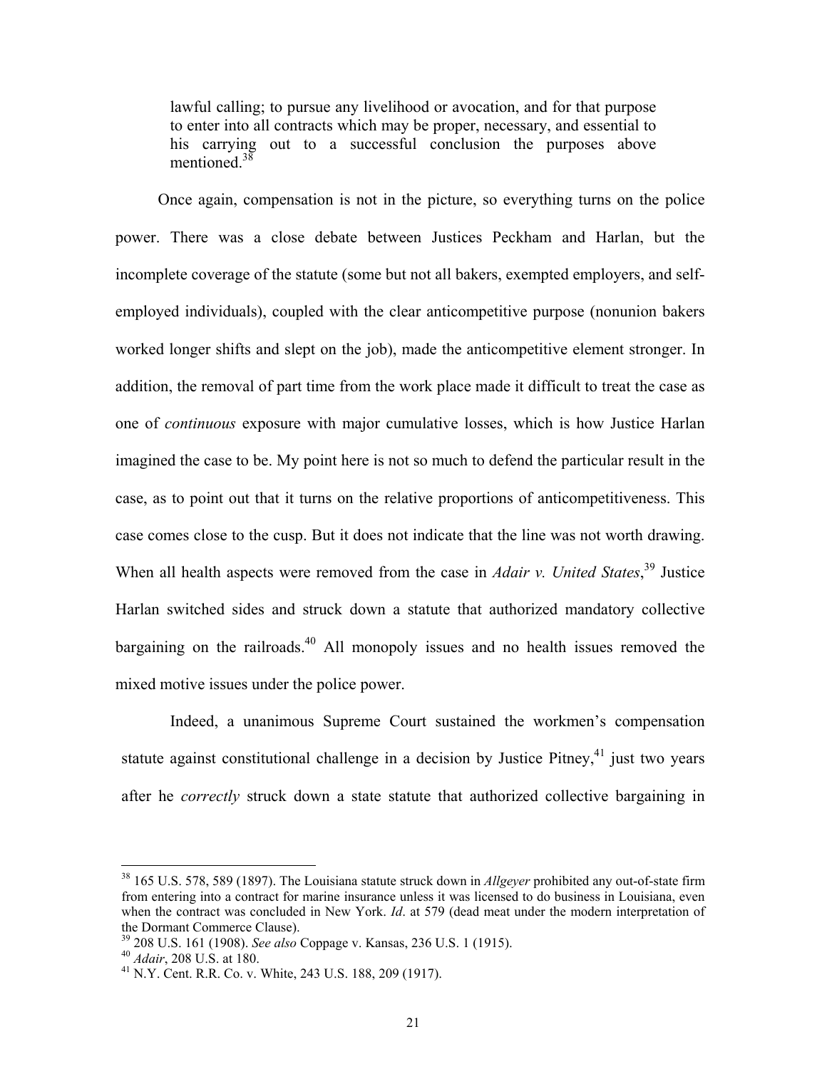> lawful calling; to pursue any livelihood or avocation, and for that purpose to enter into all contracts which may be proper, necessary, and essential to his carrying out to a successful conclusion the purposes above mentioned.[38]

Once again, compensation is not in the picture, so everything turns on the police power. There was a close debate between Justices Peckham and Harlan, but the incomplete coverage of the statute (some but not all bakers, exempted employers, and self-employed individuals), coupled with the clear anticompetitive purpose (nonunion bakers worked longer shifts and slept on the job), made the anticompetitive element stronger. In addition, the removal of part time from the work place made it difficult to treat the case as one of *continuous* exposure with major cumulative losses, which is how Justice Harlan imagined the case to be. My point here is not so much to defend the particular result in the case, as to point out that it turns on the relative proportions of anticompetitiveness. This case comes close to the cusp. But it does not indicate that the line was not worth drawing. When all health aspects were removed from the case in *Adair v. United States*,[39] Justice Harlan switched sides and struck down a statute that authorized mandatory collective bargaining on the railroads.[40] All monopoly issues and no health issues removed the mixed motive issues under the police power.

Indeed, a unanimous Supreme Court sustained the workmen's compensation statute against constitutional challenge in a decision by Justice Pitney,[41] just two years after he *correctly* struck down a state statute that authorized collective bargaining in

---

[38] 165 U.S. 578, 589 (1897). The Louisiana statute struck down in *Allgeyer* prohibited any out-of-state firm from entering into a contract for marine insurance unless it was licensed to do business in Louisiana, even when the contract was concluded in New York. *Id*. at 579 (dead meat under the modern interpretation of the Dormant Commerce Clause).

[39] 208 U.S. 161 (1908). *See also* Coppage v. Kansas, 236 U.S. 1 (1915).

[40] *Adair*, 208 U.S. at 180.

[41] N.Y. Cent. R.R. Co. v. White, 243 U.S. 188, 209 (1917).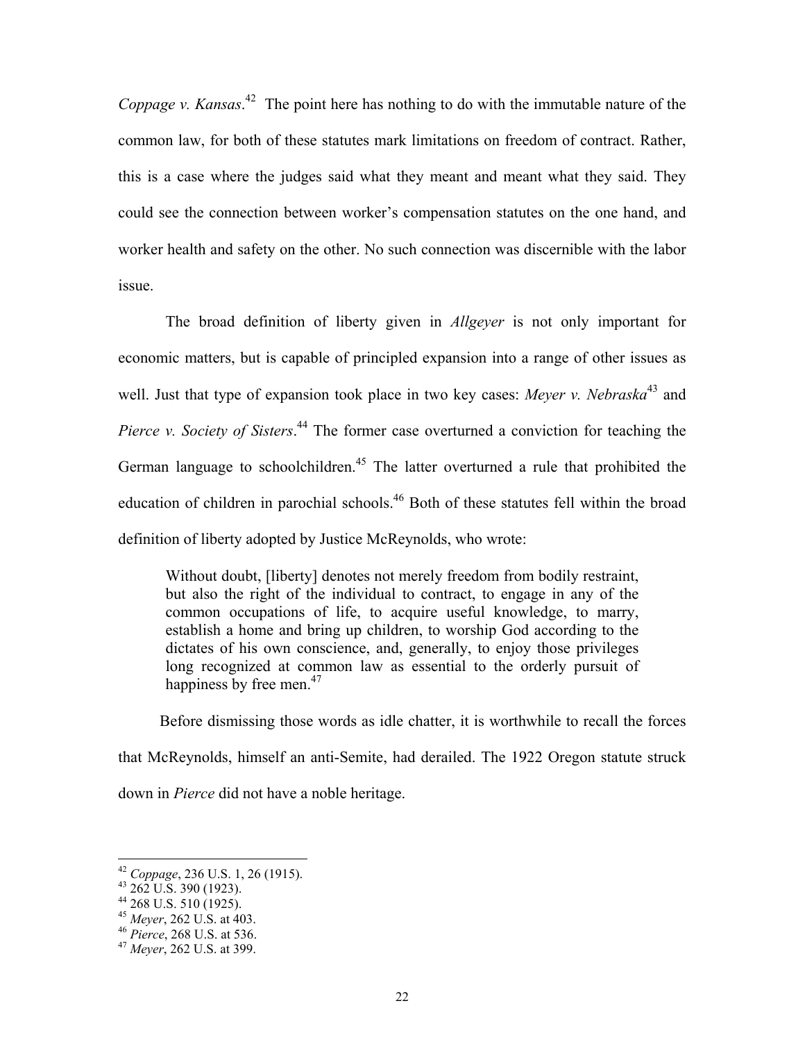*Coppage v. Kansas*.[42] The point here has nothing to do with the immutable nature of the common law, for both of these statutes mark limitations on freedom of contract. Rather, this is a case where the judges said what they meant and meant what they said. They could see the connection between worker's compensation statutes on the one hand, and worker health and safety on the other. No such connection was discernible with the labor issue.

The broad definition of liberty given in *Allgeyer* is not only important for economic matters, but is capable of principled expansion into a range of other issues as well. Just that type of expansion took place in two key cases: *Meyer v. Nebraska*[43] and *Pierce v. Society of Sisters*.[44] The former case overturned a conviction for teaching the German language to schoolchildren.[45] The latter overturned a rule that prohibited the education of children in parochial schools.[46] Both of these statutes fell within the broad definition of liberty adopted by Justice McReynolds, who wrote:

> Without doubt, [liberty] denotes not merely freedom from bodily restraint, but also the right of the individual to contract, to engage in any of the common occupations of life, to acquire useful knowledge, to marry, establish a home and bring up children, to worship God according to the dictates of his own conscience, and, generally, to enjoy those privileges long recognized at common law as essential to the orderly pursuit of happiness by free men.[47]

Before dismissing those words as idle chatter, it is worthwhile to recall the forces that McReynolds, himself an anti-Semite, had derailed. The 1922 Oregon statute struck down in *Pierce* did not have a noble heritage.

---

[42] *Coppage*, 236 U.S. 1, 26 (1915).
[43] 262 U.S. 390 (1923).
[44] 268 U.S. 510 (1925).
[45] *Meyer*, 262 U.S. at 403.
[46] *Pierce*, 268 U.S. at 536.
[47] *Meyer*, 262 U.S. at 399.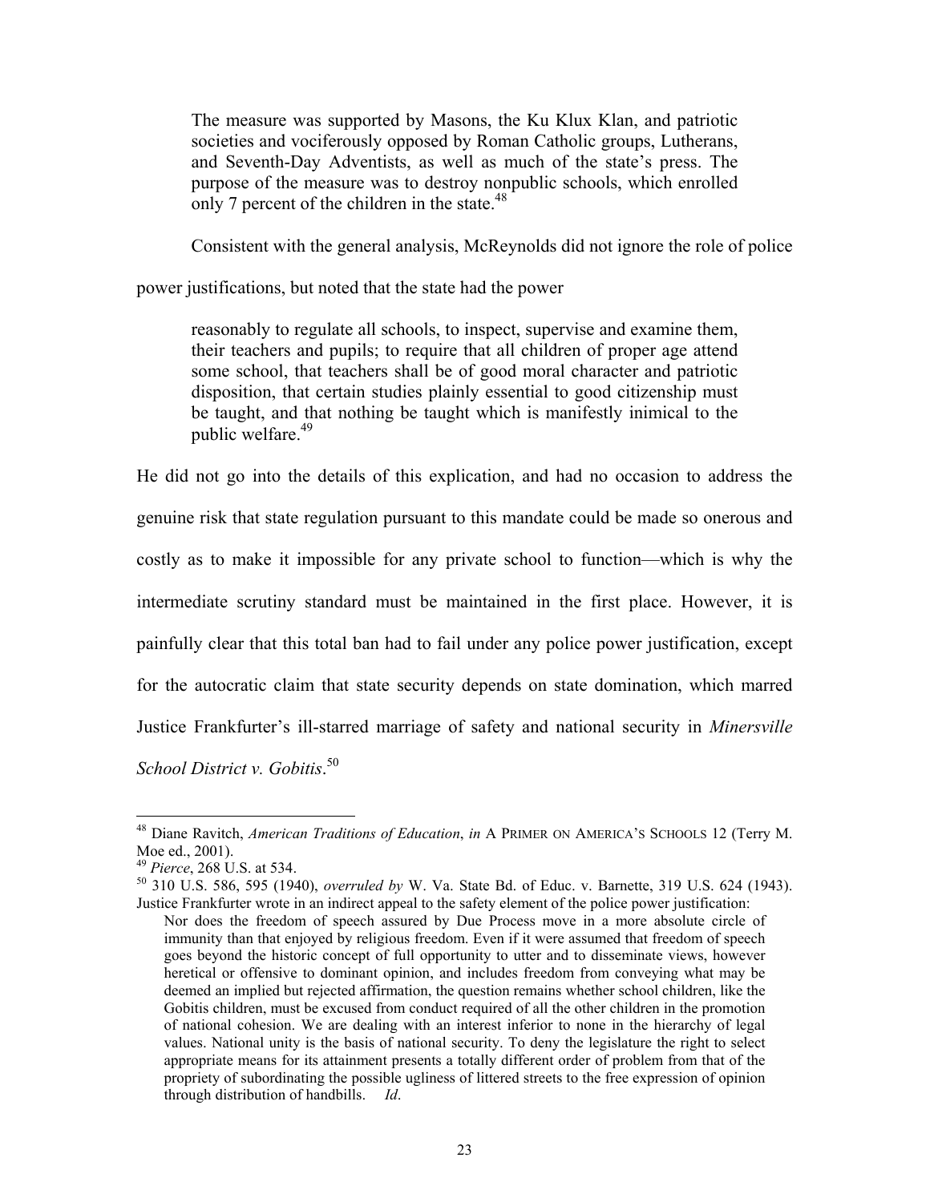> The measure was supported by Masons, the Ku Klux Klan, and patriotic societies and vociferously opposed by Roman Catholic groups, Lutherans, and Seventh-Day Adventists, as well as much of the state's press. The purpose of the measure was to destroy nonpublic schools, which enrolled only 7 percent of the children in the state.[48]

Consistent with the general analysis, McReynolds did not ignore the role of police power justifications, but noted that the state had the power

> reasonably to regulate all schools, to inspect, supervise and examine them, their teachers and pupils; to require that all children of proper age attend some school, that teachers shall be of good moral character and patriotic disposition, that certain studies plainly essential to good citizenship must be taught, and that nothing be taught which is manifestly inimical to the public welfare.[49]

He did not go into the details of this explication, and had no occasion to address the genuine risk that state regulation pursuant to this mandate could be made so onerous and costly as to make it impossible for any private school to function—which is why the intermediate scrutiny standard must be maintained in the first place. However, it is painfully clear that this total ban had to fail under any police power justification, except for the autocratic claim that state security depends on state domination, which marred Justice Frankfurter's ill-starred marriage of safety and national security in *Minersville School District v. Gobitis*.[50]

---

[48] Diane Ravitch, *American Traditions of Education*, *in* A PRIMER ON AMERICA'S SCHOOLS 12 (Terry M. Moe ed., 2001).

[49] *Pierce*, 268 U.S. at 534.

[50] 310 U.S. 586, 595 (1940), *overruled by* W. Va. State Bd. of Educ. v. Barnette, 319 U.S. 624 (1943). Justice Frankfurter wrote in an indirect appeal to the safety element of the police power justification:

> Nor does the freedom of speech assured by Due Process move in a more absolute circle of immunity than that enjoyed by religious freedom. Even if it were assumed that freedom of speech goes beyond the historic concept of full opportunity to utter and to disseminate views, however heretical or offensive to dominant opinion, and includes freedom from conveying what may be deemed an implied but rejected affirmation, the question remains whether school children, like the Gobitis children, must be excused from conduct required of all the other children in the promotion of national cohesion. We are dealing with an interest inferior to none in the hierarchy of legal values. National unity is the basis of national security. To deny the legislature the right to select appropriate means for its attainment presents a totally different order of problem from that of the propriety of subordinating the possible ugliness of littered streets to the free expression of opinion through distribution of handbills. *Id*.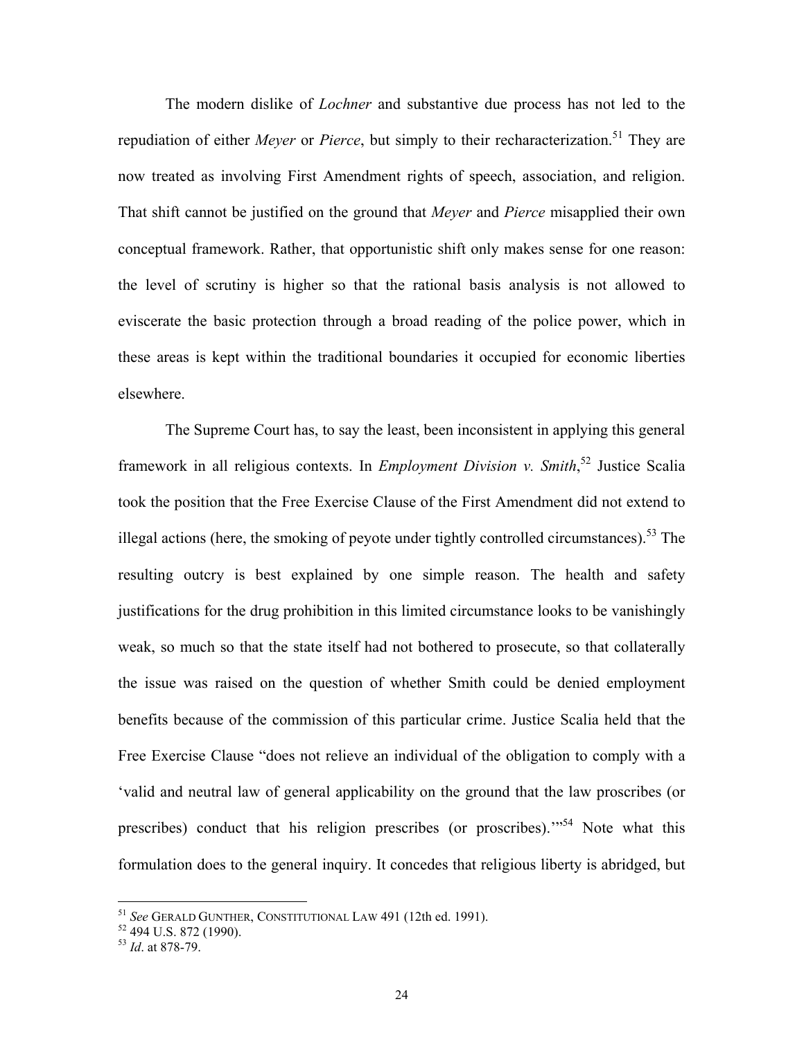The modern dislike of *Lochner* and substantive due process has not led to the repudiation of either *Meyer* or *Pierce*, but simply to their recharacterization.[51] They are now treated as involving First Amendment rights of speech, association, and religion. That shift cannot be justified on the ground that *Meyer* and *Pierce* misapplied their own conceptual framework. Rather, that opportunistic shift only makes sense for one reason: the level of scrutiny is higher so that the rational basis analysis is not allowed to eviscerate the basic protection through a broad reading of the police power, which in these areas is kept within the traditional boundaries it occupied for economic liberties elsewhere.

The Supreme Court has, to say the least, been inconsistent in applying this general framework in all religious contexts. In *Employment Division v. Smith*,[52] Justice Scalia took the position that the Free Exercise Clause of the First Amendment did not extend to illegal actions (here, the smoking of peyote under tightly controlled circumstances).[53] The resulting outcry is best explained by one simple reason. The health and safety justifications for the drug prohibition in this limited circumstance looks to be vanishingly weak, so much so that the state itself had not bothered to prosecute, so that collaterally the issue was raised on the question of whether Smith could be denied employment benefits because of the commission of this particular crime. Justice Scalia held that the Free Exercise Clause "does not relieve an individual of the obligation to comply with a 'valid and neutral law of general applicability on the ground that the law proscribes (or prescribes) conduct that his religion prescribes (or proscribes).'"[54] Note what this formulation does to the general inquiry. It concedes that religious liberty is abridged, but

---

[51] *See* GERALD GUNTHER, CONSTITUTIONAL LAW 491 (12th ed. 1991).

[52] 494 U.S. 872 (1990).

[53] *Id*. at 878-79.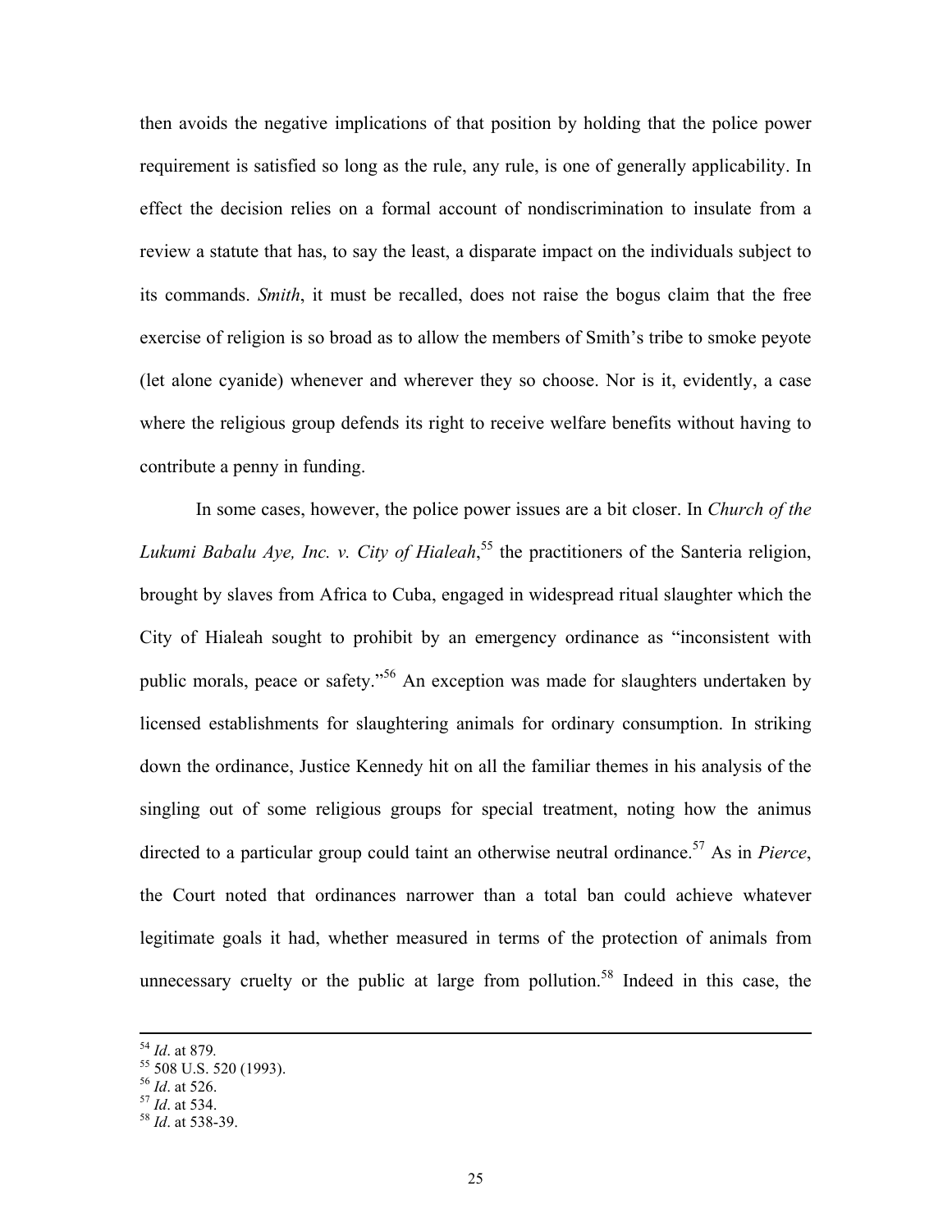then avoids the negative implications of that position by holding that the police power requirement is satisfied so long as the rule, any rule, is one of generally applicability. In effect the decision relies on a formal account of nondiscrimination to insulate from a review a statute that has, to say the least, a disparate impact on the individuals subject to its commands. *Smith*, it must be recalled, does not raise the bogus claim that the free exercise of religion is so broad as to allow the members of Smith's tribe to smoke peyote (let alone cyanide) whenever and wherever they so choose. Nor is it, evidently, a case where the religious group defends its right to receive welfare benefits without having to contribute a penny in funding.

In some cases, however, the police power issues are a bit closer. In *Church of the Lukumi Babalu Aye, Inc. v. City of Hialeah*,[55] the practitioners of the Santeria religion, brought by slaves from Africa to Cuba, engaged in widespread ritual slaughter which the City of Hialeah sought to prohibit by an emergency ordinance as "inconsistent with public morals, peace or safety."[56] An exception was made for slaughters undertaken by licensed establishments for slaughtering animals for ordinary consumption. In striking down the ordinance, Justice Kennedy hit on all the familiar themes in his analysis of the singling out of some religious groups for special treatment, noting how the animus directed to a particular group could taint an otherwise neutral ordinance.[57] As in *Pierce*, the Court noted that ordinances narrower than a total ban could achieve whatever legitimate goals it had, whether measured in terms of the protection of animals from unnecessary cruelty or the public at large from pollution.[58] Indeed in this case, the

---

[54] *Id*. at 879.
[55] 508 U.S. 520 (1993).
[56] *Id*. at 526.
[57] *Id*. at 534.
[58] *Id*. at 538-39.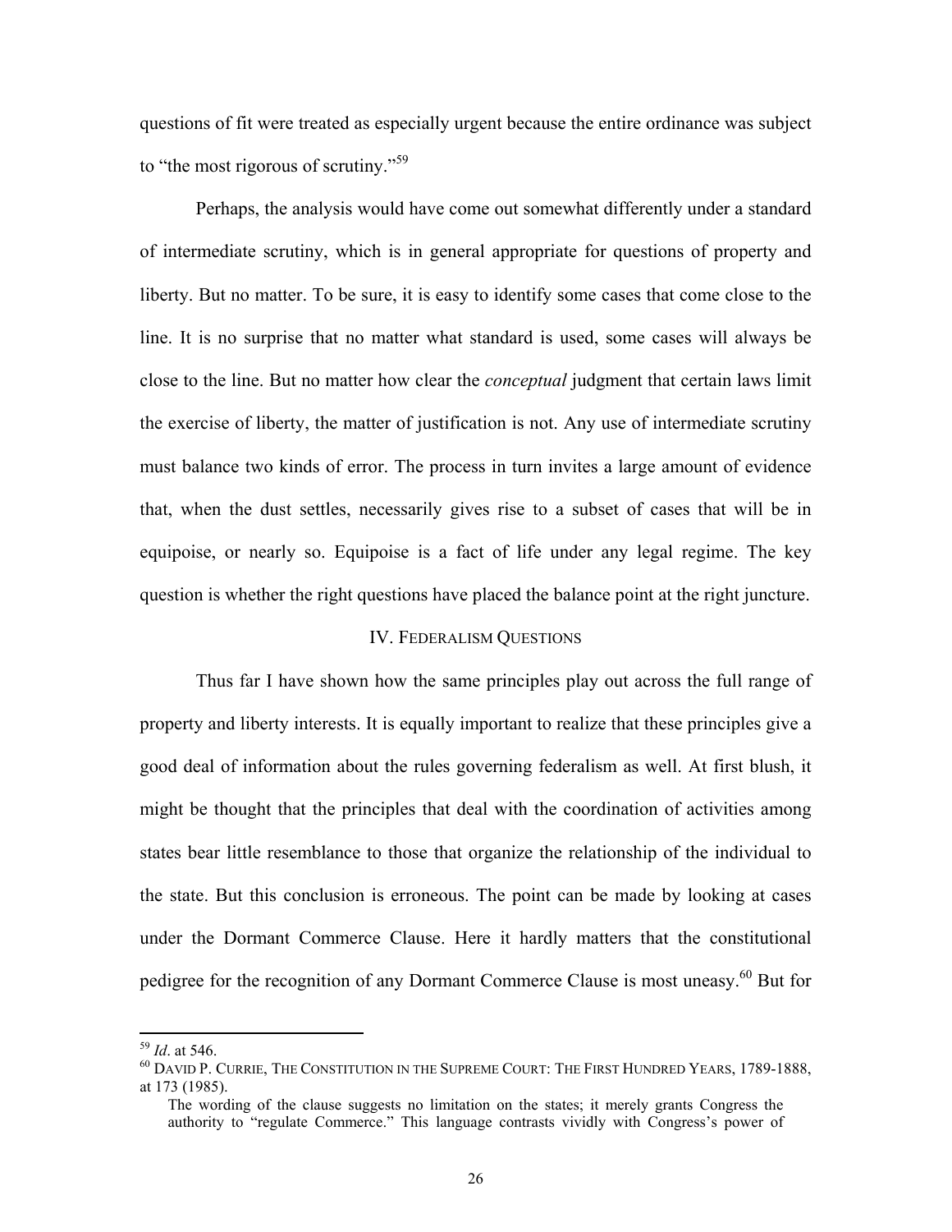questions of fit were treated as especially urgent because the entire ordinance was subject to "the most rigorous of scrutiny."[59]

Perhaps, the analysis would have come out somewhat differently under a standard of intermediate scrutiny, which is in general appropriate for questions of property and liberty. But no matter. To be sure, it is easy to identify some cases that come close to the line. It is no surprise that no matter what standard is used, some cases will always be close to the line. But no matter how clear the *conceptual* judgment that certain laws limit the exercise of liberty, the matter of justification is not. Any use of intermediate scrutiny must balance two kinds of error. The process in turn invites a large amount of evidence that, when the dust settles, necessarily gives rise to a subset of cases that will be in equipoise, or nearly so. Equipoise is a fact of life under any legal regime. The key question is whether the right questions have placed the balance point at the right juncture.

## IV. Federalism Questions

Thus far I have shown how the same principles play out across the full range of property and liberty interests. It is equally important to realize that these principles give a good deal of information about the rules governing federalism as well. At first blush, it might be thought that the principles that deal with the coordination of activities among states bear little resemblance to those that organize the relationship of the individual to the state. But this conclusion is erroneous. The point can be made by looking at cases under the Dormant Commerce Clause. Here it hardly matters that the constitutional pedigree for the recognition of any Dormant Commerce Clause is most uneasy.[60] But for

---

[59] *Id*. at 546.

[60] DAVID P. CURRIE, THE CONSTITUTION IN THE SUPREME COURT: THE FIRST HUNDRED YEARS, 1789-1888, at 173 (1985).

> The wording of the clause suggests no limitation on the states; it merely grants Congress the authority to "regulate Commerce." This language contrasts vividly with Congress's power of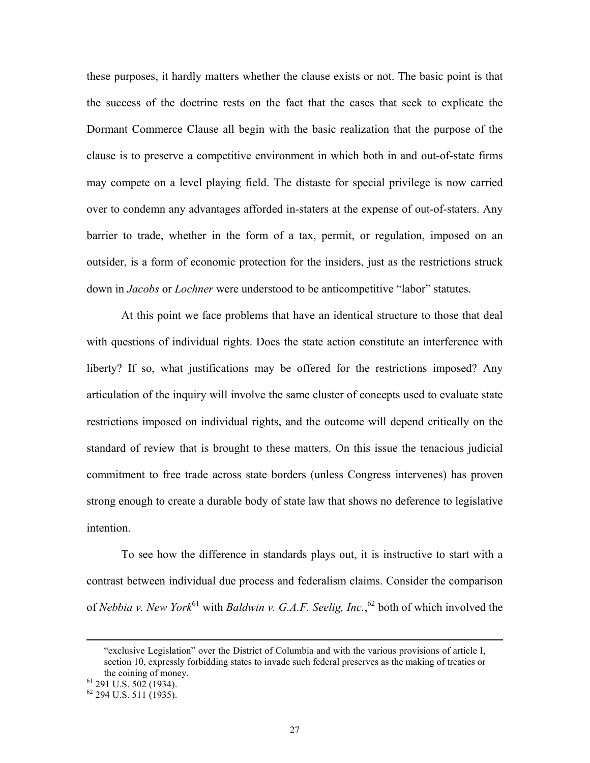these purposes, it hardly matters whether the clause exists or not. The basic point is that the success of the doctrine rests on the fact that the cases that seek to explicate the Dormant Commerce Clause all begin with the basic realization that the purpose of the clause is to preserve a competitive environment in which both in and out-of-state firms may compete on a level playing field. The distaste for special privilege is now carried over to condemn any advantages afforded in-staters at the expense of out-of-staters. Any barrier to trade, whether in the form of a tax, permit, or regulation, imposed on an outsider, is a form of economic protection for the insiders, just as the restrictions struck down in *Jacobs* or *Lochner* were understood to be anticompetitive "labor" statutes.

At this point we face problems that have an identical structure to those that deal with questions of individual rights. Does the state action constitute an interference with liberty? If so, what justifications may be offered for the restrictions imposed? Any articulation of the inquiry will involve the same cluster of concepts used to evaluate state restrictions imposed on individual rights, and the outcome will depend critically on the standard of review that is brought to these matters. On this issue the tenacious judicial commitment to free trade across state borders (unless Congress intervenes) has proven strong enough to create a durable body of state law that shows no deference to legislative intention.

To see how the difference in standards plays out, it is instructive to start with a contrast between individual due process and federalism claims. Consider the comparison of *Nebbia v. New York*[61] with *Baldwin v. G.A.F. Seelig, Inc.*,[62] both of which involved the

---

"exclusive Legislation" over the District of Columbia and with the various provisions of article I, section 10, expressly forbidding states to invade such federal preserves as the making of treaties or the coining of money.

[61] 291 U.S. 502 (1934).

[62] 294 U.S. 511 (1935).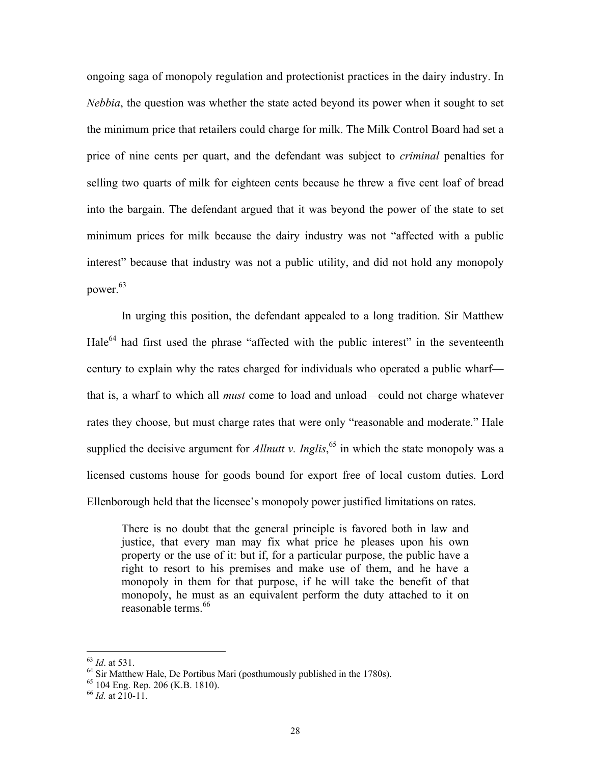ongoing saga of monopoly regulation and protectionist practices in the dairy industry. In *Nebbia*, the question was whether the state acted beyond its power when it sought to set the minimum price that retailers could charge for milk. The Milk Control Board had set a price of nine cents per quart, and the defendant was subject to *criminal* penalties for selling two quarts of milk for eighteen cents because he threw a five cent loaf of bread into the bargain. The defendant argued that it was beyond the power of the state to set minimum prices for milk because the dairy industry was not "affected with a public interest" because that industry was not a public utility, and did not hold any monopoly power.[63]

In urging this position, the defendant appealed to a long tradition. Sir Matthew Hale[64] had first used the phrase "affected with the public interest" in the seventeenth century to explain why the rates charged for individuals who operated a public wharf—that is, a wharf to which all *must* come to load and unload—could not charge whatever rates they choose, but must charge rates that were only "reasonable and moderate." Hale supplied the decisive argument for *Allnutt v. Inglis*,[65] in which the state monopoly was a licensed customs house for goods bound for export free of local custom duties. Lord Ellenborough held that the licensee's monopoly power justified limitations on rates.

> There is no doubt that the general principle is favored both in law and justice, that every man may fix what price he pleases upon his own property or the use of it: but if, for a particular purpose, the public have a right to resort to his premises and make use of them, and he have a monopoly in them for that purpose, if he will take the benefit of that monopoly, he must as an equivalent perform the duty attached to it on reasonable terms.[66]

---

[63] *Id*. at 531.

[64] Sir Matthew Hale, De Portibus Mari (posthumously published in the 1780s).

[65] 104 Eng. Rep. 206 (K.B. 1810).

[66] *Id.* at 210-11.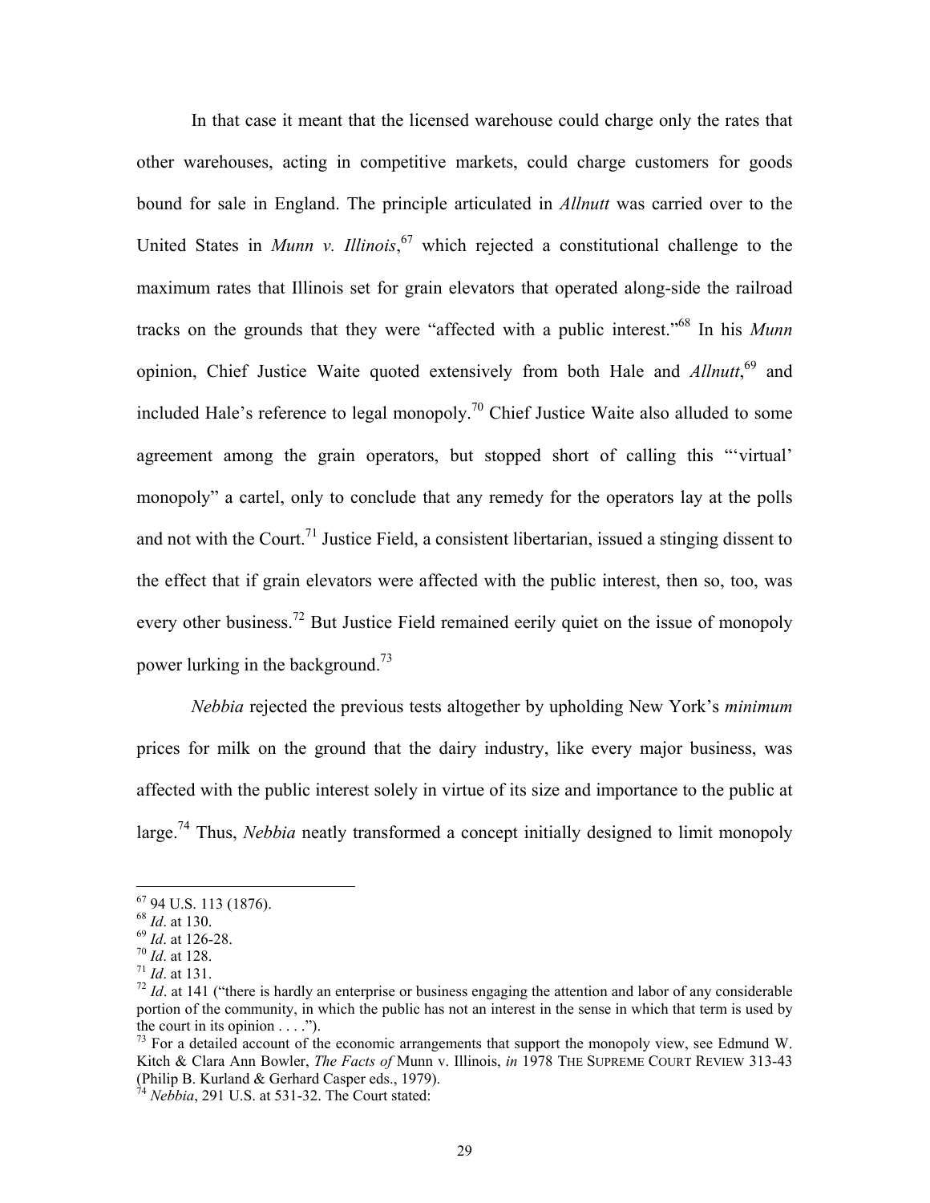In that case it meant that the licensed warehouse could charge only the rates that other warehouses, acting in competitive markets, could charge customers for goods bound for sale in England. The principle articulated in *Allnutt* was carried over to the United States in *Munn v. Illinois*,[67] which rejected a constitutional challenge to the maximum rates that Illinois set for grain elevators that operated along-side the railroad tracks on the grounds that they were "affected with a public interest."[68] In his *Munn* opinion, Chief Justice Waite quoted extensively from both Hale and *Allnutt*,[69] and included Hale's reference to legal monopoly.[70] Chief Justice Waite also alluded to some agreement among the grain operators, but stopped short of calling this "'virtual' monopoly" a cartel, only to conclude that any remedy for the operators lay at the polls and not with the Court.[71] Justice Field, a consistent libertarian, issued a stinging dissent to the effect that if grain elevators were affected with the public interest, then so, too, was every other business.[72] But Justice Field remained eerily quiet on the issue of monopoly power lurking in the background.[73]

*Nebbia* rejected the previous tests altogether by upholding New York's *minimum* prices for milk on the ground that the dairy industry, like every major business, was affected with the public interest solely in virtue of its size and importance to the public at large.[74] Thus, *Nebbia* neatly transformed a concept initially designed to limit monopoly

---

[67] 94 U.S. 113 (1876).

[68] *Id*. at 130.

[69] *Id*. at 126-28.

[70] *Id*. at 128.

[71] *Id*. at 131.

[72] *Id*. at 141 ("there is hardly an enterprise or business engaging the attention and labor of any considerable portion of the community, in which the public has not an interest in the sense in which that term is used by the court in its opinion . . . .").

[73] For a detailed account of the economic arrangements that support the monopoly view, see Edmund W. Kitch & Clara Ann Bowler, *The Facts of* Munn v. Illinois, *in* 1978 THE SUPREME COURT REVIEW 313-43 (Philip B. Kurland & Gerhard Casper eds., 1979).

[74] *Nebbia*, 291 U.S. at 531-32. The Court stated: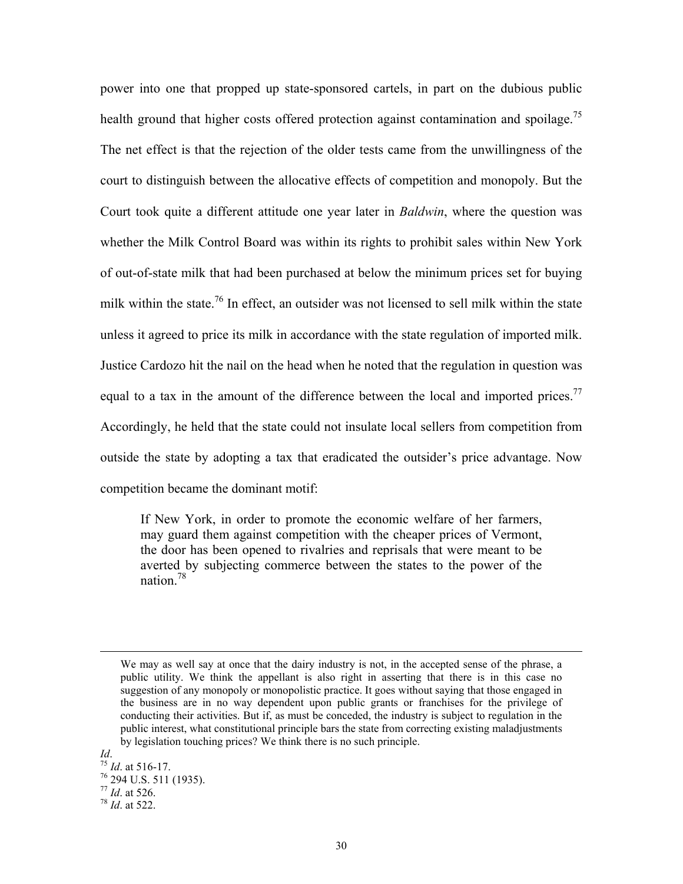power into one that propped up state-sponsored cartels, in part on the dubious public health ground that higher costs offered protection against contamination and spoilage.[75] The net effect is that the rejection of the older tests came from the unwillingness of the court to distinguish between the allocative effects of competition and monopoly. But the Court took quite a different attitude one year later in *Baldwin*, where the question was whether the Milk Control Board was within its rights to prohibit sales within New York of out-of-state milk that had been purchased at below the minimum prices set for buying milk within the state.[76] In effect, an outsider was not licensed to sell milk within the state unless it agreed to price its milk in accordance with the state regulation of imported milk. Justice Cardozo hit the nail on the head when he noted that the regulation in question was equal to a tax in the amount of the difference between the local and imported prices.[77] Accordingly, he held that the state could not insulate local sellers from competition from outside the state by adopting a tax that eradicated the outsider's price advantage. Now competition became the dominant motif:

> If New York, in order to promote the economic welfare of her farmers, may guard them against competition with the cheaper prices of Vermont, the door has been opened to rivalries and reprisals that were meant to be averted by subjecting commerce between the states to the power of the nation.[78]

---

> We may as well say at once that the dairy industry is not, in the accepted sense of the phrase, a public utility. We think the appellant is also right in asserting that there is in this case no suggestion of any monopoly or monopolistic practice. It goes without saying that those engaged in the business are in no way dependent upon public grants or franchises for the privilege of conducting their activities. But if, as must be conceded, the industry is subject to regulation in the public interest, what constitutional principle bars the state from correcting existing maladjustments by legislation touching prices? We think there is no such principle.

*Id*.

[75] *Id*. at 516-17.

[76] 294 U.S. 511 (1935).

[77] *Id*. at 526.

[78] *Id*. at 522.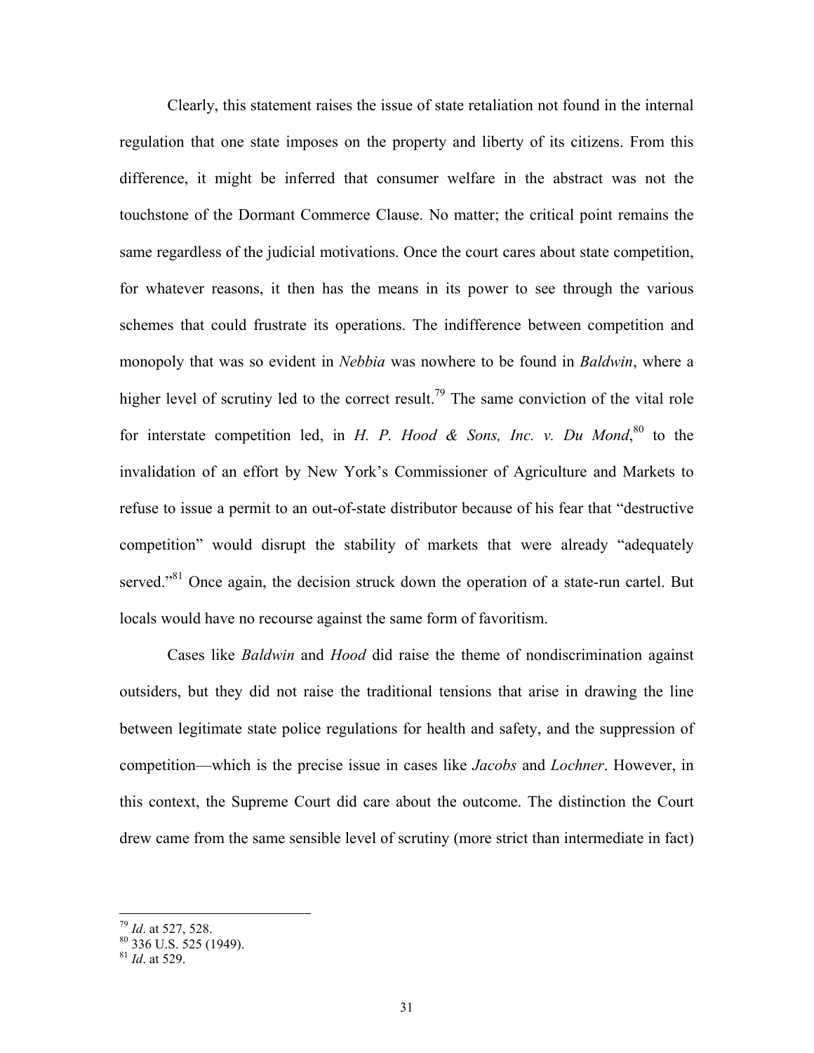Clearly, this statement raises the issue of state retaliation not found in the internal regulation that one state imposes on the property and liberty of its citizens. From this difference, it might be inferred that consumer welfare in the abstract was not the touchstone of the Dormant Commerce Clause. No matter; the critical point remains the same regardless of the judicial motivations. Once the court cares about state competition, for whatever reasons, it then has the means in its power to see through the various schemes that could frustrate its operations. The indifference between competition and monopoly that was so evident in *Nebbia* was nowhere to be found in *Baldwin*, where a higher level of scrutiny led to the correct result.[79] The same conviction of the vital role for interstate competition led, in *H. P. Hood & Sons, Inc. v. Du Mond*,[80] to the invalidation of an effort by New York's Commissioner of Agriculture and Markets to refuse to issue a permit to an out-of-state distributor because of his fear that "destructive competition" would disrupt the stability of markets that were already "adequately served."[81] Once again, the decision struck down the operation of a state-run cartel. But locals would have no recourse against the same form of favoritism.

Cases like *Baldwin* and *Hood* did raise the theme of nondiscrimination against outsiders, but they did not raise the traditional tensions that arise in drawing the line between legitimate state police regulations for health and safety, and the suppression of competition—which is the precise issue in cases like *Jacobs* and *Lochner*. However, in this context, the Supreme Court did care about the outcome. The distinction the Court drew came from the same sensible level of scrutiny (more strict than intermediate in fact)

---

[79] *Id*. at 527, 528.

[80] 336 U.S. 525 (1949).

[81] *Id*. at 529.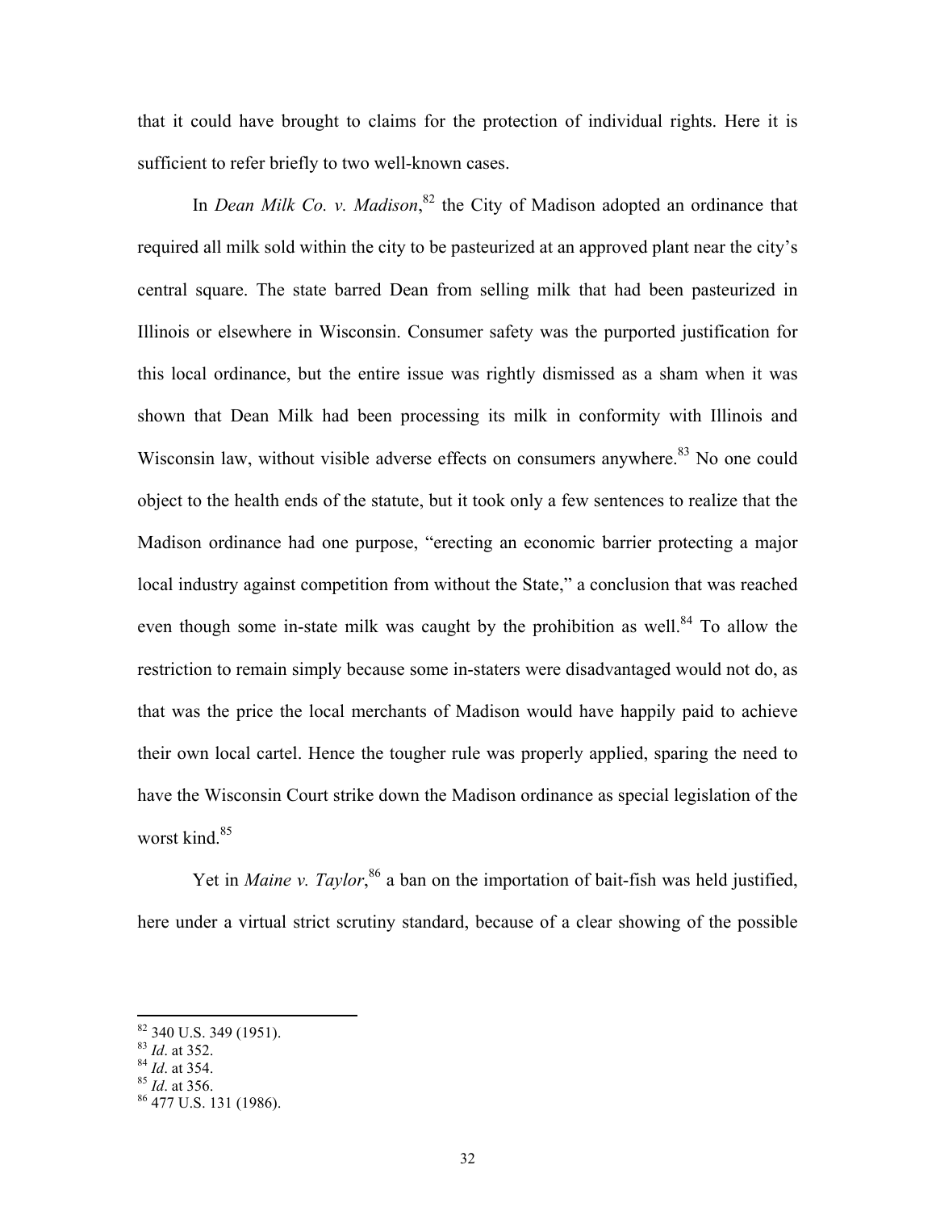that it could have brought to claims for the protection of individual rights. Here it is sufficient to refer briefly to two well-known cases.

In *Dean Milk Co. v. Madison*,[82] the City of Madison adopted an ordinance that required all milk sold within the city to be pasteurized at an approved plant near the city's central square. The state barred Dean from selling milk that had been pasteurized in Illinois or elsewhere in Wisconsin. Consumer safety was the purported justification for this local ordinance, but the entire issue was rightly dismissed as a sham when it was shown that Dean Milk had been processing its milk in conformity with Illinois and Wisconsin law, without visible adverse effects on consumers anywhere.[83] No one could object to the health ends of the statute, but it took only a few sentences to realize that the Madison ordinance had one purpose, "erecting an economic barrier protecting a major local industry against competition from without the State," a conclusion that was reached even though some in-state milk was caught by the prohibition as well.[84] To allow the restriction to remain simply because some in-staters were disadvantaged would not do, as that was the price the local merchants of Madison would have happily paid to achieve their own local cartel. Hence the tougher rule was properly applied, sparing the need to have the Wisconsin Court strike down the Madison ordinance as special legislation of the worst kind.[85]

Yet in *Maine v. Taylor*,[86] a ban on the importation of bait-fish was held justified, here under a virtual strict scrutiny standard, because of a clear showing of the possible

---

[82] 340 U.S. 349 (1951).
[83] *Id*. at 352.
[84] *Id*. at 354.
[85] *Id*. at 356.
[86] 477 U.S. 131 (1986).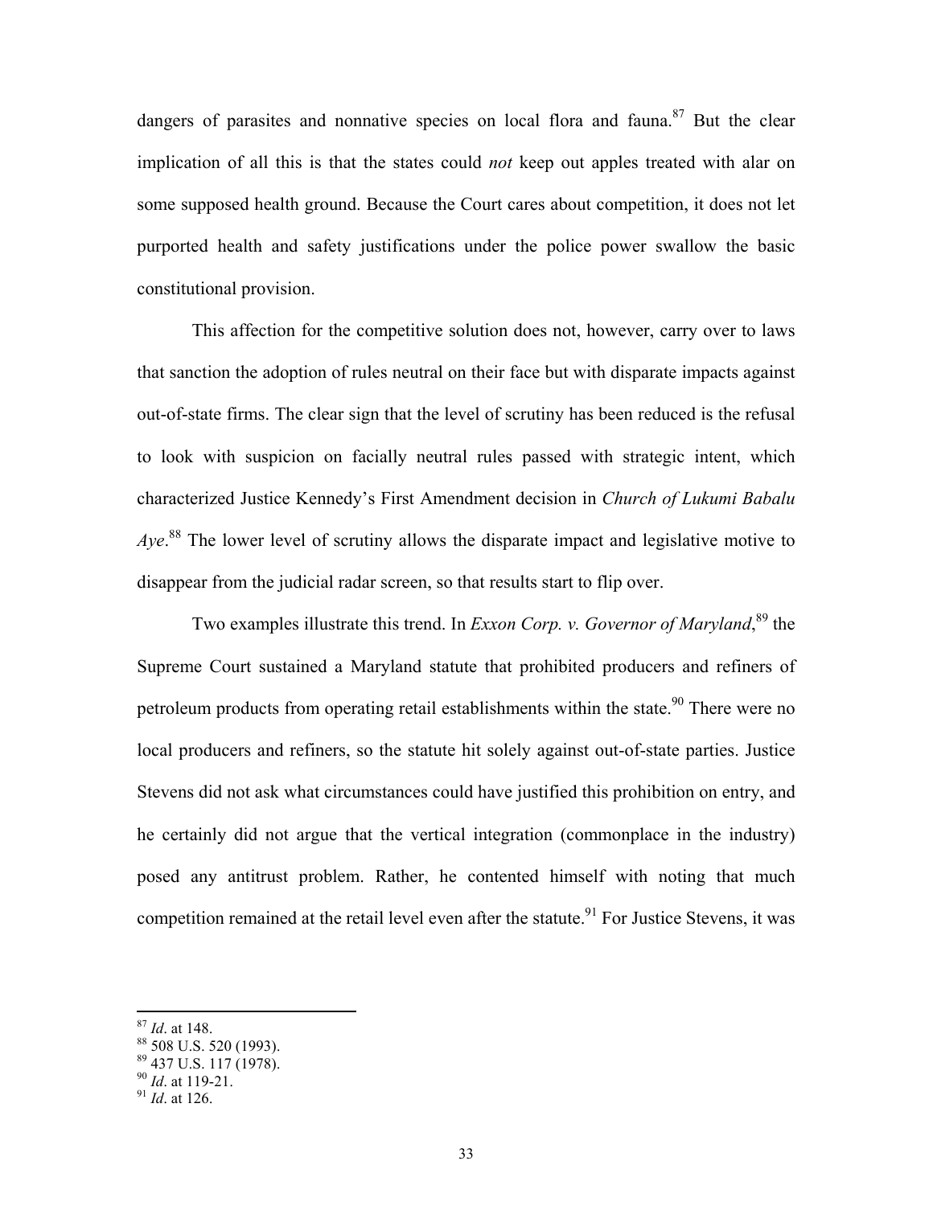dangers of parasites and nonnative species on local flora and fauna.[87] But the clear implication of all this is that the states could *not* keep out apples treated with alar on some supposed health ground. Because the Court cares about competition, it does not let purported health and safety justifications under the police power swallow the basic constitutional provision.

This affection for the competitive solution does not, however, carry over to laws that sanction the adoption of rules neutral on their face but with disparate impacts against out-of-state firms. The clear sign that the level of scrutiny has been reduced is the refusal to look with suspicion on facially neutral rules passed with strategic intent, which characterized Justice Kennedy's First Amendment decision in *Church of Lukumi Babalu Aye*.[88] The lower level of scrutiny allows the disparate impact and legislative motive to disappear from the judicial radar screen, so that results start to flip over.

Two examples illustrate this trend. In *Exxon Corp. v. Governor of Maryland*,[89] the Supreme Court sustained a Maryland statute that prohibited producers and refiners of petroleum products from operating retail establishments within the state.[90] There were no local producers and refiners, so the statute hit solely against out-of-state parties. Justice Stevens did not ask what circumstances could have justified this prohibition on entry, and he certainly did not argue that the vertical integration (commonplace in the industry) posed any antitrust problem. Rather, he contented himself with noting that much competition remained at the retail level even after the statute.[91] For Justice Stevens, it was

---

[87] *Id*. at 148.
[88] 508 U.S. 520 (1993).
[89] 437 U.S. 117 (1978).
[90] *Id*. at 119-21.
[91] *Id*. at 126.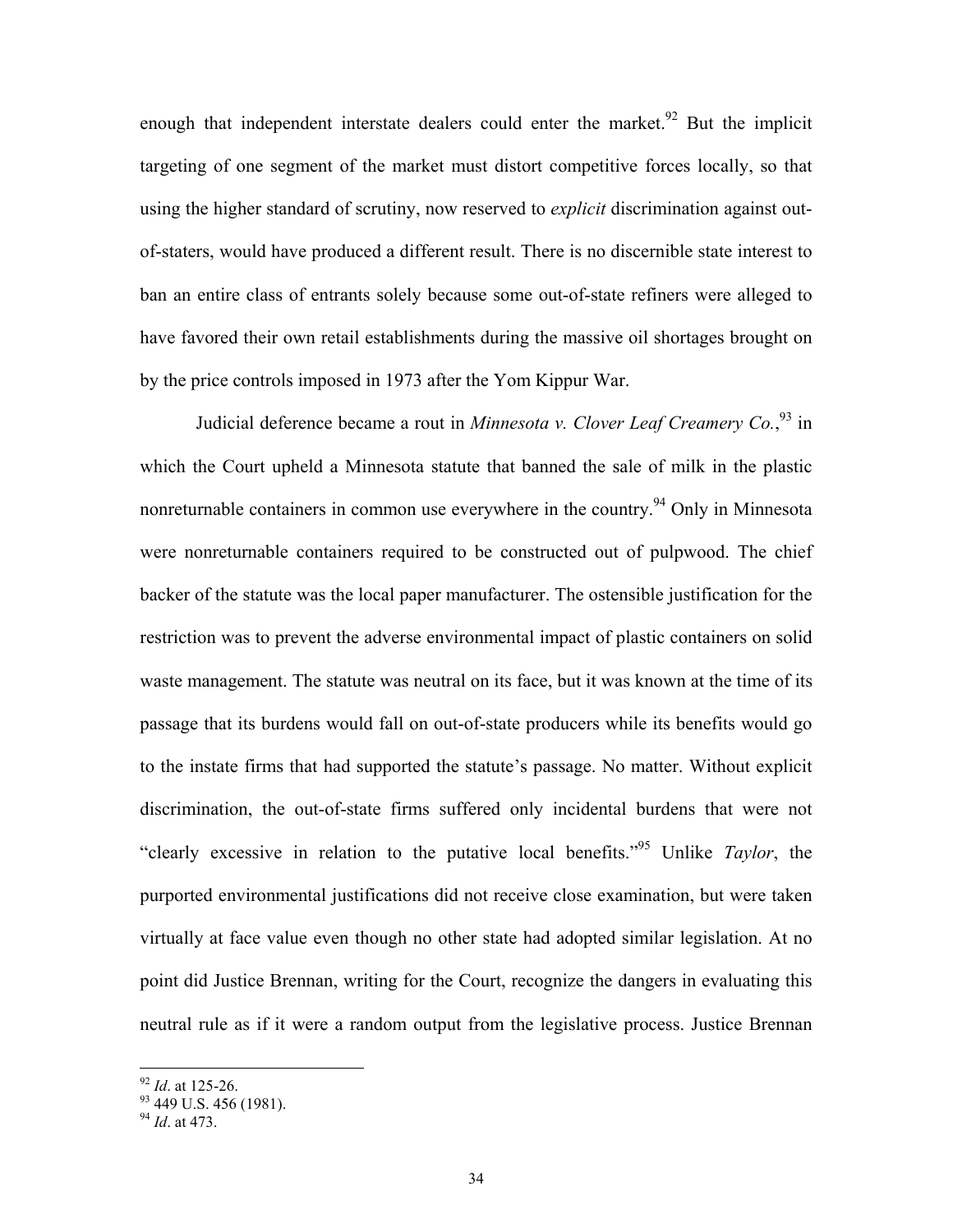enough that independent interstate dealers could enter the market.[92] But the implicit targeting of one segment of the market must distort competitive forces locally, so that using the higher standard of scrutiny, now reserved to *explicit* discrimination against out-of-staters, would have produced a different result. There is no discernible state interest to ban an entire class of entrants solely because some out-of-state refiners were alleged to have favored their own retail establishments during the massive oil shortages brought on by the price controls imposed in 1973 after the Yom Kippur War.

Judicial deference became a rout in *Minnesota v. Clover Leaf Creamery Co.*,[93] in which the Court upheld a Minnesota statute that banned the sale of milk in the plastic nonreturnable containers in common use everywhere in the country.[94] Only in Minnesota were nonreturnable containers required to be constructed out of pulpwood. The chief backer of the statute was the local paper manufacturer. The ostensible justification for the restriction was to prevent the adverse environmental impact of plastic containers on solid waste management. The statute was neutral on its face, but it was known at the time of its passage that its burdens would fall on out-of-state producers while its benefits would go to the instate firms that had supported the statute's passage. No matter. Without explicit discrimination, the out-of-state firms suffered only incidental burdens that were not "clearly excessive in relation to the putative local benefits."[95] Unlike *Taylor*, the purported environmental justifications did not receive close examination, but were taken virtually at face value even though no other state had adopted similar legislation. At no point did Justice Brennan, writing for the Court, recognize the dangers in evaluating this neutral rule as if it were a random output from the legislative process. Justice Brennan

[92] *Id*. at 125-26.
[93] 449 U.S. 456 (1981).
[94] *Id*. at 473.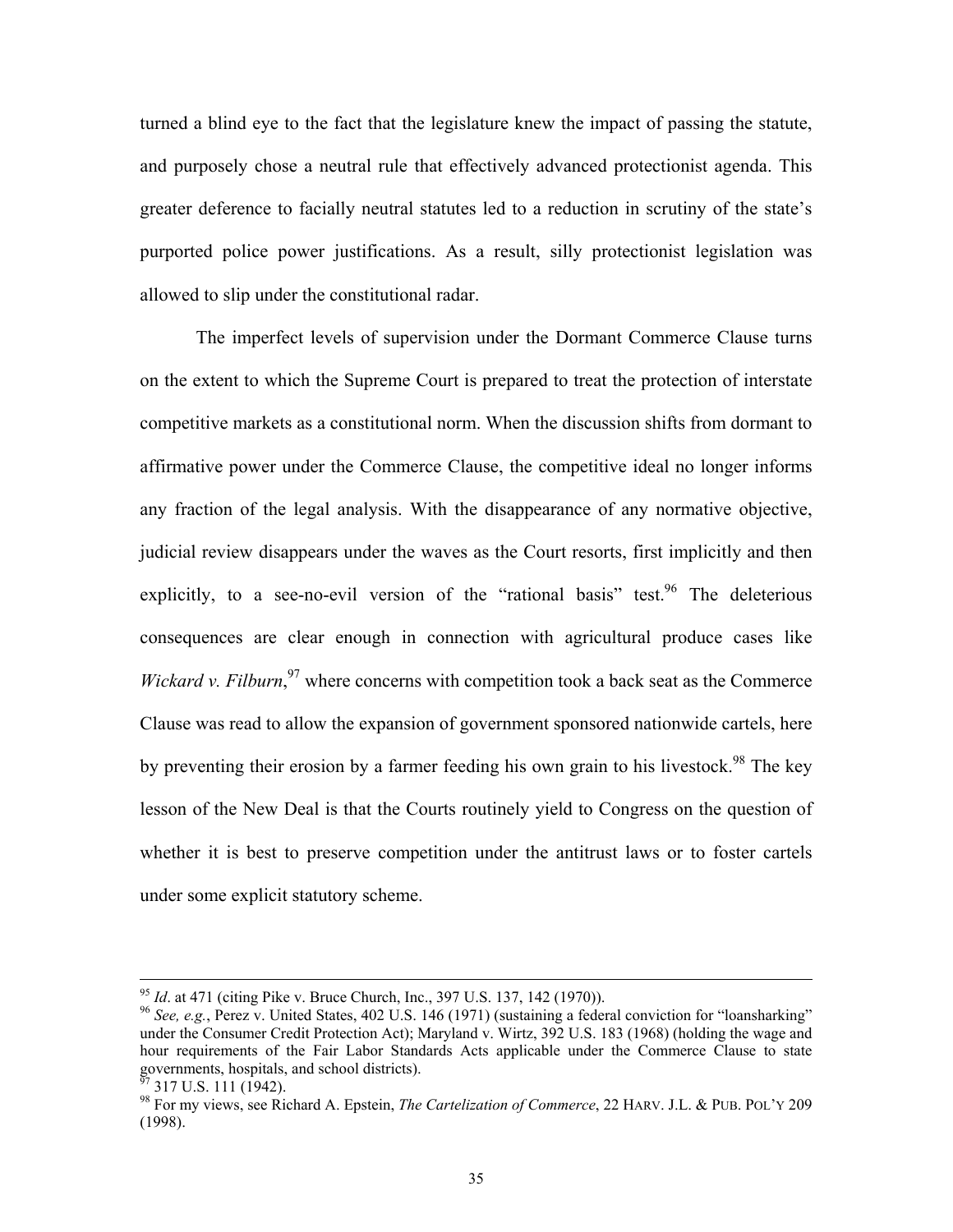turned a blind eye to the fact that the legislature knew the impact of passing the statute, and purposely chose a neutral rule that effectively advanced protectionist agenda. This greater deference to facially neutral statutes led to a reduction in scrutiny of the state's purported police power justifications. As a result, silly protectionist legislation was allowed to slip under the constitutional radar.

The imperfect levels of supervision under the Dormant Commerce Clause turns on the extent to which the Supreme Court is prepared to treat the protection of interstate competitive markets as a constitutional norm. When the discussion shifts from dormant to affirmative power under the Commerce Clause, the competitive ideal no longer informs any fraction of the legal analysis. With the disappearance of any normative objective, judicial review disappears under the waves as the Court resorts, first implicitly and then explicitly, to a see-no-evil version of the "rational basis" test.[96] The deleterious consequences are clear enough in connection with agricultural produce cases like *Wickard v. Filburn*,[97] where concerns with competition took a back seat as the Commerce Clause was read to allow the expansion of government sponsored nationwide cartels, here by preventing their erosion by a farmer feeding his own grain to his livestock.[98] The key lesson of the New Deal is that the Courts routinely yield to Congress on the question of whether it is best to preserve competition under the antitrust laws or to foster cartels under some explicit statutory scheme.

---

[95] *Id*. at 471 (citing Pike v. Bruce Church, Inc., 397 U.S. 137, 142 (1970)).

[96] *See, e.g.*, Perez v. United States, 402 U.S. 146 (1971) (sustaining a federal conviction for "loansharking" under the Consumer Credit Protection Act); Maryland v. Wirtz, 392 U.S. 183 (1968) (holding the wage and hour requirements of the Fair Labor Standards Acts applicable under the Commerce Clause to state governments, hospitals, and school districts).

[97] 317 U.S. 111 (1942).

[98] For my views, see Richard A. Epstein, *The Cartelization of Commerce*, 22 HARV. J.L. & PUB. POL'Y 209 (1998).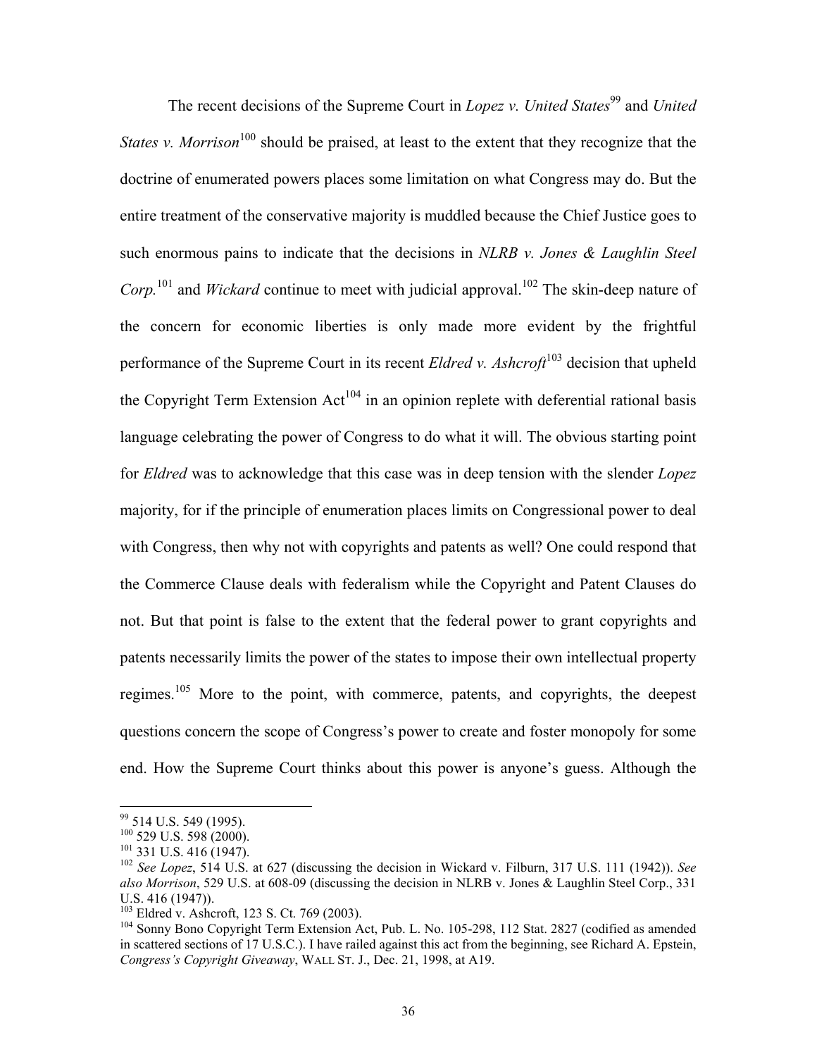The recent decisions of the Supreme Court in *Lopez v. United States*[99] and *United States v. Morrison*[100] should be praised, at least to the extent that they recognize that the doctrine of enumerated powers places some limitation on what Congress may do. But the entire treatment of the conservative majority is muddled because the Chief Justice goes to such enormous pains to indicate that the decisions in *NLRB v. Jones & Laughlin Steel Corp.*[101] and *Wickard* continue to meet with judicial approval.[102] The skin-deep nature of the concern for economic liberties is only made more evident by the frightful performance of the Supreme Court in its recent *Eldred v. Ashcroft*[103] decision that upheld the Copyright Term Extension Act[104] in an opinion replete with deferential rational basis language celebrating the power of Congress to do what it will. The obvious starting point for *Eldred* was to acknowledge that this case was in deep tension with the slender *Lopez* majority, for if the principle of enumeration places limits on Congressional power to deal with Congress, then why not with copyrights and patents as well? One could respond that the Commerce Clause deals with federalism while the Copyright and Patent Clauses do not. But that point is false to the extent that the federal power to grant copyrights and patents necessarily limits the power of the states to impose their own intellectual property regimes.[105] More to the point, with commerce, patents, and copyrights, the deepest questions concern the scope of Congress's power to create and foster monopoly for some end. How the Supreme Court thinks about this power is anyone's guess. Although the

---

[99] 514 U.S. 549 (1995).

[100] 529 U.S. 598 (2000).

[101] 331 U.S. 416 (1947).

[102] *See Lopez*, 514 U.S. at 627 (discussing the decision in Wickard v. Filburn, 317 U.S. 111 (1942)). *See also Morrison*, 529 U.S. at 608-09 (discussing the decision in NLRB v. Jones & Laughlin Steel Corp., 331 U.S. 416 (1947)).

[103] Eldred v. Ashcroft, 123 S. Ct. 769 (2003).

[104] Sonny Bono Copyright Term Extension Act, Pub. L. No. 105-298, 112 Stat. 2827 (codified as amended in scattered sections of 17 U.S.C.). I have railed against this act from the beginning, see Richard A. Epstein, *Congress's Copyright Giveaway*, WALL ST. J., Dec. 21, 1998, at A19.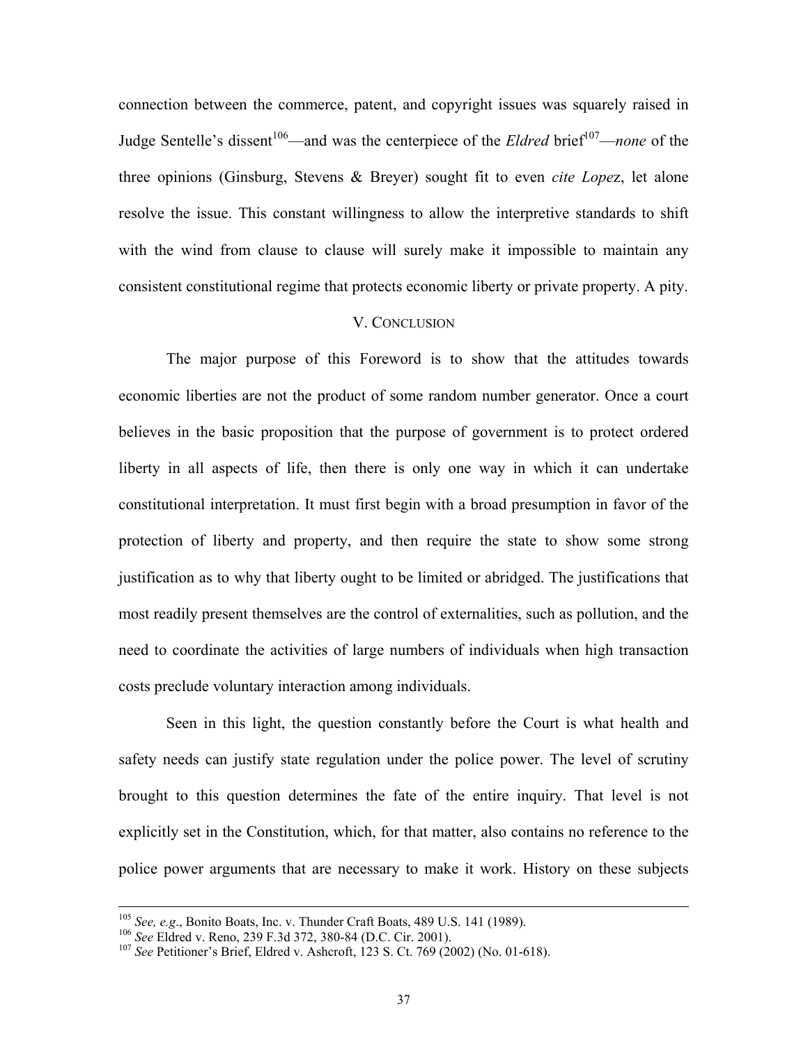connection between the commerce, patent, and copyright issues was squarely raised in Judge Sentelle's dissent[106]—and was the centerpiece of the *Eldred* brief[107]—*none* of the three opinions (Ginsburg, Stevens & Breyer) sought fit to even *cite Lopez*, let alone resolve the issue. This constant willingness to allow the interpretive standards to shift with the wind from clause to clause will surely make it impossible to maintain any consistent constitutional regime that protects economic liberty or private property. A pity.

## V. CONCLUSION

The major purpose of this Foreword is to show that the attitudes towards economic liberties are not the product of some random number generator. Once a court believes in the basic proposition that the purpose of government is to protect ordered liberty in all aspects of life, then there is only one way in which it can undertake constitutional interpretation. It must first begin with a broad presumption in favor of the protection of liberty and property, and then require the state to show some strong justification as to why that liberty ought to be limited or abridged. The justifications that most readily present themselves are the control of externalities, such as pollution, and the need to coordinate the activities of large numbers of individuals when high transaction costs preclude voluntary interaction among individuals.

Seen in this light, the question constantly before the Court is what health and safety needs can justify state regulation under the police power. The level of scrutiny brought to this question determines the fate of the entire inquiry. That level is not explicitly set in the Constitution, which, for that matter, also contains no reference to the police power arguments that are necessary to make it work. History on these subjects

---

[105] *See, e.g*., Bonito Boats, Inc. v. Thunder Craft Boats, 489 U.S. 141 (1989).

[106] *See* Eldred v. Reno, 239 F.3d 372, 380-84 (D.C. Cir. 2001).

[107] *See* Petitioner's Brief, Eldred v. Ashcroft, 123 S. Ct. 769 (2002) (No. 01-618).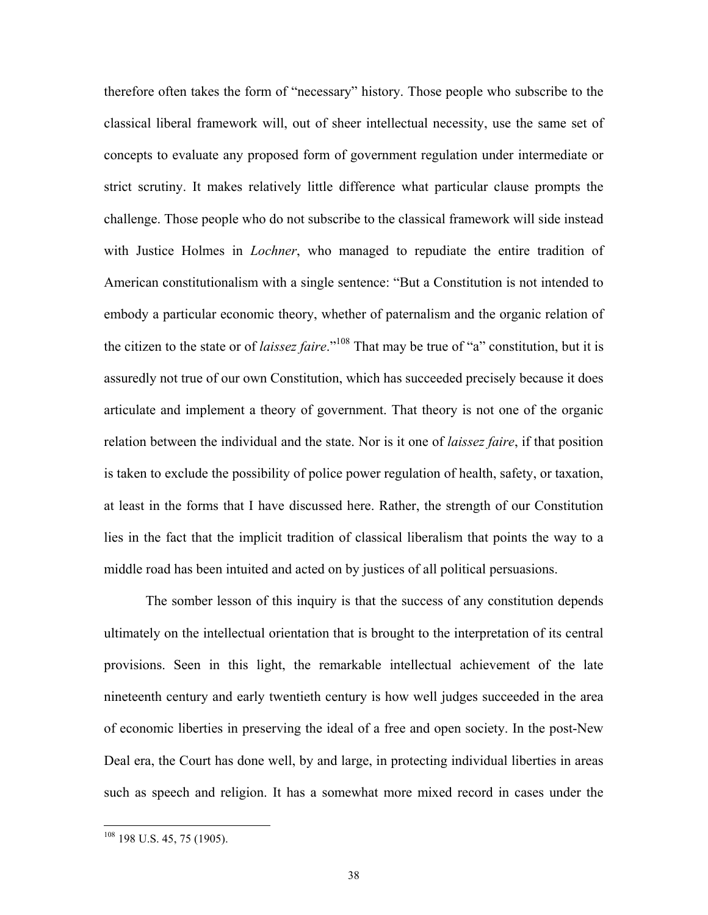therefore often takes the form of "necessary" history. Those people who subscribe to the classical liberal framework will, out of sheer intellectual necessity, use the same set of concepts to evaluate any proposed form of government regulation under intermediate or strict scrutiny. It makes relatively little difference what particular clause prompts the challenge. Those people who do not subscribe to the classical framework will side instead with Justice Holmes in *Lochner*, who managed to repudiate the entire tradition of American constitutionalism with a single sentence: "But a Constitution is not intended to embody a particular economic theory, whether of paternalism and the organic relation of the citizen to the state or of *laissez faire*."[108] That may be true of "a" constitution, but it is assuredly not true of our own Constitution, which has succeeded precisely because it does articulate and implement a theory of government. That theory is not one of the organic relation between the individual and the state. Nor is it one of *laissez faire*, if that position is taken to exclude the possibility of police power regulation of health, safety, or taxation, at least in the forms that I have discussed here. Rather, the strength of our Constitution lies in the fact that the implicit tradition of classical liberalism that points the way to a middle road has been intuited and acted on by justices of all political persuasions.

The somber lesson of this inquiry is that the success of any constitution depends ultimately on the intellectual orientation that is brought to the interpretation of its central provisions. Seen in this light, the remarkable intellectual achievement of the late nineteenth century and early twentieth century is how well judges succeeded in the area of economic liberties in preserving the ideal of a free and open society. In the post-New Deal era, the Court has done well, by and large, in protecting individual liberties in areas such as speech and religion. It has a somewhat more mixed record in cases under the

---

[108] 198 U.S. 45, 75 (1905).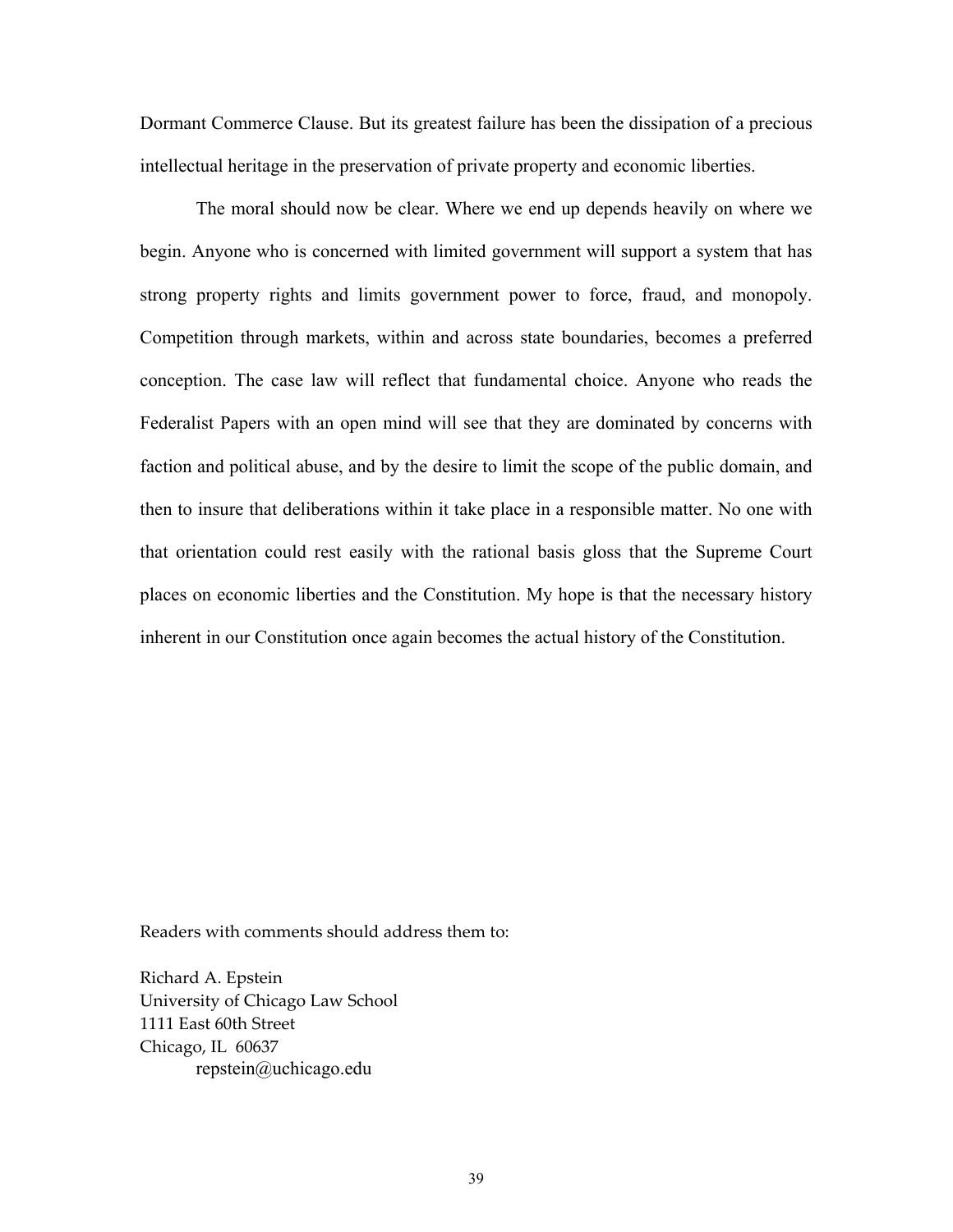Dormant Commerce Clause. But its greatest failure has been the dissipation of a precious intellectual heritage in the preservation of private property and economic liberties.

The moral should now be clear. Where we end up depends heavily on where we begin. Anyone who is concerned with limited government will support a system that has strong property rights and limits government power to force, fraud, and monopoly. Competition through markets, within and across state boundaries, becomes a preferred conception. The case law will reflect that fundamental choice. Anyone who reads the Federalist Papers with an open mind will see that they are dominated by concerns with faction and political abuse, and by the desire to limit the scope of the public domain, and then to insure that deliberations within it take place in a responsible matter. No one with that orientation could rest easily with the rational basis gloss that the Supreme Court places on economic liberties and the Constitution. My hope is that the necessary history inherent in our Constitution once again becomes the actual history of the Constitution.

Readers with comments should address them to:

Richard A. Epstein
University of Chicago Law School
1111 East 60th Street
Chicago, IL 60637
repstein@uchicago.edu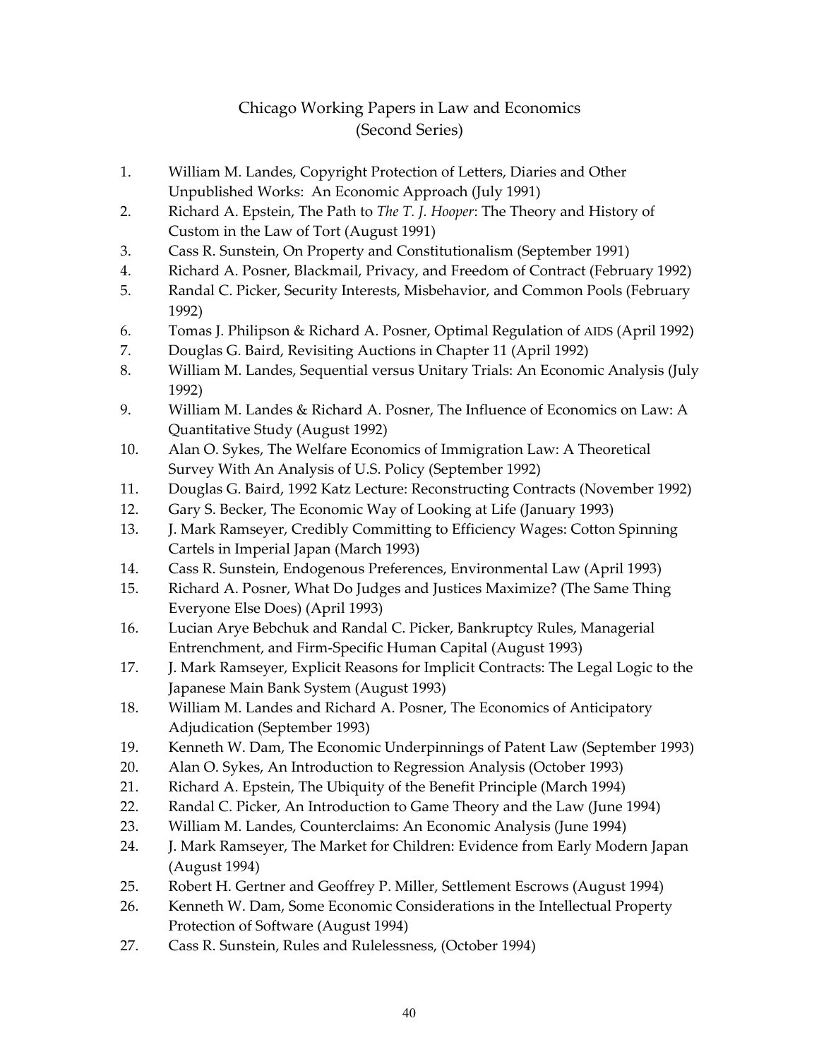# Chicago Working Papers in Law and Economics
## (Second Series)

1. William M. Landes, Copyright Protection of Letters, Diaries and Other Unpublished Works: An Economic Approach (July 1991)
2. Richard A. Epstein, The Path to *The T. J. Hooper*: The Theory and History of Custom in the Law of Tort (August 1991)
3. Cass R. Sunstein, On Property and Constitutionalism (September 1991)
4. Richard A. Posner, Blackmail, Privacy, and Freedom of Contract (February 1992)
5. Randal C. Picker, Security Interests, Misbehavior, and Common Pools (February 1992)
6. Tomas J. Philipson & Richard A. Posner, Optimal Regulation of AIDS (April 1992)
7. Douglas G. Baird, Revisiting Auctions in Chapter 11 (April 1992)
8. William M. Landes, Sequential versus Unitary Trials: An Economic Analysis (July 1992)
9. William M. Landes & Richard A. Posner, The Influence of Economics on Law: A Quantitative Study (August 1992)
10. Alan O. Sykes, The Welfare Economics of Immigration Law: A Theoretical Survey With An Analysis of U.S. Policy (September 1992)
11. Douglas G. Baird, 1992 Katz Lecture: Reconstructing Contracts (November 1992)
12. Gary S. Becker, The Economic Way of Looking at Life (January 1993)
13. J. Mark Ramseyer, Credibly Committing to Efficiency Wages: Cotton Spinning Cartels in Imperial Japan (March 1993)
14. Cass R. Sunstein, Endogenous Preferences, Environmental Law (April 1993)
15. Richard A. Posner, What Do Judges and Justices Maximize? (The Same Thing Everyone Else Does) (April 1993)
16. Lucian Arye Bebchuk and Randal C. Picker, Bankruptcy Rules, Managerial Entrenchment, and Firm-Specific Human Capital (August 1993)
17. J. Mark Ramseyer, Explicit Reasons for Implicit Contracts: The Legal Logic to the Japanese Main Bank System (August 1993)
18. William M. Landes and Richard A. Posner, The Economics of Anticipatory Adjudication (September 1993)
19. Kenneth W. Dam, The Economic Underpinnings of Patent Law (September 1993)
20. Alan O. Sykes, An Introduction to Regression Analysis (October 1993)
21. Richard A. Epstein, The Ubiquity of the Benefit Principle (March 1994)
22. Randal C. Picker, An Introduction to Game Theory and the Law (June 1994)
23. William M. Landes, Counterclaims: An Economic Analysis (June 1994)
24. J. Mark Ramseyer, The Market for Children: Evidence from Early Modern Japan (August 1994)
25. Robert H. Gertner and Geoffrey P. Miller, Settlement Escrows (August 1994)
26. Kenneth W. Dam, Some Economic Considerations in the Intellectual Property Protection of Software (August 1994)
27. Cass R. Sunstein, Rules and Rulelessness, (October 1994)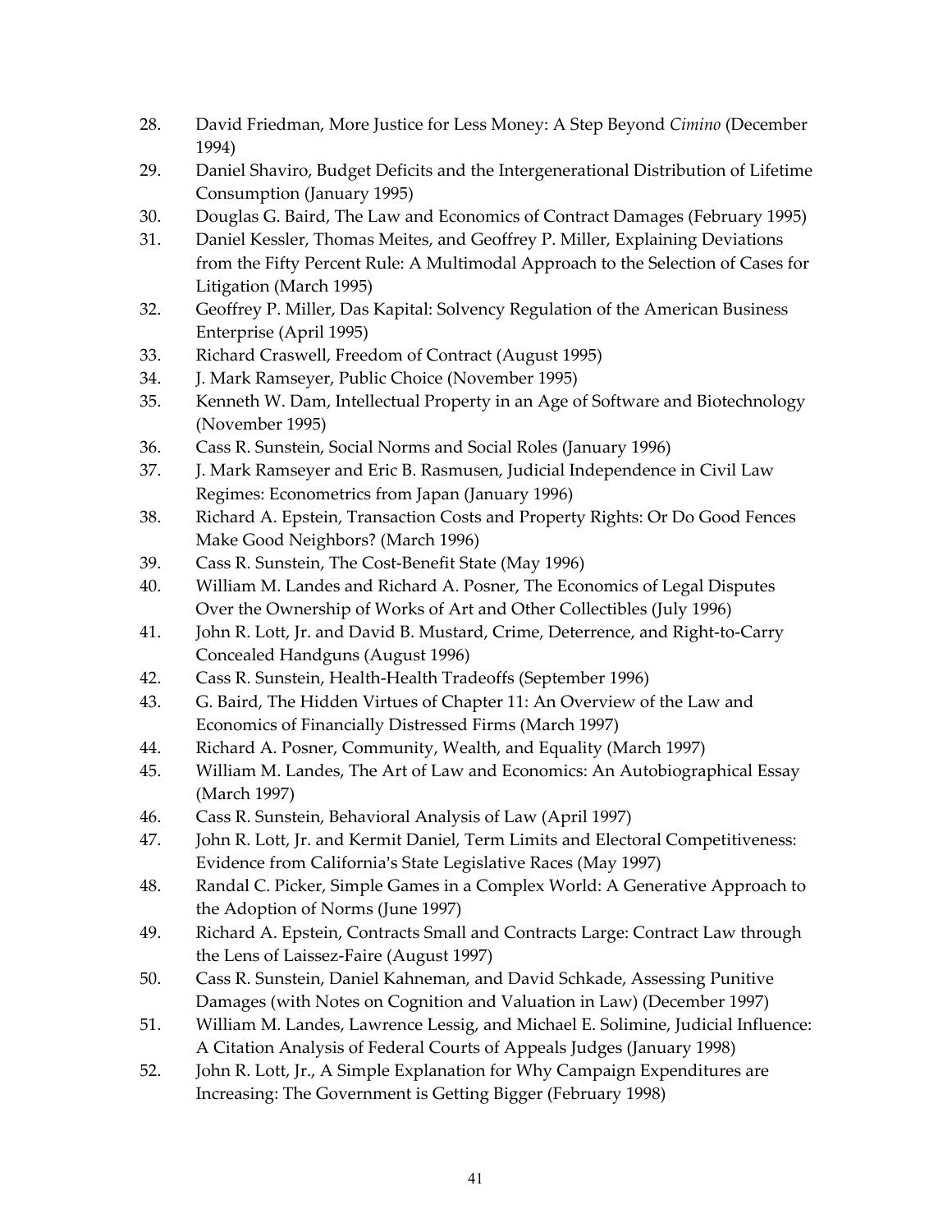28. David Friedman, More Justice for Less Money: A Step Beyond *Cimino* (December 1994)
29. Daniel Shaviro, Budget Deficits and the Intergenerational Distribution of Lifetime Consumption (January 1995)
30. Douglas G. Baird, The Law and Economics of Contract Damages (February 1995)
31. Daniel Kessler, Thomas Meites, and Geoffrey P. Miller, Explaining Deviations from the Fifty Percent Rule: A Multimodal Approach to the Selection of Cases for Litigation (March 1995)
32. Geoffrey P. Miller, Das Kapital: Solvency Regulation of the American Business Enterprise (April 1995)
33. Richard Craswell, Freedom of Contract (August 1995)
34. J. Mark Ramseyer, Public Choice (November 1995)
35. Kenneth W. Dam, Intellectual Property in an Age of Software and Biotechnology (November 1995)
36. Cass R. Sunstein, Social Norms and Social Roles (January 1996)
37. J. Mark Ramseyer and Eric B. Rasmusen, Judicial Independence in Civil Law Regimes: Econometrics from Japan (January 1996)
38. Richard A. Epstein, Transaction Costs and Property Rights: Or Do Good Fences Make Good Neighbors? (March 1996)
39. Cass R. Sunstein, The Cost-Benefit State (May 1996)
40. William M. Landes and Richard A. Posner, The Economics of Legal Disputes Over the Ownership of Works of Art and Other Collectibles (July 1996)
41. John R. Lott, Jr. and David B. Mustard, Crime, Deterrence, and Right-to-Carry Concealed Handguns (August 1996)
42. Cass R. Sunstein, Health-Health Tradeoffs (September 1996)
43. G. Baird, The Hidden Virtues of Chapter 11: An Overview of the Law and Economics of Financially Distressed Firms (March 1997)
44. Richard A. Posner, Community, Wealth, and Equality (March 1997)
45. William M. Landes, The Art of Law and Economics: An Autobiographical Essay (March 1997)
46. Cass R. Sunstein, Behavioral Analysis of Law (April 1997)
47. John R. Lott, Jr. and Kermit Daniel, Term Limits and Electoral Competitiveness: Evidence from California's State Legislative Races (May 1997)
48. Randal C. Picker, Simple Games in a Complex World: A Generative Approach to the Adoption of Norms (June 1997)
49. Richard A. Epstein, Contracts Small and Contracts Large: Contract Law through the Lens of Laissez-Faire (August 1997)
50. Cass R. Sunstein, Daniel Kahneman, and David Schkade, Assessing Punitive Damages (with Notes on Cognition and Valuation in Law) (December 1997)
51. William M. Landes, Lawrence Lessig, and Michael E. Solimine, Judicial Influence: A Citation Analysis of Federal Courts of Appeals Judges (January 1998)
52. John R. Lott, Jr., A Simple Explanation for Why Campaign Expenditures are Increasing: The Government is Getting Bigger (February 1998)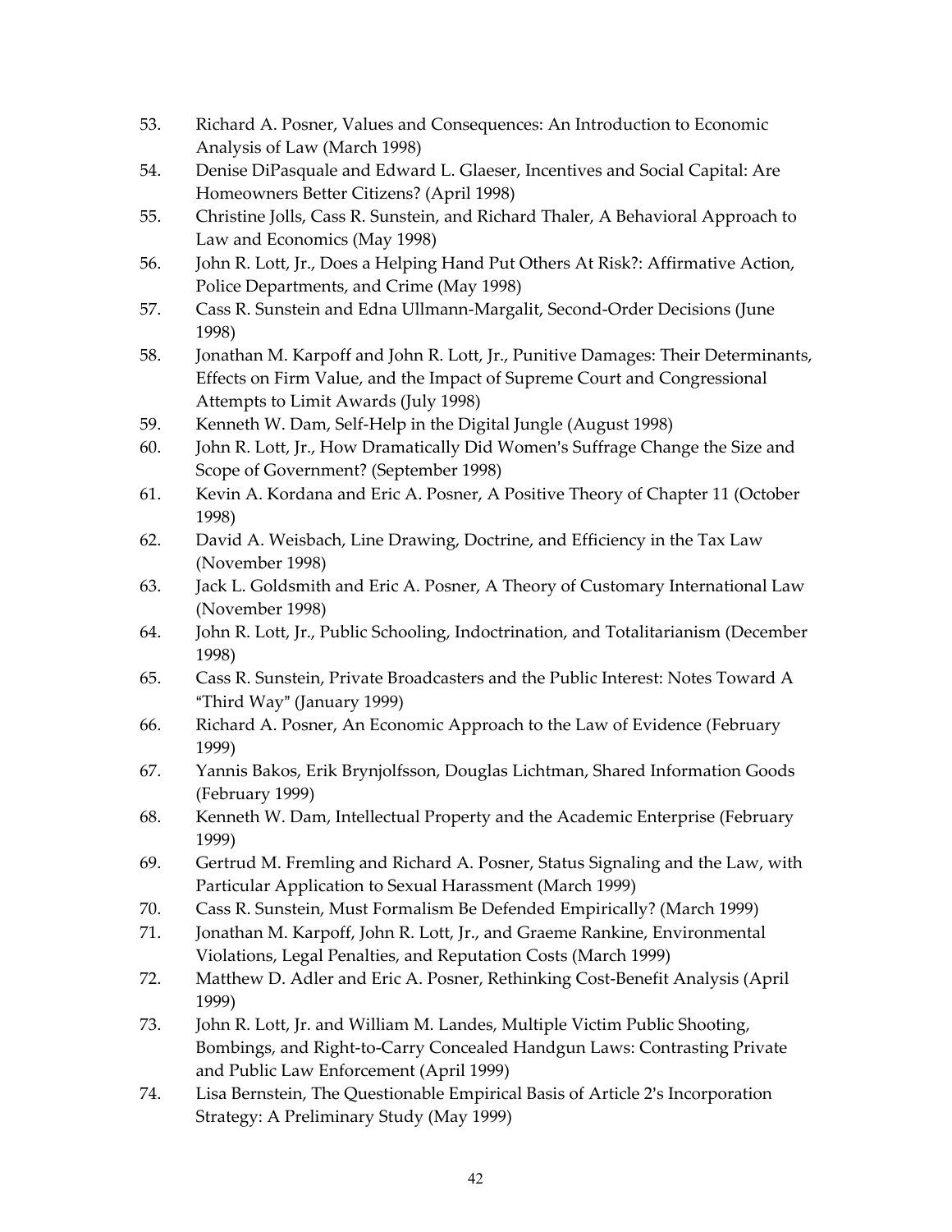53. Richard A. Posner, Values and Consequences: An Introduction to Economic Analysis of Law (March 1998)
54. Denise DiPasquale and Edward L. Glaeser, Incentives and Social Capital: Are Homeowners Better Citizens? (April 1998)
55. Christine Jolls, Cass R. Sunstein, and Richard Thaler, A Behavioral Approach to Law and Economics (May 1998)
56. John R. Lott, Jr., Does a Helping Hand Put Others At Risk?: Affirmative Action, Police Departments, and Crime (May 1998)
57. Cass R. Sunstein and Edna Ullmann-Margalit, Second-Order Decisions (June 1998)
58. Jonathan M. Karpoff and John R. Lott, Jr., Punitive Damages: Their Determinants, Effects on Firm Value, and the Impact of Supreme Court and Congressional Attempts to Limit Awards (July 1998)
59. Kenneth W. Dam, Self-Help in the Digital Jungle (August 1998)
60. John R. Lott, Jr., How Dramatically Did Women's Suffrage Change the Size and Scope of Government? (September 1998)
61. Kevin A. Kordana and Eric A. Posner, A Positive Theory of Chapter 11 (October 1998)
62. David A. Weisbach, Line Drawing, Doctrine, and Efficiency in the Tax Law (November 1998)
63. Jack L. Goldsmith and Eric A. Posner, A Theory of Customary International Law (November 1998)
64. John R. Lott, Jr., Public Schooling, Indoctrination, and Totalitarianism (December 1998)
65. Cass R. Sunstein, Private Broadcasters and the Public Interest: Notes Toward A "Third Way" (January 1999)
66. Richard A. Posner, An Economic Approach to the Law of Evidence (February 1999)
67. Yannis Bakos, Erik Brynjolfsson, Douglas Lichtman, Shared Information Goods (February 1999)
68. Kenneth W. Dam, Intellectual Property and the Academic Enterprise (February 1999)
69. Gertrud M. Fremling and Richard A. Posner, Status Signaling and the Law, with Particular Application to Sexual Harassment (March 1999)
70. Cass R. Sunstein, Must Formalism Be Defended Empirically? (March 1999)
71. Jonathan M. Karpoff, John R. Lott, Jr., and Graeme Rankine, Environmental Violations, Legal Penalties, and Reputation Costs (March 1999)
72. Matthew D. Adler and Eric A. Posner, Rethinking Cost-Benefit Analysis (April 1999)
73. John R. Lott, Jr. and William M. Landes, Multiple Victim Public Shooting, Bombings, and Right-to-Carry Concealed Handgun Laws: Contrasting Private and Public Law Enforcement (April 1999)
74. Lisa Bernstein, The Questionable Empirical Basis of Article 2's Incorporation Strategy: A Preliminary Study (May 1999)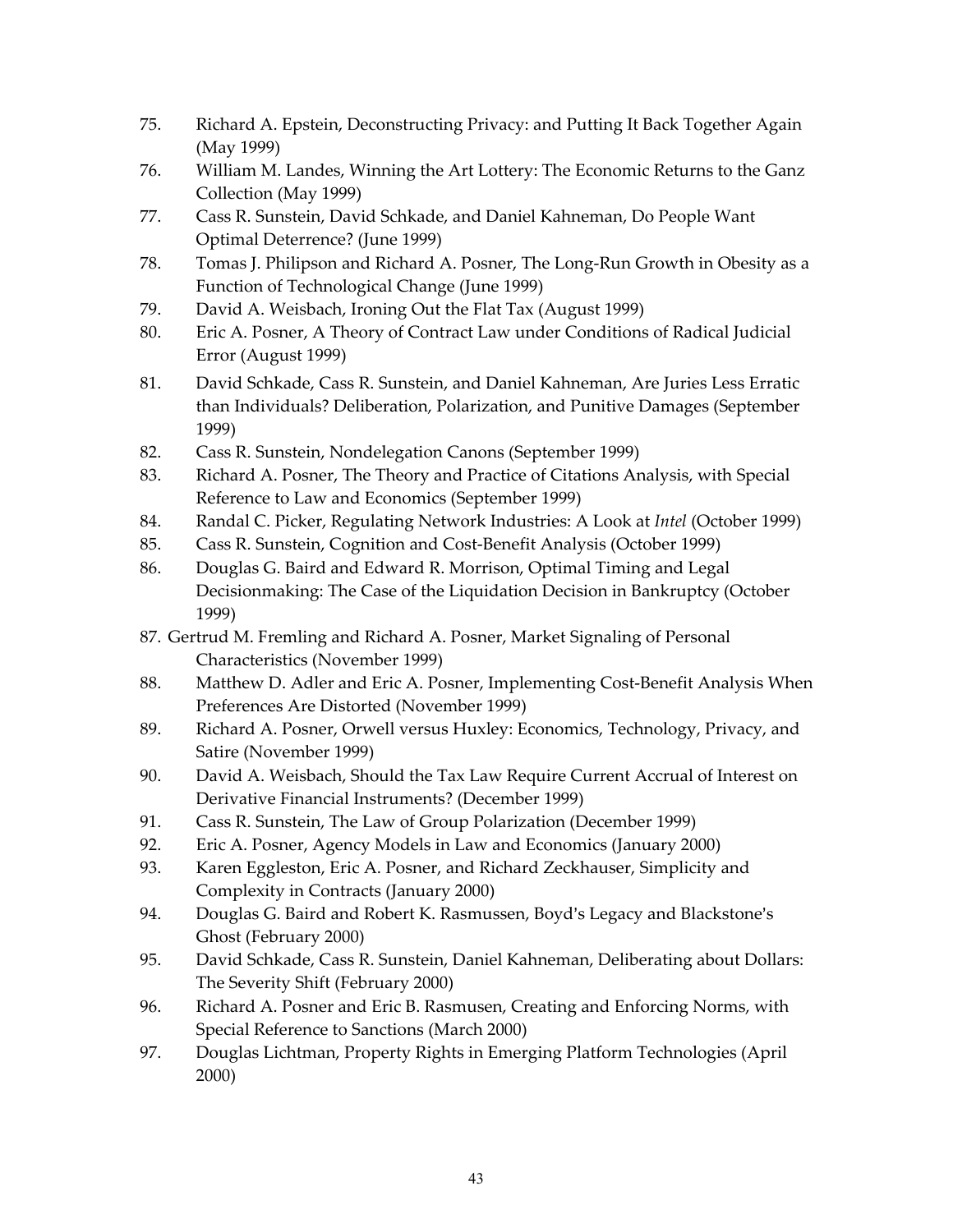75. Richard A. Epstein, Deconstructing Privacy: and Putting It Back Together Again (May 1999)
76. William M. Landes, Winning the Art Lottery: The Economic Returns to the Ganz Collection (May 1999)
77. Cass R. Sunstein, David Schkade, and Daniel Kahneman, Do People Want Optimal Deterrence? (June 1999)
78. Tomas J. Philipson and Richard A. Posner, The Long-Run Growth in Obesity as a Function of Technological Change (June 1999)
79. David A. Weisbach, Ironing Out the Flat Tax (August 1999)
80. Eric A. Posner, A Theory of Contract Law under Conditions of Radical Judicial Error (August 1999)
81. David Schkade, Cass R. Sunstein, and Daniel Kahneman, Are Juries Less Erratic than Individuals? Deliberation, Polarization, and Punitive Damages (September 1999)
82. Cass R. Sunstein, Nondelegation Canons (September 1999)
83. Richard A. Posner, The Theory and Practice of Citations Analysis, with Special Reference to Law and Economics (September 1999)
84. Randal C. Picker, Regulating Network Industries: A Look at *Intel* (October 1999)
85. Cass R. Sunstein, Cognition and Cost-Benefit Analysis (October 1999)
86. Douglas G. Baird and Edward R. Morrison, Optimal Timing and Legal Decisionmaking: The Case of the Liquidation Decision in Bankruptcy (October 1999)
87. Gertrud M. Fremling and Richard A. Posner, Market Signaling of Personal Characteristics (November 1999)
88. Matthew D. Adler and Eric A. Posner, Implementing Cost-Benefit Analysis When Preferences Are Distorted (November 1999)
89. Richard A. Posner, Orwell versus Huxley: Economics, Technology, Privacy, and Satire (November 1999)
90. David A. Weisbach, Should the Tax Law Require Current Accrual of Interest on Derivative Financial Instruments? (December 1999)
91. Cass R. Sunstein, The Law of Group Polarization (December 1999)
92. Eric A. Posner, Agency Models in Law and Economics (January 2000)
93. Karen Eggleston, Eric A. Posner, and Richard Zeckhauser, Simplicity and Complexity in Contracts (January 2000)
94. Douglas G. Baird and Robert K. Rasmussen, Boyd's Legacy and Blackstone's Ghost (February 2000)
95. David Schkade, Cass R. Sunstein, Daniel Kahneman, Deliberating about Dollars: The Severity Shift (February 2000)
96. Richard A. Posner and Eric B. Rasmusen, Creating and Enforcing Norms, with Special Reference to Sanctions (March 2000)
97. Douglas Lichtman, Property Rights in Emerging Platform Technologies (April 2000)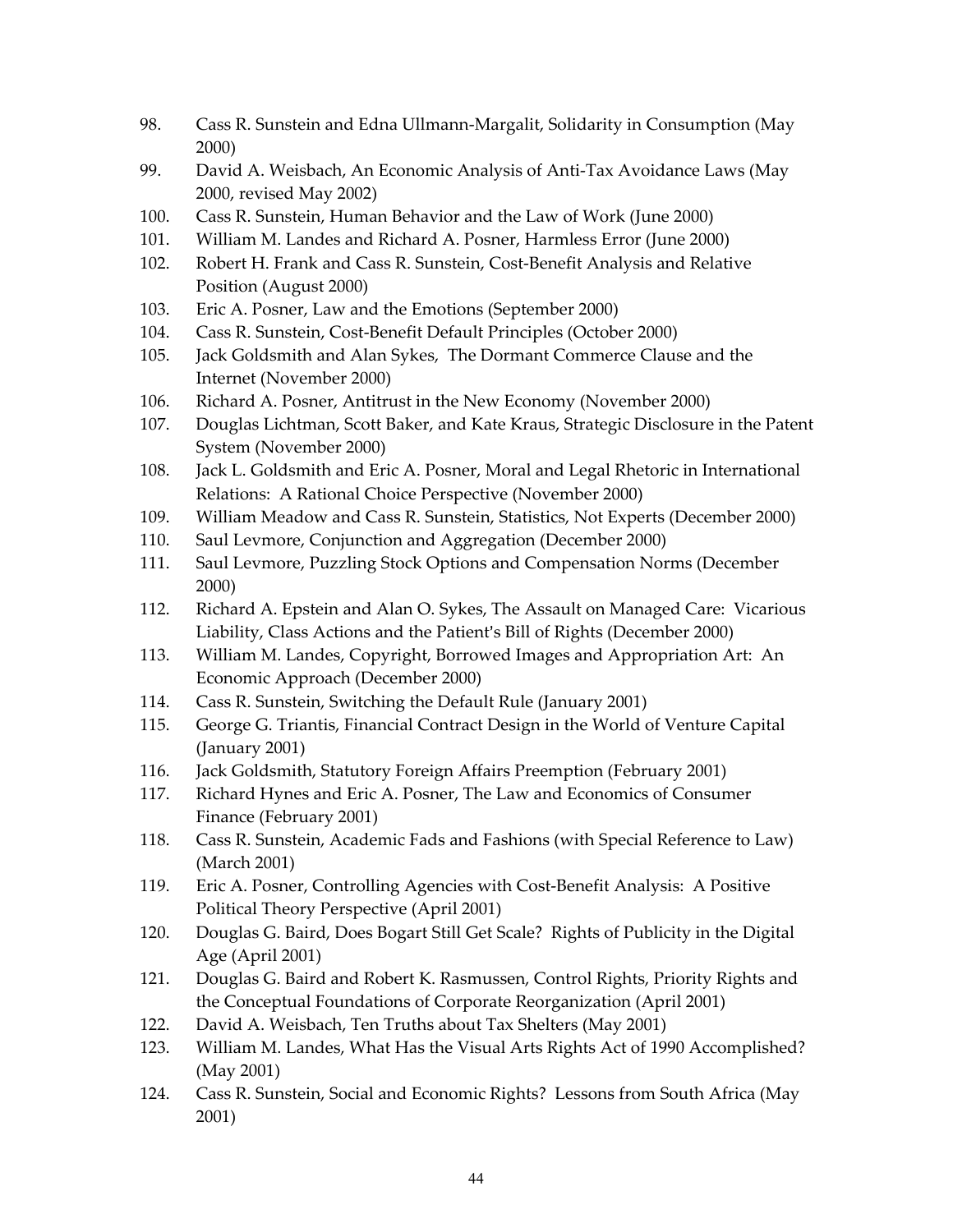98. Cass R. Sunstein and Edna Ullmann-Margalit, Solidarity in Consumption (May 2000)
99. David A. Weisbach, An Economic Analysis of Anti-Tax Avoidance Laws (May 2000, revised May 2002)
100. Cass R. Sunstein, Human Behavior and the Law of Work (June 2000)
101. William M. Landes and Richard A. Posner, Harmless Error (June 2000)
102. Robert H. Frank and Cass R. Sunstein, Cost-Benefit Analysis and Relative Position (August 2000)
103. Eric A. Posner, Law and the Emotions (September 2000)
104. Cass R. Sunstein, Cost-Benefit Default Principles (October 2000)
105. Jack Goldsmith and Alan Sykes, The Dormant Commerce Clause and the Internet (November 2000)
106. Richard A. Posner, Antitrust in the New Economy (November 2000)
107. Douglas Lichtman, Scott Baker, and Kate Kraus, Strategic Disclosure in the Patent System (November 2000)
108. Jack L. Goldsmith and Eric A. Posner, Moral and Legal Rhetoric in International Relations: A Rational Choice Perspective (November 2000)
109. William Meadow and Cass R. Sunstein, Statistics, Not Experts (December 2000)
110. Saul Levmore, Conjunction and Aggregation (December 2000)
111. Saul Levmore, Puzzling Stock Options and Compensation Norms (December 2000)
112. Richard A. Epstein and Alan O. Sykes, The Assault on Managed Care: Vicarious Liability, Class Actions and the Patient's Bill of Rights (December 2000)
113. William M. Landes, Copyright, Borrowed Images and Appropriation Art: An Economic Approach (December 2000)
114. Cass R. Sunstein, Switching the Default Rule (January 2001)
115. George G. Triantis, Financial Contract Design in the World of Venture Capital (January 2001)
116. Jack Goldsmith, Statutory Foreign Affairs Preemption (February 2001)
117. Richard Hynes and Eric A. Posner, The Law and Economics of Consumer Finance (February 2001)
118. Cass R. Sunstein, Academic Fads and Fashions (with Special Reference to Law) (March 2001)
119. Eric A. Posner, Controlling Agencies with Cost-Benefit Analysis: A Positive Political Theory Perspective (April 2001)
120. Douglas G. Baird, Does Bogart Still Get Scale? Rights of Publicity in the Digital Age (April 2001)
121. Douglas G. Baird and Robert K. Rasmussen, Control Rights, Priority Rights and the Conceptual Foundations of Corporate Reorganization (April 2001)
122. David A. Weisbach, Ten Truths about Tax Shelters (May 2001)
123. William M. Landes, What Has the Visual Arts Rights Act of 1990 Accomplished? (May 2001)
124. Cass R. Sunstein, Social and Economic Rights? Lessons from South Africa (May 2001)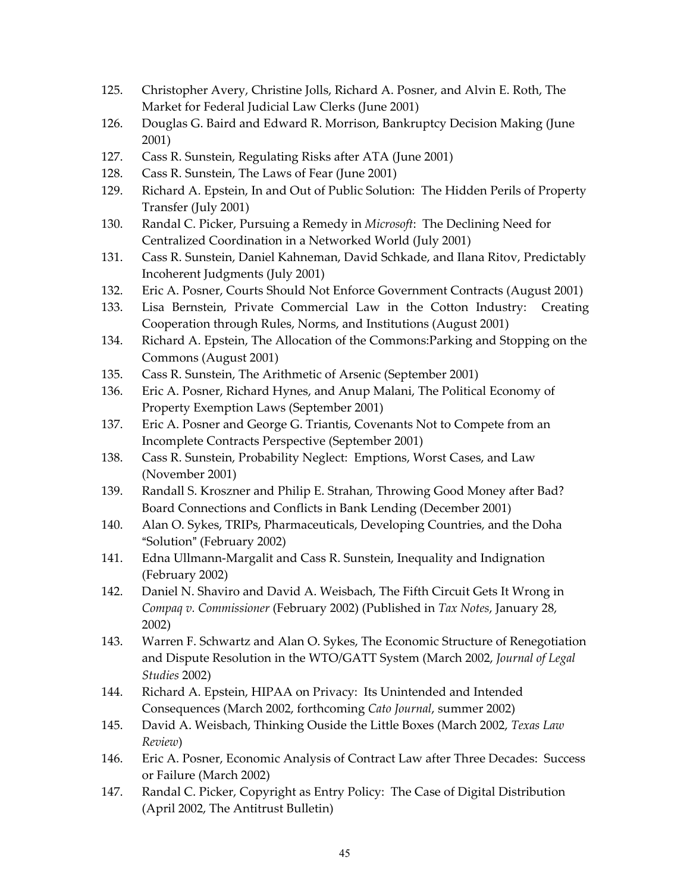125. Christopher Avery, Christine Jolls, Richard A. Posner, and Alvin E. Roth, The Market for Federal Judicial Law Clerks (June 2001)
126. Douglas G. Baird and Edward R. Morrison, Bankruptcy Decision Making (June 2001)
127. Cass R. Sunstein, Regulating Risks after ATA (June 2001)
128. Cass R. Sunstein, The Laws of Fear (June 2001)
129. Richard A. Epstein, In and Out of Public Solution: The Hidden Perils of Property Transfer (July 2001)
130. Randal C. Picker, Pursuing a Remedy in *Microsoft*: The Declining Need for Centralized Coordination in a Networked World (July 2001)
131. Cass R. Sunstein, Daniel Kahneman, David Schkade, and Ilana Ritov, Predictably Incoherent Judgments (July 2001)
132. Eric A. Posner, Courts Should Not Enforce Government Contracts (August 2001)
133. Lisa Bernstein, Private Commercial Law in the Cotton Industry: Creating Cooperation through Rules, Norms, and Institutions (August 2001)
134. Richard A. Epstein, The Allocation of the Commons:Parking and Stopping on the Commons (August 2001)
135. Cass R. Sunstein, The Arithmetic of Arsenic (September 2001)
136. Eric A. Posner, Richard Hynes, and Anup Malani, The Political Economy of Property Exemption Laws (September 2001)
137. Eric A. Posner and George G. Triantis, Covenants Not to Compete from an Incomplete Contracts Perspective (September 2001)
138. Cass R. Sunstein, Probability Neglect: Emptions, Worst Cases, and Law (November 2001)
139. Randall S. Kroszner and Philip E. Strahan, Throwing Good Money after Bad? Board Connections and Conflicts in Bank Lending (December 2001)
140. Alan O. Sykes, TRIPs, Pharmaceuticals, Developing Countries, and the Doha "Solution" (February 2002)
141. Edna Ullmann-Margalit and Cass R. Sunstein, Inequality and Indignation (February 2002)
142. Daniel N. Shaviro and David A. Weisbach, The Fifth Circuit Gets It Wrong in *Compaq v. Commissioner* (February 2002) (Published in *Tax Notes*, January 28, 2002)
143. Warren F. Schwartz and Alan O. Sykes, The Economic Structure of Renegotiation and Dispute Resolution in the WTO/GATT System (March 2002, *Journal of Legal Studies* 2002)
144. Richard A. Epstein, HIPAA on Privacy: Its Unintended and Intended Consequences (March 2002, forthcoming *Cato Journal*, summer 2002)
145. David A. Weisbach, Thinking Ouside the Little Boxes (March 2002, *Texas Law Review*)
146. Eric A. Posner, Economic Analysis of Contract Law after Three Decades: Success or Failure (March 2002)
147. Randal C. Picker, Copyright as Entry Policy: The Case of Digital Distribution (April 2002, The Antitrust Bulletin)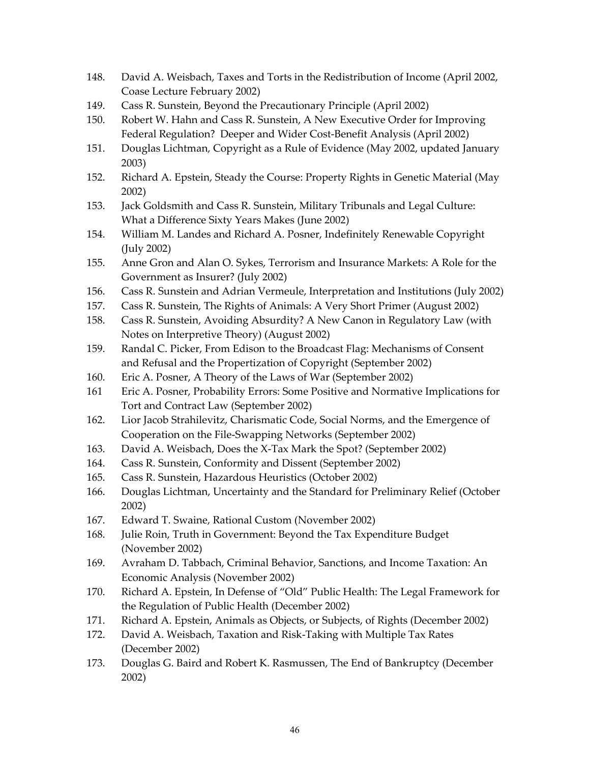148. David A. Weisbach, Taxes and Torts in the Redistribution of Income (April 2002, Coase Lecture February 2002)
149. Cass R. Sunstein, Beyond the Precautionary Principle (April 2002)
150. Robert W. Hahn and Cass R. Sunstein, A New Executive Order for Improving Federal Regulation? Deeper and Wider Cost-Benefit Analysis (April 2002)
151. Douglas Lichtman, Copyright as a Rule of Evidence (May 2002, updated January 2003)
152. Richard A. Epstein, Steady the Course: Property Rights in Genetic Material (May 2002)
153. Jack Goldsmith and Cass R. Sunstein, Military Tribunals and Legal Culture: What a Difference Sixty Years Makes (June 2002)
154. William M. Landes and Richard A. Posner, Indefinitely Renewable Copyright (July 2002)
155. Anne Gron and Alan O. Sykes, Terrorism and Insurance Markets: A Role for the Government as Insurer? (July 2002)
156. Cass R. Sunstein and Adrian Vermeule, Interpretation and Institutions (July 2002)
157. Cass R. Sunstein, The Rights of Animals: A Very Short Primer (August 2002)
158. Cass R. Sunstein, Avoiding Absurdity? A New Canon in Regulatory Law (with Notes on Interpretive Theory) (August 2002)
159. Randal C. Picker, From Edison to the Broadcast Flag: Mechanisms of Consent and Refusal and the Propertization of Copyright (September 2002)
160. Eric A. Posner, A Theory of the Laws of War (September 2002)
161 Eric A. Posner, Probability Errors: Some Positive and Normative Implications for Tort and Contract Law (September 2002)
162. Lior Jacob Strahilevitz, Charismatic Code, Social Norms, and the Emergence of Cooperation on the File-Swapping Networks (September 2002)
163. David A. Weisbach, Does the X-Tax Mark the Spot? (September 2002)
164. Cass R. Sunstein, Conformity and Dissent (September 2002)
165. Cass R. Sunstein, Hazardous Heuristics (October 2002)
166. Douglas Lichtman, Uncertainty and the Standard for Preliminary Relief (October 2002)
167. Edward T. Swaine, Rational Custom (November 2002)
168. Julie Roin, Truth in Government: Beyond the Tax Expenditure Budget (November 2002)
169. Avraham D. Tabbach, Criminal Behavior, Sanctions, and Income Taxation: An Economic Analysis (November 2002)
170. Richard A. Epstein, In Defense of "Old" Public Health: The Legal Framework for the Regulation of Public Health (December 2002)
171. Richard A. Epstein, Animals as Objects, or Subjects, of Rights (December 2002)
172. David A. Weisbach, Taxation and Risk-Taking with Multiple Tax Rates (December 2002)
173. Douglas G. Baird and Robert K. Rasmussen, The End of Bankruptcy (December 2002)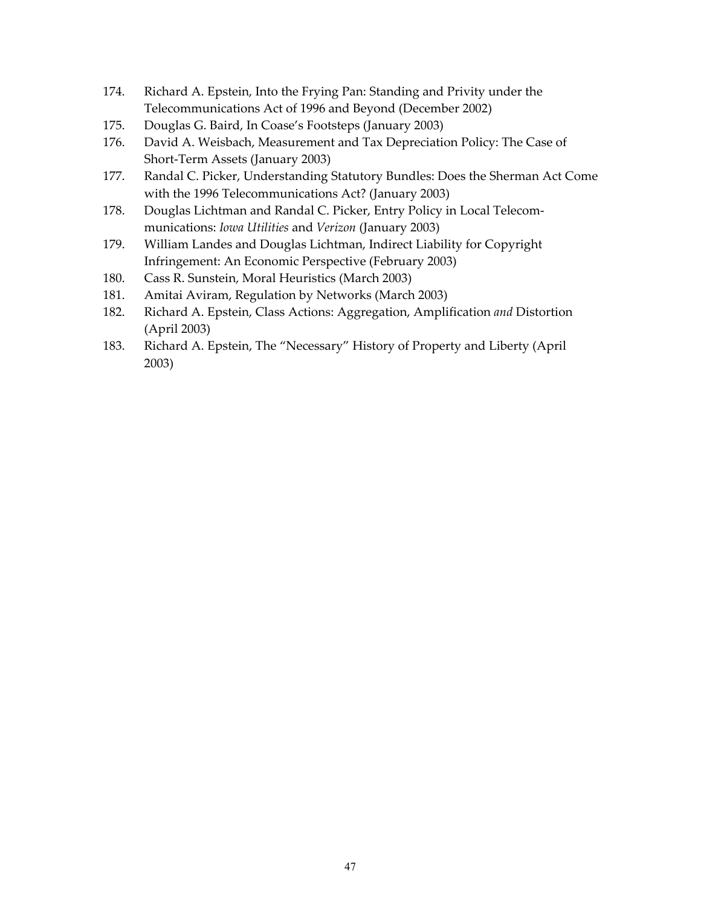174. Richard A. Epstein, Into the Frying Pan: Standing and Privity under the Telecommunications Act of 1996 and Beyond (December 2002)
175. Douglas G. Baird, In Coase's Footsteps (January 2003)
176. David A. Weisbach, Measurement and Tax Depreciation Policy: The Case of Short-Term Assets (January 2003)
177. Randal C. Picker, Understanding Statutory Bundles: Does the Sherman Act Come with the 1996 Telecommunications Act? (January 2003)
178. Douglas Lichtman and Randal C. Picker, Entry Policy in Local Telecommunications: *Iowa Utilities* and *Verizon* (January 2003)
179. William Landes and Douglas Lichtman, Indirect Liability for Copyright Infringement: An Economic Perspective (February 2003)
180. Cass R. Sunstein, Moral Heuristics (March 2003)
181. Amitai Aviram, Regulation by Networks (March 2003)
182. Richard A. Epstein, Class Actions: Aggregation, Amplification *and* Distortion (April 2003)
183. Richard A. Epstein, The "Necessary" History of Property and Liberty (April 2003)